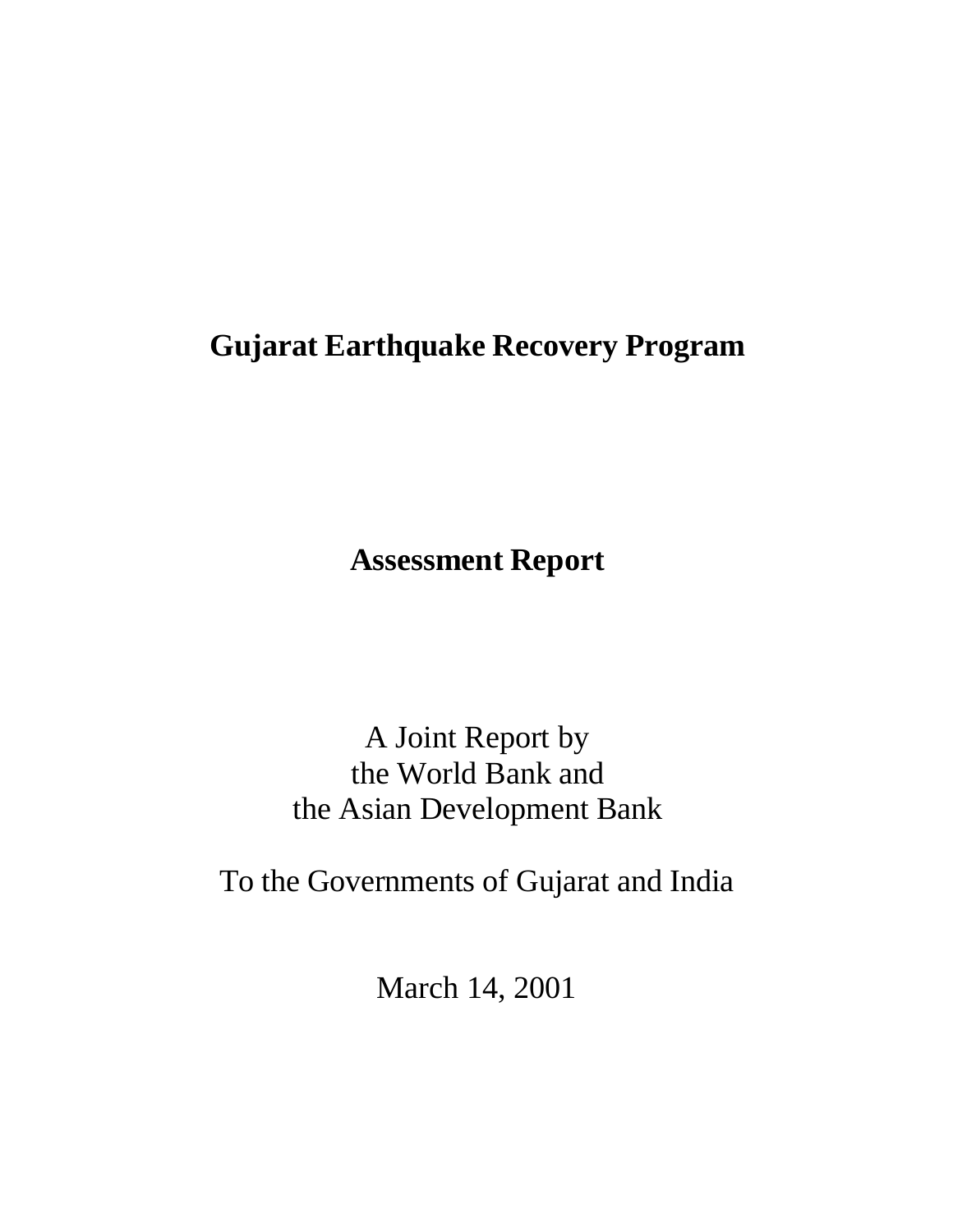# Gujarat Earthquake Recovery Program

## Assessment Report

A Joint Report by
the World Bank and
the Asian Development Bank

To the Governments of Gujarat and India

March 14, 2001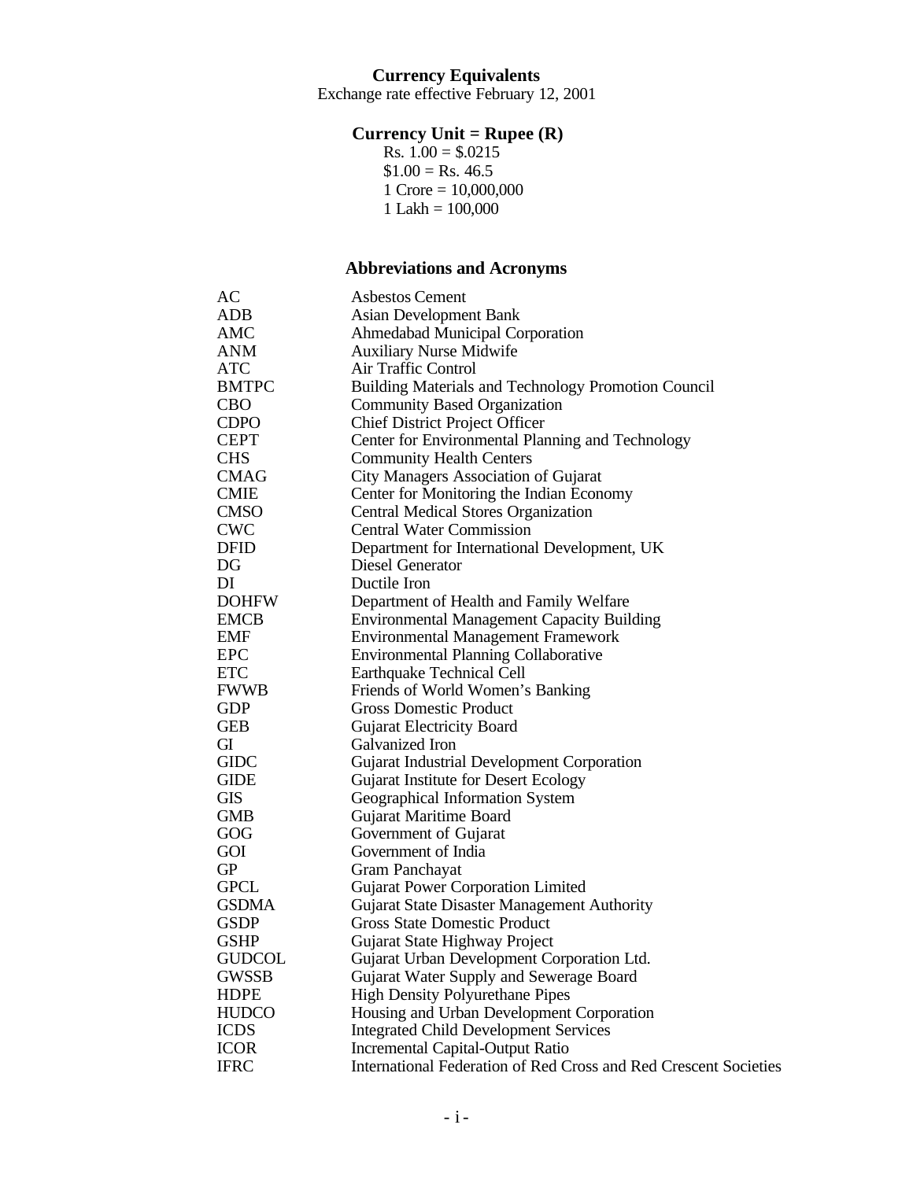## Currency Equivalents

Exchange rate effective February 12, 2001

### Currency Unit = Rupee (R)

Rs. 1.00 = $.0215
$1.00 = Rs. 46.5
1 Crore = 10,000,000
1 Lakh = 100,000

## Abbreviations and Acronyms

| | |
|---|---|
| AC | Asbestos Cement |
| ADB | Asian Development Bank |
| AMC | Ahmedabad Municipal Corporation |
| ANM | Auxiliary Nurse Midwife |
| ATC | Air Traffic Control |
| BMTPC | Building Materials and Technology Promotion Council |
| CBO | Community Based Organization |
| CDPO | Chief District Project Officer |
| CEPT | Center for Environmental Planning and Technology |
| CHS | Community Health Centers |
| CMAG | City Managers Association of Gujarat |
| CMIE | Center for Monitoring the Indian Economy |
| CMSO | Central Medical Stores Organization |
| CWC | Central Water Commission |
| DFID | Department for International Development, UK |
| DG | Diesel Generator |
| DI | Ductile Iron |
| DOHFW | Department of Health and Family Welfare |
| EMCB | Environmental Management Capacity Building |
| EMF | Environmental Management Framework |
| EPC | Environmental Planning Collaborative |
| ETC | Earthquake Technical Cell |
| FWWB | Friends of World Women's Banking |
| GDP | Gross Domestic Product |
| GEB | Gujarat Electricity Board |
| GI | Galvanized Iron |
| GIDC | Gujarat Industrial Development Corporation |
| GIDE | Gujarat Institute for Desert Ecology |
| GIS | Geographical Information System |
| GMB | Gujarat Maritime Board |
| GOG | Government of Gujarat |
| GOI | Government of India |
| GP | Gram Panchayat |
| GPCL | Gujarat Power Corporation Limited |
| GSDMA | Gujarat State Disaster Management Authority |
| GSDP | Gross State Domestic Product |
| GSHP | Gujarat State Highway Project |
| GUDCOL | Gujarat Urban Development Corporation Ltd. |
| GWSSB | Gujarat Water Supply and Sewerage Board |
| HDPE | High Density Polyurethane Pipes |
| HUDCO | Housing and Urban Development Corporation |
| ICDS | Integrated Child Development Services |
| ICOR | Incremental Capital-Output Ratio |
| IFRC | International Federation of Red Cross and Red Crescent Societies |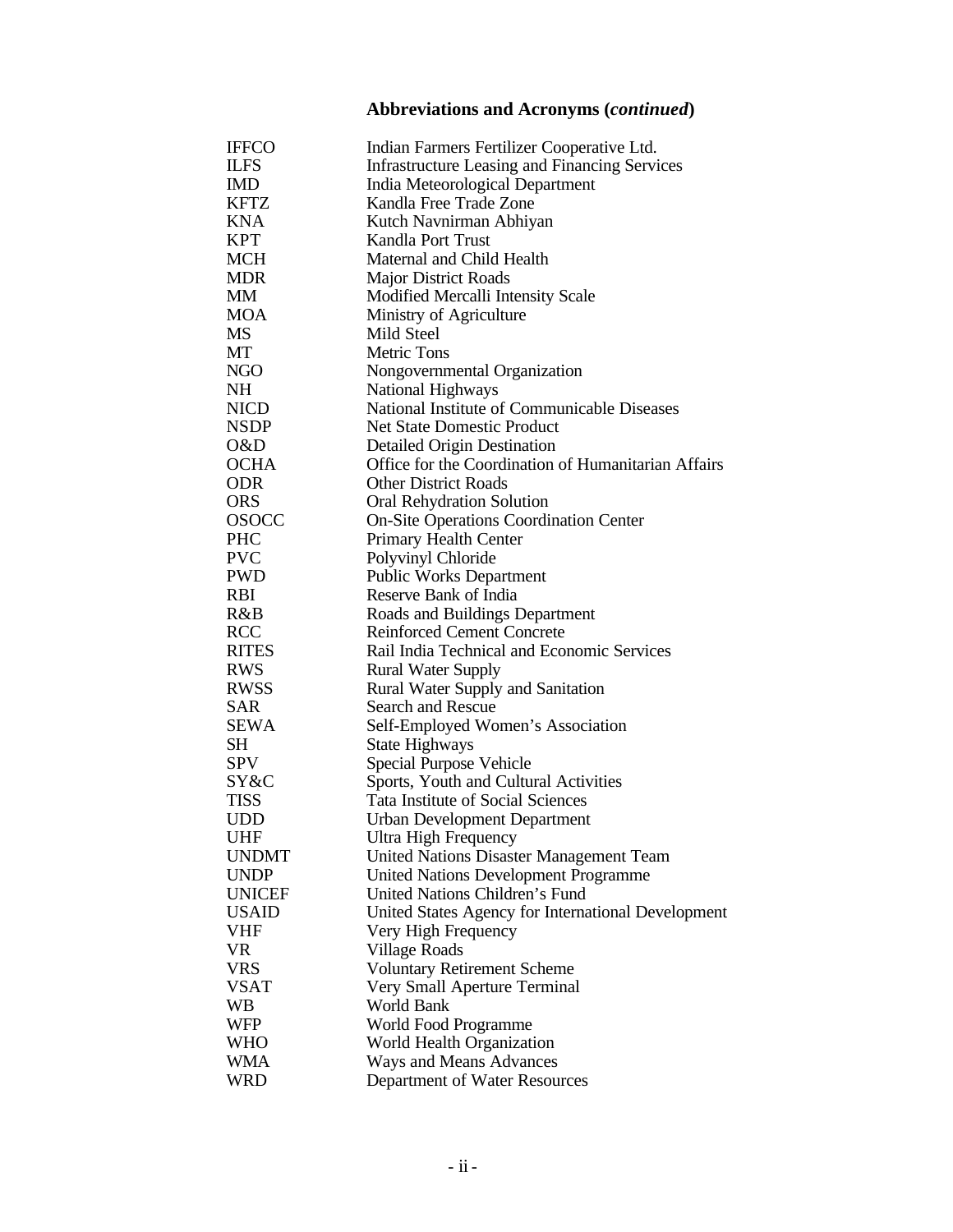## Abbreviations and Acronyms (*continued*)

| | |
|---|---|
| IFFCO | Indian Farmers Fertilizer Cooperative Ltd. |
| ILFS | Infrastructure Leasing and Financing Services |
| IMD | India Meteorological Department |
| KFTZ | Kandla Free Trade Zone |
| KNA | Kutch Navnirman Abhiyan |
| KPT | Kandla Port Trust |
| MCH | Maternal and Child Health |
| MDR | Major District Roads |
| MM | Modified Mercalli Intensity Scale |
| MOA | Ministry of Agriculture |
| MS | Mild Steel |
| MT | Metric Tons |
| NGO | Nongovernmental Organization |
| NH | National Highways |
| NICD | National Institute of Communicable Diseases |
| NSDP | Net State Domestic Product |
| O&D | Detailed Origin Destination |
| OCHA | Office for the Coordination of Humanitarian Affairs |
| ODR | Other District Roads |
| ORS | Oral Rehydration Solution |
| OSOCC | On-Site Operations Coordination Center |
| PHC | Primary Health Center |
| PVC | Polyvinyl Chloride |
| PWD | Public Works Department |
| RBI | Reserve Bank of India |
| R&B | Roads and Buildings Department |
| RCC | Reinforced Cement Concrete |
| RITES | Rail India Technical and Economic Services |
| RWS | Rural Water Supply |
| RWSS | Rural Water Supply and Sanitation |
| SAR | Search and Rescue |
| SEWA | Self-Employed Women's Association |
| SH | State Highways |
| SPV | Special Purpose Vehicle |
| SY&C | Sports, Youth and Cultural Activities |
| TISS | Tata Institute of Social Sciences |
| UDD | Urban Development Department |
| UHF | Ultra High Frequency |
| UNDMT | United Nations Disaster Management Team |
| UNDP | United Nations Development Programme |
| UNICEF | United Nations Children's Fund |
| USAID | United States Agency for International Development |
| VHF | Very High Frequency |
| VR | Village Roads |
| VRS | Voluntary Retirement Scheme |
| VSAT | Very Small Aperture Terminal |
| WB | World Bank |
| WFP | World Food Programme |
| WHO | World Health Organization |
| WMA | Ways and Means Advances |
| WRD | Department of Water Resources |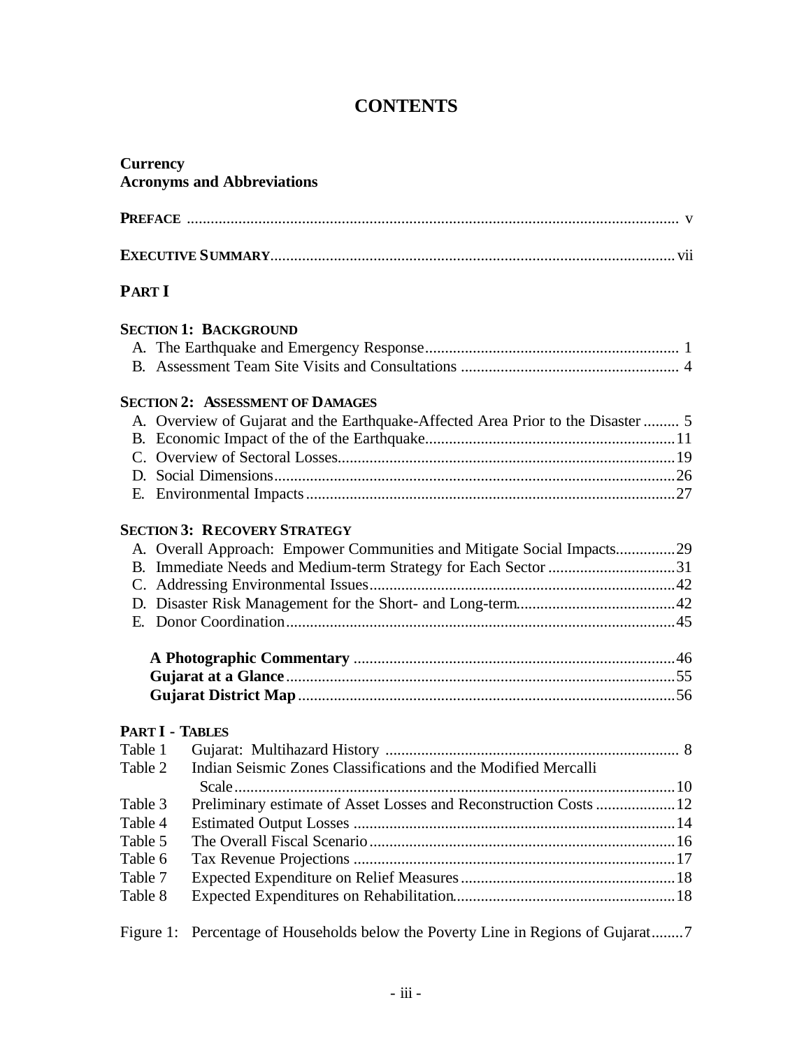# CONTENTS

**Currency**
**Acronyms and Abbreviations**

**PREFACE** .......... v

**EXECUTIVE SUMMARY** .......... vii

## PART I

### SECTION 1: BACKGROUND

A. The Earthquake and Emergency Response .......... 1
B. Assessment Team Site Visits and Consultations .......... 4

### SECTION 2: ASSESSMENT OF DAMAGES

A. Overview of Gujarat and the Earthquake-Affected Area Prior to the Disaster .......... 5
B. Economic Impact of the of the Earthquake .......... 11
C. Overview of Sectoral Losses .......... 19
D. Social Dimensions .......... 26
E. Environmental Impacts .......... 27

### SECTION 3: RECOVERY STRATEGY

A. Overall Approach: Empower Communities and Mitigate Social Impacts .......... 29
B. Immediate Needs and Medium-term Strategy for Each Sector .......... 31
C. Addressing Environmental Issues .......... 42
D. Disaster Risk Management for the Short- and Long-term .......... 42
E. Donor Coordination .......... 45

**A Photographic Commentary** .......... 46
**Gujarat at a Glance** .......... 55
**Gujarat District Map** .......... 56

### PART I - TABLES

| | | |
|---|---|---|
| Table 1 | Gujarat: Multihazard History | 8 |
| Table 2 | Indian Seismic Zones Classifications and the Modified Mercalli Scale | 10 |
| Table 3 | Preliminary estimate of Asset Losses and Reconstruction Costs | 12 |
| Table 4 | Estimated Output Losses | 14 |
| Table 5 | The Overall Fiscal Scenario | 16 |
| Table 6 | Tax Revenue Projections | 17 |
| Table 7 | Expected Expenditure on Relief Measures | 18 |
| Table 8 | Expected Expenditures on Rehabilitation | 18 |

Figure 1: Percentage of Households below the Poverty Line in Regions of Gujarat .......... 7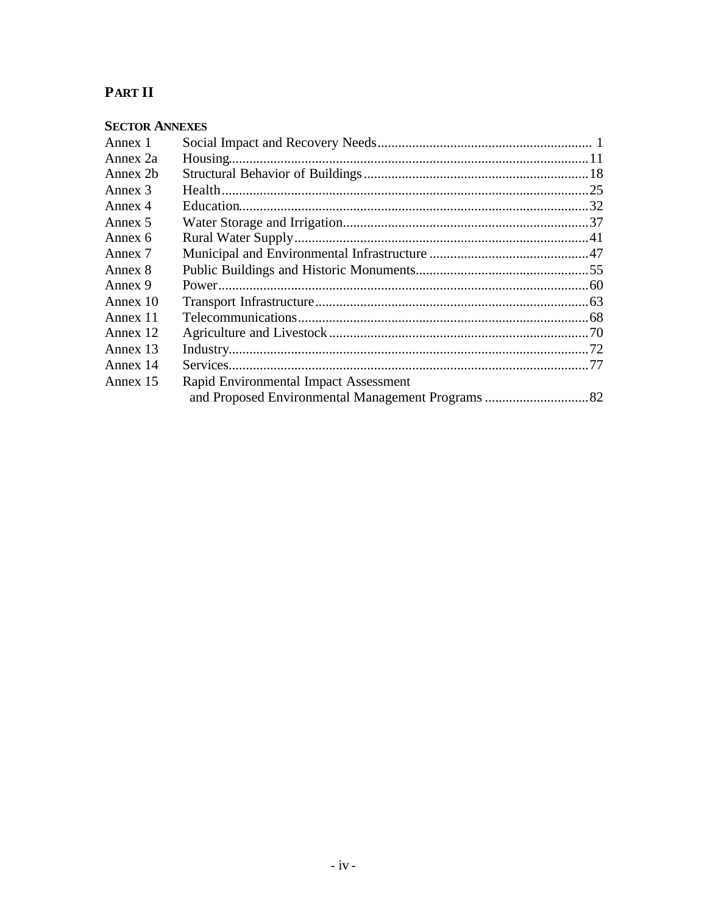# PART II

## SECTOR ANNEXES

| | | |
|---|---|---|
| Annex 1 | Social Impact and Recovery Needs | 1 |
| Annex 2a | Housing | 11 |
| Annex 2b | Structural Behavior of Buildings | 18 |
| Annex 3 | Health | 25 |
| Annex 4 | Education | 32 |
| Annex 5 | Water Storage and Irrigation | 37 |
| Annex 6 | Rural Water Supply | 41 |
| Annex 7 | Municipal and Environmental Infrastructure | 47 |
| Annex 8 | Public Buildings and Historic Monuments | 55 |
| Annex 9 | Power | 60 |
| Annex 10 | Transport Infrastructure | 63 |
| Annex 11 | Telecommunications | 68 |
| Annex 12 | Agriculture and Livestock | 70 |
| Annex 13 | Industry | 72 |
| Annex 14 | Services | 77 |
| Annex 15 | Rapid Environmental Impact Assessment and Proposed Environmental Management Programs | 82 |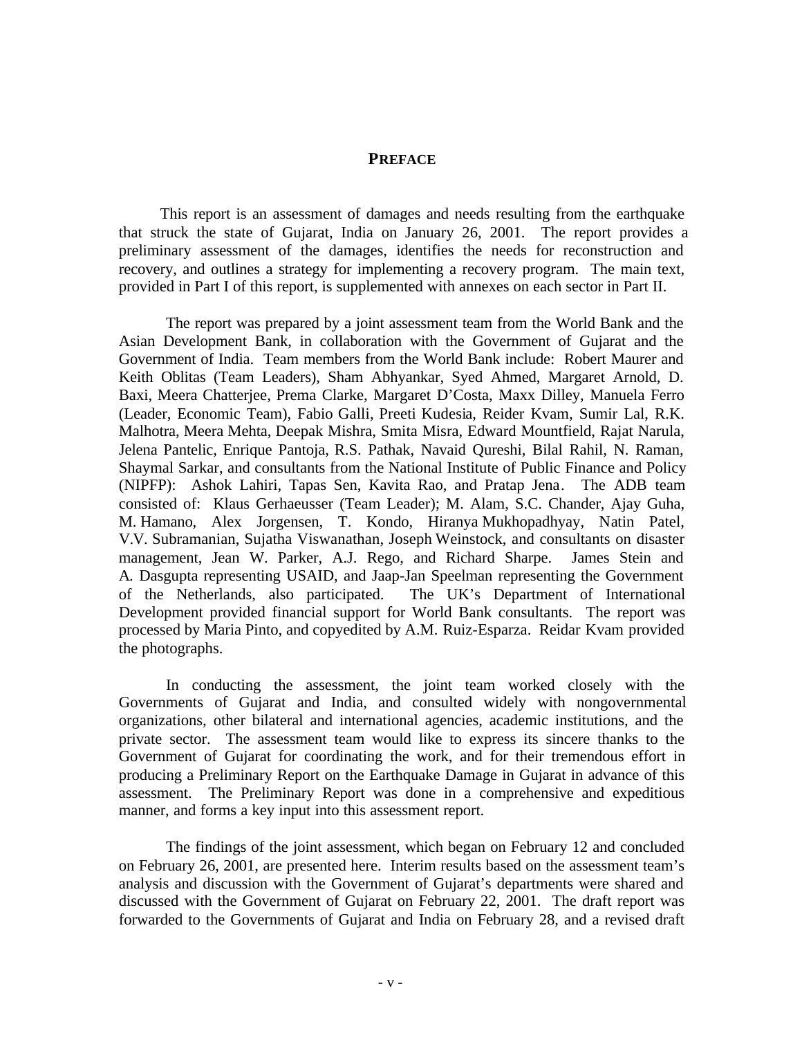# PREFACE

This report is an assessment of damages and needs resulting from the earthquake that struck the state of Gujarat, India on January 26, 2001. The report provides a preliminary assessment of the damages, identifies the needs for reconstruction and recovery, and outlines a strategy for implementing a recovery program. The main text, provided in Part I of this report, is supplemented with annexes on each sector in Part II.

The report was prepared by a joint assessment team from the World Bank and the Asian Development Bank, in collaboration with the Government of Gujarat and the Government of India. Team members from the World Bank include: Robert Maurer and Keith Oblitas (Team Leaders), Sham Abhyankar, Syed Ahmed, Margaret Arnold, D. Baxi, Meera Chatterjee, Prema Clarke, Margaret D'Costa, Maxx Dilley, Manuela Ferro (Leader, Economic Team), Fabio Galli, Preeti Kudesia, Reider Kvam, Sumir Lal, R.K. Malhotra, Meera Mehta, Deepak Mishra, Smita Misra, Edward Mountfield, Rajat Narula, Jelena Pantelic, Enrique Pantoja, R.S. Pathak, Navaid Qureshi, Bilal Rahil, N. Raman, Shaymal Sarkar, and consultants from the National Institute of Public Finance and Policy (NIPFP): Ashok Lahiri, Tapas Sen, Kavita Rao, and Pratap Jena. The ADB team consisted of: Klaus Gerhaeusser (Team Leader); M. Alam, S.C. Chander, Ajay Guha, M. Hamano, Alex Jorgensen, T. Kondo, Hiranya Mukhopadhyay, Natin Patel, V.V. Subramanian, Sujatha Viswanathan, Joseph Weinstock, and consultants on disaster management, Jean W. Parker, A.J. Rego, and Richard Sharpe. James Stein and A. Dasgupta representing USAID, and Jaap-Jan Speelman representing the Government of the Netherlands, also participated. The UK's Department of International Development provided financial support for World Bank consultants. The report was processed by Maria Pinto, and copyedited by A.M. Ruiz-Esparza. Reidar Kvam provided the photographs.

In conducting the assessment, the joint team worked closely with the Governments of Gujarat and India, and consulted widely with nongovernmental organizations, other bilateral and international agencies, academic institutions, and the private sector. The assessment team would like to express its sincere thanks to the Government of Gujarat for coordinating the work, and for their tremendous effort in producing a Preliminary Report on the Earthquake Damage in Gujarat in advance of this assessment. The Preliminary Report was done in a comprehensive and expeditious manner, and forms a key input into this assessment report.

The findings of the joint assessment, which began on February 12 and concluded on February 26, 2001, are presented here. Interim results based on the assessment team's analysis and discussion with the Government of Gujarat's departments were shared and discussed with the Government of Gujarat on February 22, 2001. The draft report was forwarded to the Governments of Gujarat and India on February 28, and a revised draft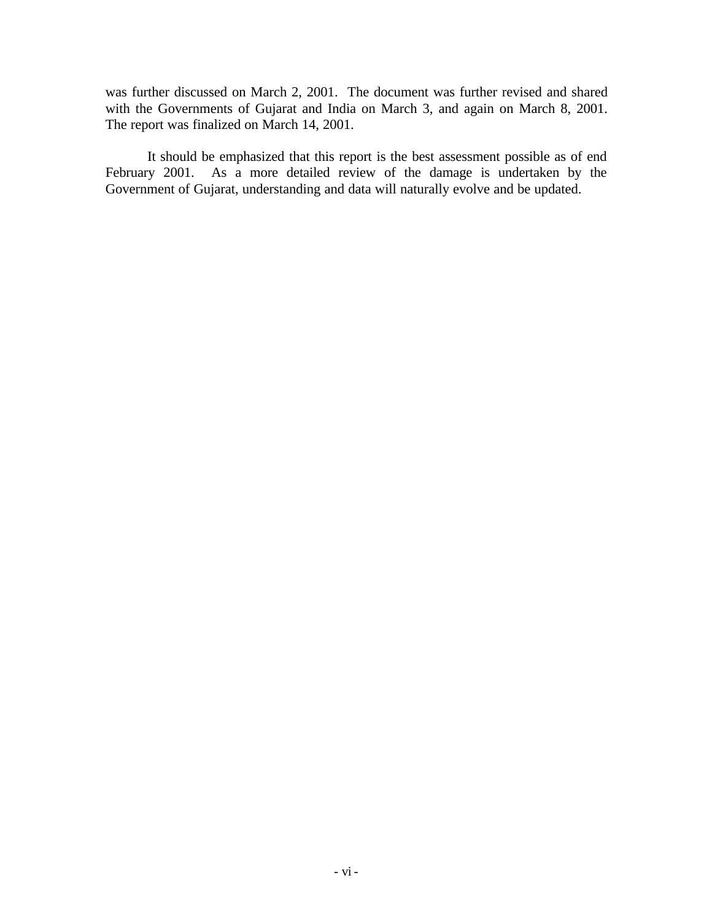was further discussed on March 2, 2001. The document was further revised and shared with the Governments of Gujarat and India on March 3, and again on March 8, 2001. The report was finalized on March 14, 2001.

It should be emphasized that this report is the best assessment possible as of end February 2001. As a more detailed review of the damage is undertaken by the Government of Gujarat, understanding and data will naturally evolve and be updated.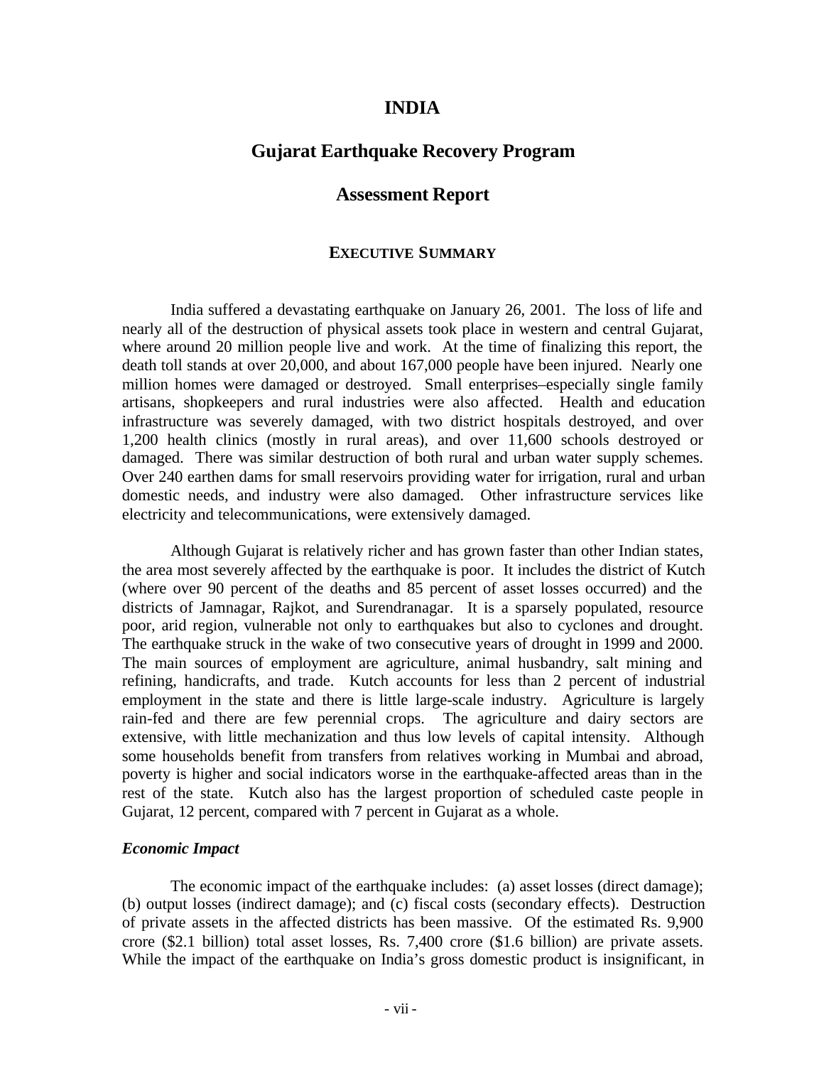# INDIA

## Gujarat Earthquake Recovery Program

## Assessment Report

### EXECUTIVE SUMMARY

India suffered a devastating earthquake on January 26, 2001. The loss of life and nearly all of the destruction of physical assets took place in western and central Gujarat, where around 20 million people live and work. At the time of finalizing this report, the death toll stands at over 20,000, and about 167,000 people have been injured. Nearly one million homes were damaged or destroyed. Small enterprises–especially single family artisans, shopkeepers and rural industries were also affected. Health and education infrastructure was severely damaged, with two district hospitals destroyed, and over 1,200 health clinics (mostly in rural areas), and over 11,600 schools destroyed or damaged. There was similar destruction of both rural and urban water supply schemes. Over 240 earthen dams for small reservoirs providing water for irrigation, rural and urban domestic needs, and industry were also damaged. Other infrastructure services like electricity and telecommunications, were extensively damaged.

Although Gujarat is relatively richer and has grown faster than other Indian states, the area most severely affected by the earthquake is poor. It includes the district of Kutch (where over 90 percent of the deaths and 85 percent of asset losses occurred) and the districts of Jamnagar, Rajkot, and Surendranagar. It is a sparsely populated, resource poor, arid region, vulnerable not only to earthquakes but also to cyclones and drought. The earthquake struck in the wake of two consecutive years of drought in 1999 and 2000. The main sources of employment are agriculture, animal husbandry, salt mining and refining, handicrafts, and trade. Kutch accounts for less than 2 percent of industrial employment in the state and there is little large-scale industry. Agriculture is largely rain-fed and there are few perennial crops. The agriculture and dairy sectors are extensive, with little mechanization and thus low levels of capital intensity. Although some households benefit from transfers from relatives working in Mumbai and abroad, poverty is higher and social indicators worse in the earthquake-affected areas than in the rest of the state. Kutch also has the largest proportion of scheduled caste people in Gujarat, 12 percent, compared with 7 percent in Gujarat as a whole.

***Economic Impact***

The economic impact of the earthquake includes: (a) asset losses (direct damage); (b) output losses (indirect damage); and (c) fiscal costs (secondary effects). Destruction of private assets in the affected districts has been massive. Of the estimated Rs. 9,900 crore ($2.1 billion) total asset losses, Rs. 7,400 crore ($1.6 billion) are private assets. While the impact of the earthquake on India's gross domestic product is insignificant, in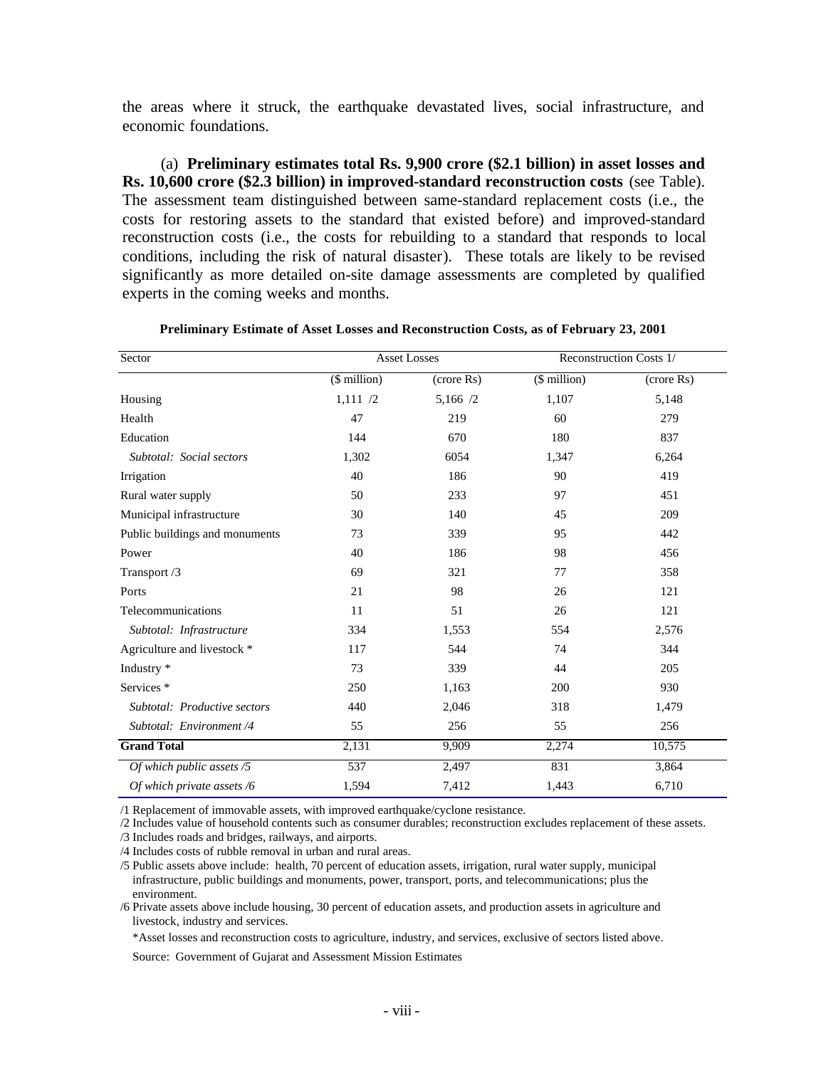the areas where it struck, the earthquake devastated lives, social infrastructure, and economic foundations.

(a) **Preliminary estimates total Rs. 9,900 crore ($2.1 billion) in asset losses and Rs. 10,600 crore ($2.3 billion) in improved-standard reconstruction costs** (see Table). The assessment team distinguished between same-standard replacement costs (i.e., the costs for restoring assets to the standard that existed before) and improved-standard reconstruction costs (i.e., the costs for rebuilding to a standard that responds to local conditions, including the risk of natural disaster). These totals are likely to be revised significantly as more detailed on-site damage assessments are completed by qualified experts in the coming weeks and months.

**Preliminary Estimate of Asset Losses and Reconstruction Costs, as of February 23, 2001**

| Sector | Asset Losses | | Reconstruction Costs 1/ | |
|---|---|---|---|---|
| | ($ million) | (crore Rs) | ($ million) | (crore Rs) |
| Housing | 1,111 /2 | 5,166 /2 | 1,107 | 5,148 |
| Health | 47 | 219 | 60 | 279 |
| Education | 144 | 670 | 180 | 837 |
| *Subtotal: Social sectors* | 1,302 | 6054 | 1,347 | 6,264 |
| Irrigation | 40 | 186 | 90 | 419 |
| Rural water supply | 50 | 233 | 97 | 451 |
| Municipal infrastructure | 30 | 140 | 45 | 209 |
| Public buildings and monuments | 73 | 339 | 95 | 442 |
| Power | 40 | 186 | 98 | 456 |
| Transport /3 | 69 | 321 | 77 | 358 |
| Ports | 21 | 98 | 26 | 121 |
| Telecommunications | 11 | 51 | 26 | 121 |
| *Subtotal: Infrastructure* | 334 | 1,553 | 554 | 2,576 |
| Agriculture and livestock * | 117 | 544 | 74 | 344 |
| Industry * | 73 | 339 | 44 | 205 |
| Services * | 250 | 1,163 | 200 | 930 |
| *Subtotal: Productive sectors* | 440 | 2,046 | 318 | 1,479 |
| *Subtotal: Environment /4* | 55 | 256 | 55 | 256 |
| **Grand Total** | 2,131 | 9,909 | 2,274 | 10,575 |
| *Of which public assets /5* | 537 | 2,497 | 831 | 3,864 |
| *Of which private assets /6* | 1,594 | 7,412 | 1,443 | 6,710 |

/1 Replacement of immovable assets, with improved earthquake/cyclone resistance.

/2 Includes value of household contents such as consumer durables; reconstruction excludes replacement of these assets.

/3 Includes roads and bridges, railways, and airports.

/4 Includes costs of rubble removal in urban and rural areas.

/5 Public assets above include: health, 70 percent of education assets, irrigation, rural water supply, municipal infrastructure, public buildings and monuments, power, transport, ports, and telecommunications; plus the environment.

/6 Private assets above include housing, 30 percent of education assets, and production assets in agriculture and livestock, industry and services.

*Asset losses and reconstruction costs to agriculture, industry, and services, exclusive of sectors listed above.

Source: Government of Gujarat and Assessment Mission Estimates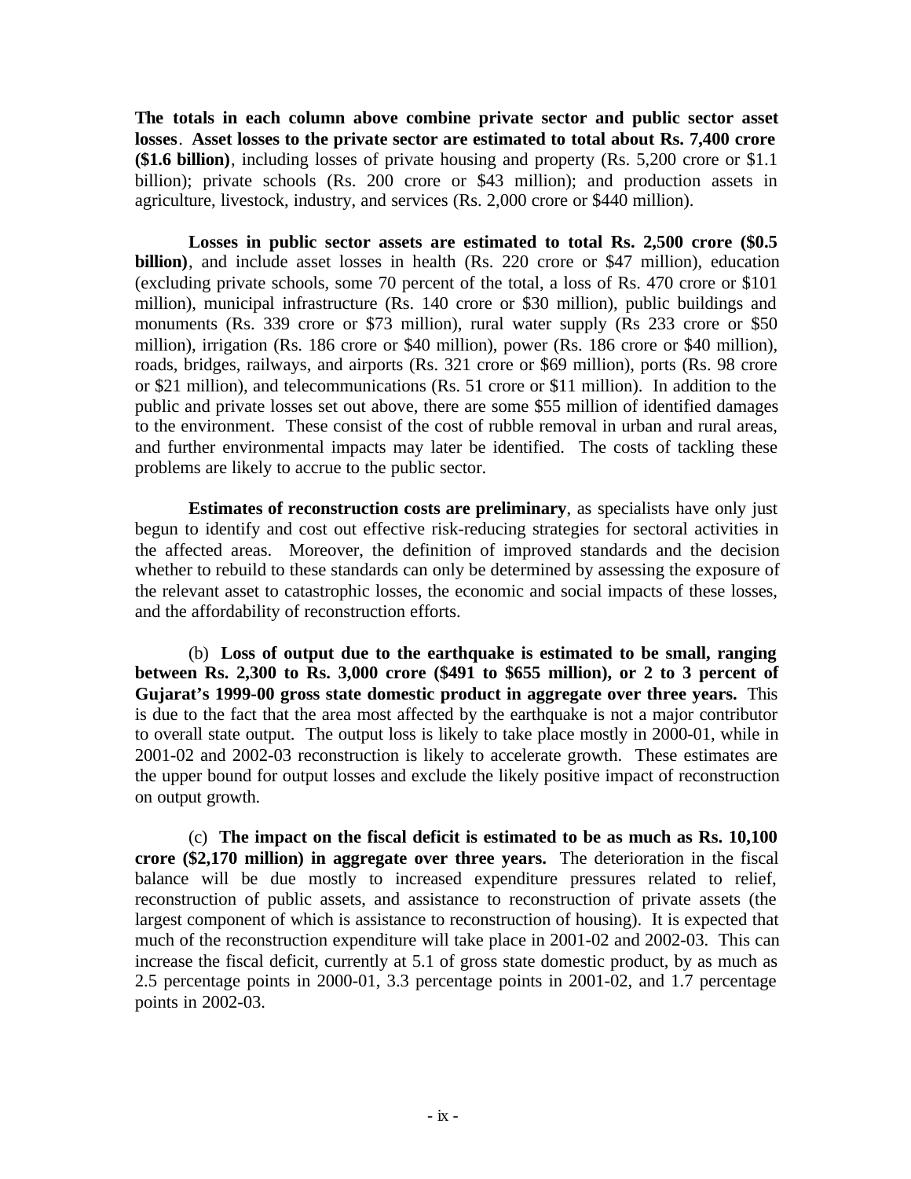**The totals in each column above combine private sector and public sector asset losses**. **Asset losses to the private sector are estimated to total about Rs. 7,400 crore ($1.6 billion)**, including losses of private housing and property (Rs. 5,200 crore or $1.1 billion); private schools (Rs. 200 crore or $43 million); and production assets in agriculture, livestock, industry, and services (Rs. 2,000 crore or $440 million).

**Losses in public sector assets are estimated to total Rs. 2,500 crore ($0.5 billion)**, and include asset losses in health (Rs. 220 crore or $47 million), education (excluding private schools, some 70 percent of the total, a loss of Rs. 470 crore or $101 million), municipal infrastructure (Rs. 140 crore or $30 million), public buildings and monuments (Rs. 339 crore or $73 million), rural water supply (Rs 233 crore or $50 million), irrigation (Rs. 186 crore or $40 million), power (Rs. 186 crore or $40 million), roads, bridges, railways, and airports (Rs. 321 crore or $69 million), ports (Rs. 98 crore or $21 million), and telecommunications (Rs. 51 crore or $11 million). In addition to the public and private losses set out above, there are some $55 million of identified damages to the environment. These consist of the cost of rubble removal in urban and rural areas, and further environmental impacts may later be identified. The costs of tackling these problems are likely to accrue to the public sector.

**Estimates of reconstruction costs are preliminary**, as specialists have only just begun to identify and cost out effective risk-reducing strategies for sectoral activities in the affected areas. Moreover, the definition of improved standards and the decision whether to rebuild to these standards can only be determined by assessing the exposure of the relevant asset to catastrophic losses, the economic and social impacts of these losses, and the affordability of reconstruction efforts.

(b) **Loss of output due to the earthquake is estimated to be small, ranging between Rs. 2,300 to Rs. 3,000 crore ($491 to $655 million), or 2 to 3 percent of Gujarat's 1999-00 gross state domestic product in aggregate over three years.** This is due to the fact that the area most affected by the earthquake is not a major contributor to overall state output. The output loss is likely to take place mostly in 2000-01, while in 2001-02 and 2002-03 reconstruction is likely to accelerate growth. These estimates are the upper bound for output losses and exclude the likely positive impact of reconstruction on output growth.

(c) **The impact on the fiscal deficit is estimated to be as much as Rs. 10,100 crore ($2,170 million) in aggregate over three years.** The deterioration in the fiscal balance will be due mostly to increased expenditure pressures related to relief, reconstruction of public assets, and assistance to reconstruction of private assets (the largest component of which is assistance to reconstruction of housing). It is expected that much of the reconstruction expenditure will take place in 2001-02 and 2002-03. This can increase the fiscal deficit, currently at 5.1 of gross state domestic product, by as much as 2.5 percentage points in 2000-01, 3.3 percentage points in 2001-02, and 1.7 percentage points in 2002-03.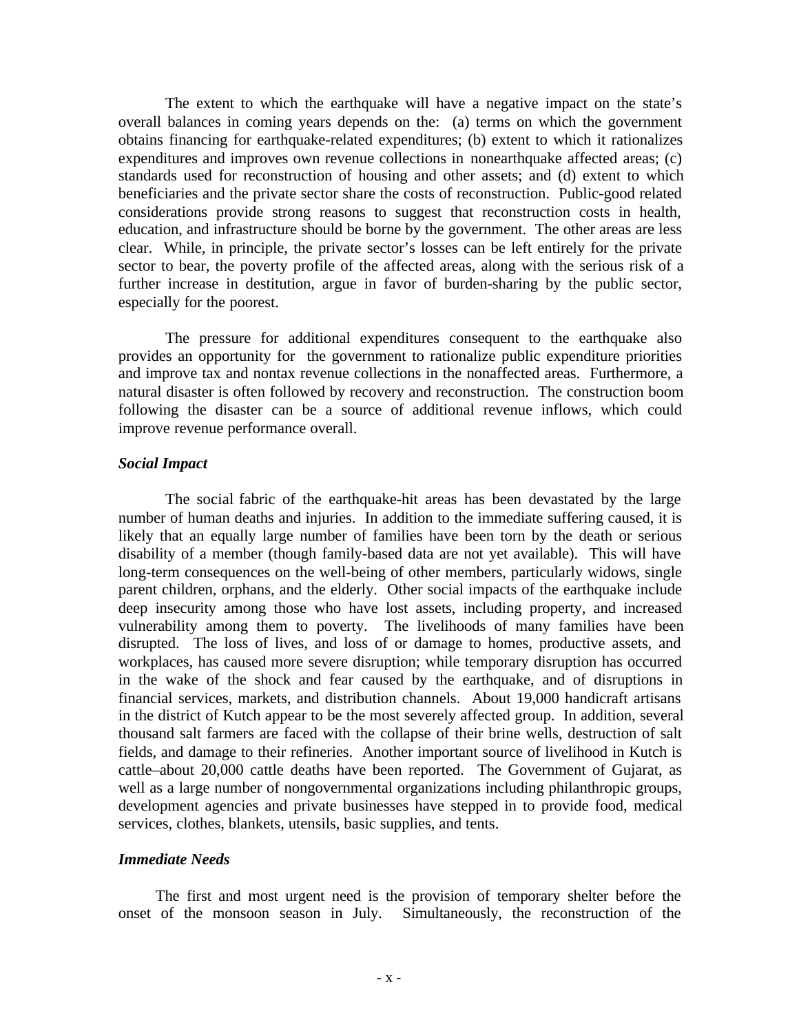The extent to which the earthquake will have a negative impact on the state's overall balances in coming years depends on the: (a) terms on which the government obtains financing for earthquake-related expenditures; (b) extent to which it rationalizes expenditures and improves own revenue collections in nonearthquake affected areas; (c) standards used for reconstruction of housing and other assets; and (d) extent to which beneficiaries and the private sector share the costs of reconstruction. Public-good related considerations provide strong reasons to suggest that reconstruction costs in health, education, and infrastructure should be borne by the government. The other areas are less clear. While, in principle, the private sector's losses can be left entirely for the private sector to bear, the poverty profile of the affected areas, along with the serious risk of a further increase in destitution, argue in favor of burden-sharing by the public sector, especially for the poorest.

The pressure for additional expenditures consequent to the earthquake also provides an opportunity for the government to rationalize public expenditure priorities and improve tax and nontax revenue collections in the nonaffected areas. Furthermore, a natural disaster is often followed by recovery and reconstruction. The construction boom following the disaster can be a source of additional revenue inflows, which could improve revenue performance overall.

***Social Impact***

The social fabric of the earthquake-hit areas has been devastated by the large number of human deaths and injuries. In addition to the immediate suffering caused, it is likely that an equally large number of families have been torn by the death or serious disability of a member (though family-based data are not yet available). This will have long-term consequences on the well-being of other members, particularly widows, single parent children, orphans, and the elderly. Other social impacts of the earthquake include deep insecurity among those who have lost assets, including property, and increased vulnerability among them to poverty. The livelihoods of many families have been disrupted. The loss of lives, and loss of or damage to homes, productive assets, and workplaces, has caused more severe disruption; while temporary disruption has occurred in the wake of the shock and fear caused by the earthquake, and of disruptions in financial services, markets, and distribution channels. About 19,000 handicraft artisans in the district of Kutch appear to be the most severely affected group. In addition, several thousand salt farmers are faced with the collapse of their brine wells, destruction of salt fields, and damage to their refineries. Another important source of livelihood in Kutch is cattle–about 20,000 cattle deaths have been reported. The Government of Gujarat, as well as a large number of nongovernmental organizations including philanthropic groups, development agencies and private businesses have stepped in to provide food, medical services, clothes, blankets, utensils, basic supplies, and tents.

***Immediate Needs***

The first and most urgent need is the provision of temporary shelter before the onset of the monsoon season in July. Simultaneously, the reconstruction of the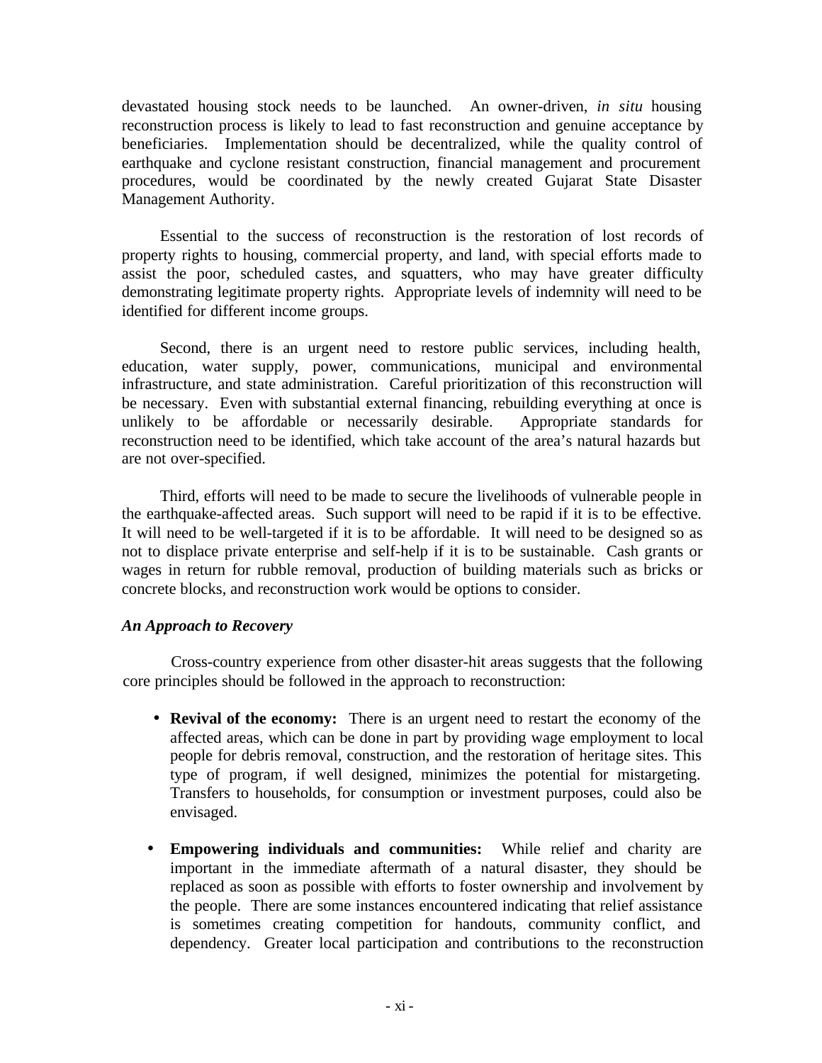devastated housing stock needs to be launched. An owner-driven, *in situ* housing reconstruction process is likely to lead to fast reconstruction and genuine acceptance by beneficiaries. Implementation should be decentralized, while the quality control of earthquake and cyclone resistant construction, financial management and procurement procedures, would be coordinated by the newly created Gujarat State Disaster Management Authority.

Essential to the success of reconstruction is the restoration of lost records of property rights to housing, commercial property, and land, with special efforts made to assist the poor, scheduled castes, and squatters, who may have greater difficulty demonstrating legitimate property rights. Appropriate levels of indemnity will need to be identified for different income groups.

Second, there is an urgent need to restore public services, including health, education, water supply, power, communications, municipal and environmental infrastructure, and state administration. Careful prioritization of this reconstruction will be necessary. Even with substantial external financing, rebuilding everything at once is unlikely to be affordable or necessarily desirable. Appropriate standards for reconstruction need to be identified, which take account of the area's natural hazards but are not over-specified.

Third, efforts will need to be made to secure the livelihoods of vulnerable people in the earthquake-affected areas. Such support will need to be rapid if it is to be effective. It will need to be well-targeted if it is to be affordable. It will need to be designed so as not to displace private enterprise and self-help if it is to be sustainable. Cash grants or wages in return for rubble removal, production of building materials such as bricks or concrete blocks, and reconstruction work would be options to consider.

### *An Approach to Recovery*

Cross-country experience from other disaster-hit areas suggests that the following core principles should be followed in the approach to reconstruction:

- **Revival of the economy:** There is an urgent need to restart the economy of the affected areas, which can be done in part by providing wage employment to local people for debris removal, construction, and the restoration of heritage sites. This type of program, if well designed, minimizes the potential for mistargeting. Transfers to households, for consumption or investment purposes, could also be envisaged.

- **Empowering individuals and communities:** While relief and charity are important in the immediate aftermath of a natural disaster, they should be replaced as soon as possible with efforts to foster ownership and involvement by the people. There are some instances encountered indicating that relief assistance is sometimes creating competition for handouts, community conflict, and dependency. Greater local participation and contributions to the reconstruction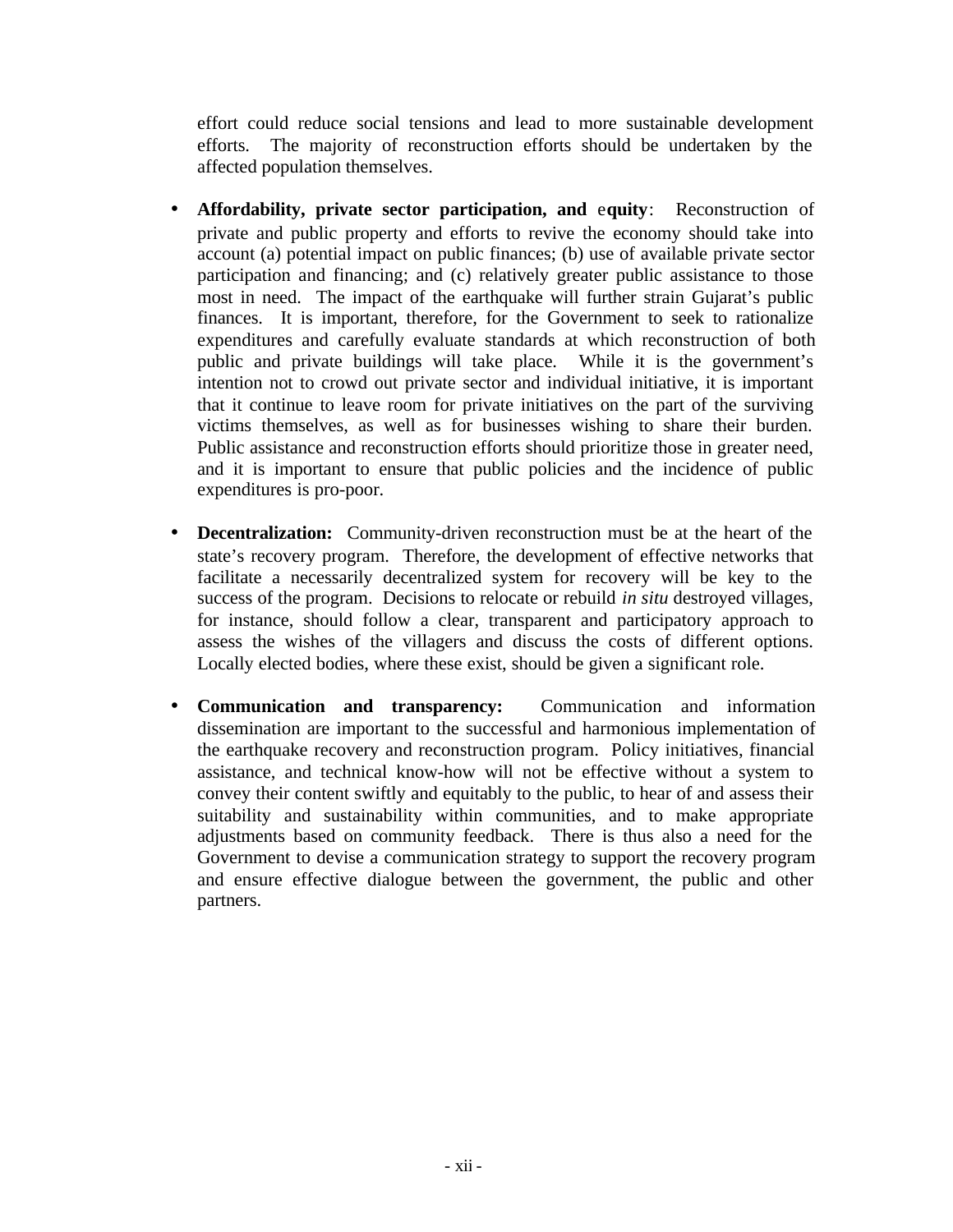effort could reduce social tensions and lead to more sustainable development efforts. The majority of reconstruction efforts should be undertaken by the affected population themselves.

- **Affordability, private sector participation, and equity**: Reconstruction of private and public property and efforts to revive the economy should take into account (a) potential impact on public finances; (b) use of available private sector participation and financing; and (c) relatively greater public assistance to those most in need. The impact of the earthquake will further strain Gujarat's public finances. It is important, therefore, for the Government to seek to rationalize expenditures and carefully evaluate standards at which reconstruction of both public and private buildings will take place. While it is the government's intention not to crowd out private sector and individual initiative, it is important that it continue to leave room for private initiatives on the part of the surviving victims themselves, as well as for businesses wishing to share their burden. Public assistance and reconstruction efforts should prioritize those in greater need, and it is important to ensure that public policies and the incidence of public expenditures is pro-poor.

- **Decentralization:** Community-driven reconstruction must be at the heart of the state's recovery program. Therefore, the development of effective networks that facilitate a necessarily decentralized system for recovery will be key to the success of the program. Decisions to relocate or rebuild *in situ* destroyed villages, for instance, should follow a clear, transparent and participatory approach to assess the wishes of the villagers and discuss the costs of different options. Locally elected bodies, where these exist, should be given a significant role.

- **Communication and transparency:** Communication and information dissemination are important to the successful and harmonious implementation of the earthquake recovery and reconstruction program. Policy initiatives, financial assistance, and technical know-how will not be effective without a system to convey their content swiftly and equitably to the public, to hear of and assess their suitability and sustainability within communities, and to make appropriate adjustments based on community feedback. There is thus also a need for the Government to devise a communication strategy to support the recovery program and ensure effective dialogue between the government, the public and other partners.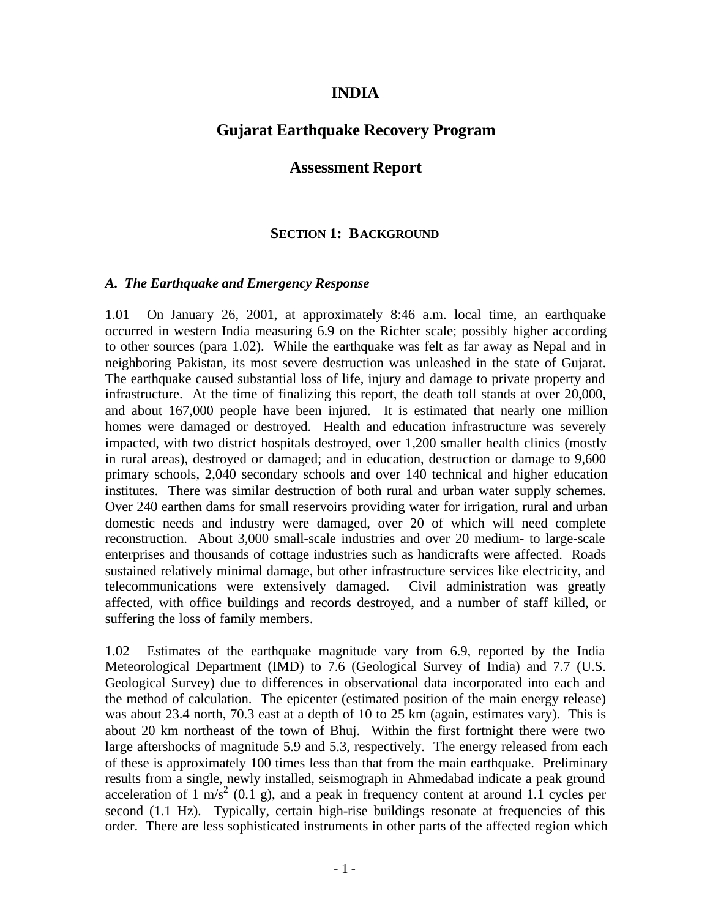# INDIA

## Gujarat Earthquake Recovery Program

## Assessment Report

### SECTION 1: BACKGROUND

#### *A. The Earthquake and Emergency Response*

1.01 On January 26, 2001, at approximately 8:46 a.m. local time, an earthquake occurred in western India measuring 6.9 on the Richter scale; possibly higher according to other sources (para 1.02). While the earthquake was felt as far away as Nepal and in neighboring Pakistan, its most severe destruction was unleashed in the state of Gujarat. The earthquake caused substantial loss of life, injury and damage to private property and infrastructure. At the time of finalizing this report, the death toll stands at over 20,000, and about 167,000 people have been injured. It is estimated that nearly one million homes were damaged or destroyed. Health and education infrastructure was severely impacted, with two district hospitals destroyed, over 1,200 smaller health clinics (mostly in rural areas), destroyed or damaged; and in education, destruction or damage to 9,600 primary schools, 2,040 secondary schools and over 140 technical and higher education institutes. There was similar destruction of both rural and urban water supply schemes. Over 240 earthen dams for small reservoirs providing water for irrigation, rural and urban domestic needs and industry were damaged, over 20 of which will need complete reconstruction. About 3,000 small-scale industries and over 20 medium- to large-scale enterprises and thousands of cottage industries such as handicrafts were affected. Roads sustained relatively minimal damage, but other infrastructure services like electricity, and telecommunications were extensively damaged. Civil administration was greatly affected, with office buildings and records destroyed, and a number of staff killed, or suffering the loss of family members.

1.02 Estimates of the earthquake magnitude vary from 6.9, reported by the India Meteorological Department (IMD) to 7.6 (Geological Survey of India) and 7.7 (U.S. Geological Survey) due to differences in observational data incorporated into each and the method of calculation. The epicenter (estimated position of the main energy release) was about 23.4 north, 70.3 east at a depth of 10 to 25 km (again, estimates vary). This is about 20 km northeast of the town of Bhuj. Within the first fortnight there were two large aftershocks of magnitude 5.9 and 5.3, respectively. The energy released from each of these is approximately 100 times less than that from the main earthquake. Preliminary results from a single, newly installed, seismograph in Ahmedabad indicate a peak ground acceleration of 1 $m/s^2$ (0.1 g), and a peak in frequency content at around 1.1 cycles per second (1.1 Hz). Typically, certain high-rise buildings resonate at frequencies of this order. There are less sophisticated instruments in other parts of the affected region which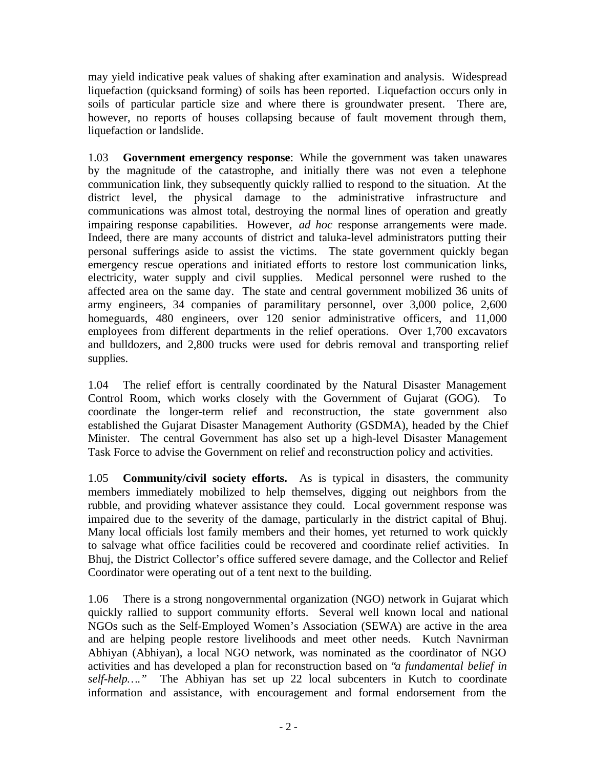may yield indicative peak values of shaking after examination and analysis. Widespread liquefaction (quicksand forming) of soils has been reported. Liquefaction occurs only in soils of particular particle size and where there is groundwater present. There are, however, no reports of houses collapsing because of fault movement through them, liquefaction or landslide.

1.03 **Government emergency response**: While the government was taken unawares by the magnitude of the catastrophe, and initially there was not even a telephone communication link, they subsequently quickly rallied to respond to the situation. At the district level, the physical damage to the administrative infrastructure and communications was almost total, destroying the normal lines of operation and greatly impairing response capabilities. However, *ad hoc* response arrangements were made. Indeed, there are many accounts of district and taluka-level administrators putting their personal sufferings aside to assist the victims. The state government quickly began emergency rescue operations and initiated efforts to restore lost communication links, electricity, water supply and civil supplies. Medical personnel were rushed to the affected area on the same day. The state and central government mobilized 36 units of army engineers, 34 companies of paramilitary personnel, over 3,000 police, 2,600 homeguards, 480 engineers, over 120 senior administrative officers, and 11,000 employees from different departments in the relief operations. Over 1,700 excavators and bulldozers, and 2,800 trucks were used for debris removal and transporting relief supplies.

1.04 The relief effort is centrally coordinated by the Natural Disaster Management Control Room, which works closely with the Government of Gujarat (GOG). To coordinate the longer-term relief and reconstruction, the state government also established the Gujarat Disaster Management Authority (GSDMA), headed by the Chief Minister. The central Government has also set up a high-level Disaster Management Task Force to advise the Government on relief and reconstruction policy and activities.

1.05 **Community/civil society efforts.** As is typical in disasters, the community members immediately mobilized to help themselves, digging out neighbors from the rubble, and providing whatever assistance they could. Local government response was impaired due to the severity of the damage, particularly in the district capital of Bhuj. Many local officials lost family members and their homes, yet returned to work quickly to salvage what office facilities could be recovered and coordinate relief activities. In Bhuj, the District Collector's office suffered severe damage, and the Collector and Relief Coordinator were operating out of a tent next to the building.

1.06 There is a strong nongovernmental organization (NGO) network in Gujarat which quickly rallied to support community efforts. Several well known local and national NGOs such as the Self-Employed Women's Association (SEWA) are active in the area and are helping people restore livelihoods and meet other needs. Kutch Navnirman Abhiyan (Abhiyan), a local NGO network, was nominated as the coordinator of NGO activities and has developed a plan for reconstruction based on "*a fundamental belief in self-help….*" The Abhiyan has set up 22 local subcenters in Kutch to coordinate information and assistance, with encouragement and formal endorsement from the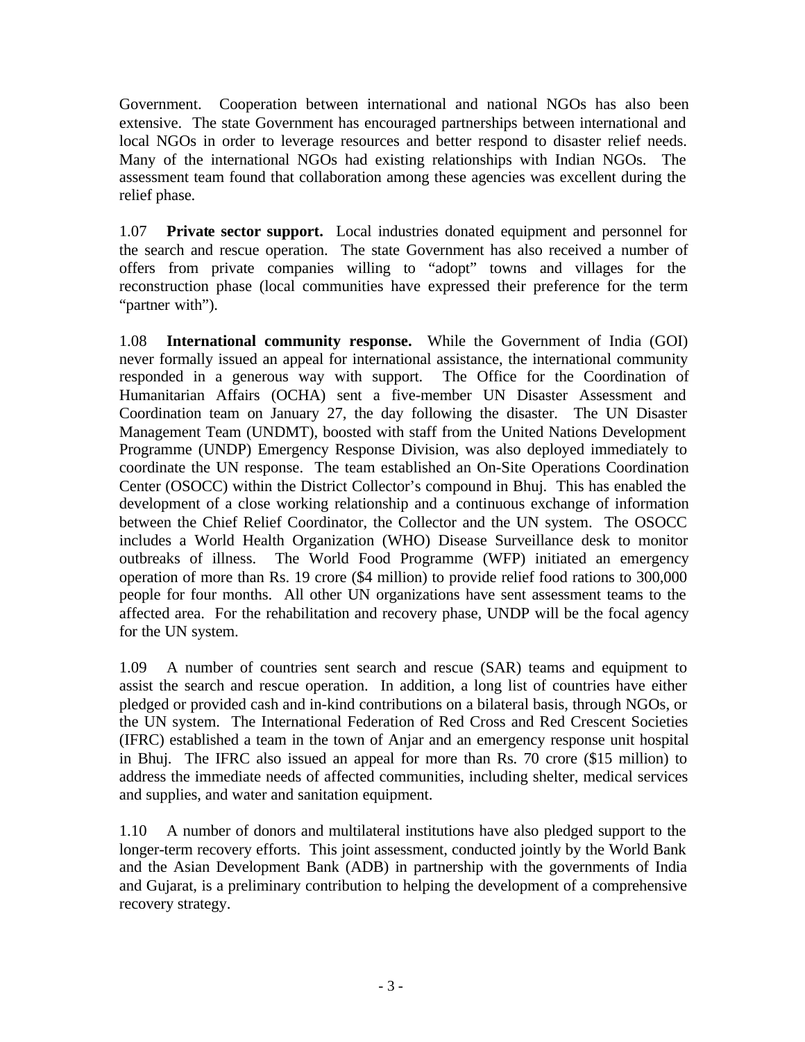Government. Cooperation between international and national NGOs has also been extensive. The state Government has encouraged partnerships between international and local NGOs in order to leverage resources and better respond to disaster relief needs. Many of the international NGOs had existing relationships with Indian NGOs. The assessment team found that collaboration among these agencies was excellent during the relief phase.

1.07 **Private sector support.** Local industries donated equipment and personnel for the search and rescue operation. The state Government has also received a number of offers from private companies willing to "adopt" towns and villages for the reconstruction phase (local communities have expressed their preference for the term "partner with").

1.08 **International community response.** While the Government of India (GOI) never formally issued an appeal for international assistance, the international community responded in a generous way with support. The Office for the Coordination of Humanitarian Affairs (OCHA) sent a five-member UN Disaster Assessment and Coordination team on January 27, the day following the disaster. The UN Disaster Management Team (UNDMT), boosted with staff from the United Nations Development Programme (UNDP) Emergency Response Division, was also deployed immediately to coordinate the UN response. The team established an On-Site Operations Coordination Center (OSOCC) within the District Collector's compound in Bhuj. This has enabled the development of a close working relationship and a continuous exchange of information between the Chief Relief Coordinator, the Collector and the UN system. The OSOCC includes a World Health Organization (WHO) Disease Surveillance desk to monitor outbreaks of illness. The World Food Programme (WFP) initiated an emergency operation of more than Rs. 19 crore ($4 million) to provide relief food rations to 300,000 people for four months. All other UN organizations have sent assessment teams to the affected area. For the rehabilitation and recovery phase, UNDP will be the focal agency for the UN system.

1.09 A number of countries sent search and rescue (SAR) teams and equipment to assist the search and rescue operation. In addition, a long list of countries have either pledged or provided cash and in-kind contributions on a bilateral basis, through NGOs, or the UN system. The International Federation of Red Cross and Red Crescent Societies (IFRC) established a team in the town of Anjar and an emergency response unit hospital in Bhuj. The IFRC also issued an appeal for more than Rs. 70 crore ($15 million) to address the immediate needs of affected communities, including shelter, medical services and supplies, and water and sanitation equipment.

1.10 A number of donors and multilateral institutions have also pledged support to the longer-term recovery efforts. This joint assessment, conducted jointly by the World Bank and the Asian Development Bank (ADB) in partnership with the governments of India and Gujarat, is a preliminary contribution to helping the development of a comprehensive recovery strategy.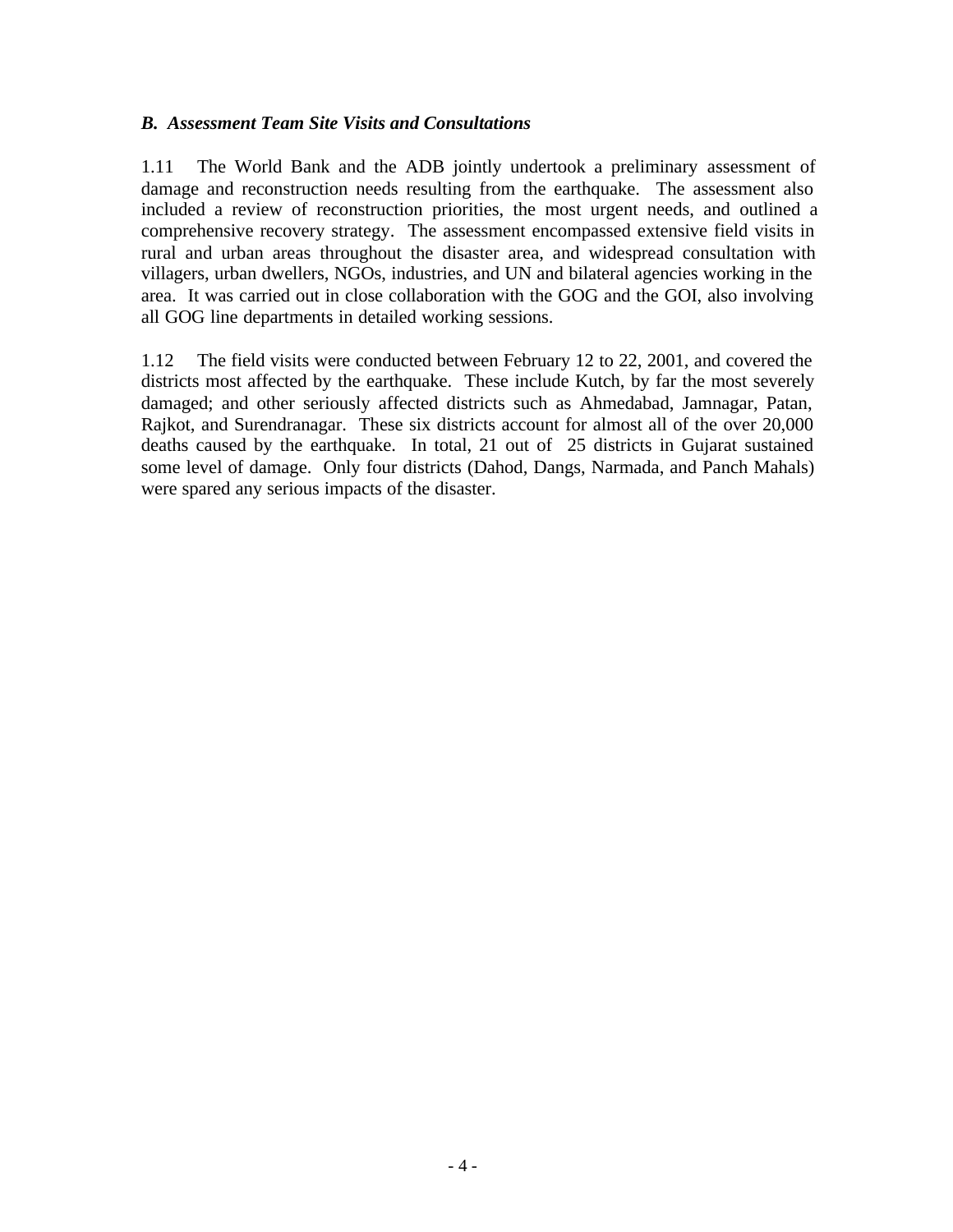### *B. Assessment Team Site Visits and Consultations*

1.11 The World Bank and the ADB jointly undertook a preliminary assessment of damage and reconstruction needs resulting from the earthquake. The assessment also included a review of reconstruction priorities, the most urgent needs, and outlined a comprehensive recovery strategy. The assessment encompassed extensive field visits in rural and urban areas throughout the disaster area, and widespread consultation with villagers, urban dwellers, NGOs, industries, and UN and bilateral agencies working in the area. It was carried out in close collaboration with the GOG and the GOI, also involving all GOG line departments in detailed working sessions.

1.12 The field visits were conducted between February 12 to 22, 2001, and covered the districts most affected by the earthquake. These include Kutch, by far the most severely damaged; and other seriously affected districts such as Ahmedabad, Jamnagar, Patan, Rajkot, and Surendranagar. These six districts account for almost all of the over 20,000 deaths caused by the earthquake. In total, 21 out of 25 districts in Gujarat sustained some level of damage. Only four districts (Dahod, Dangs, Narmada, and Panch Mahals) were spared any serious impacts of the disaster.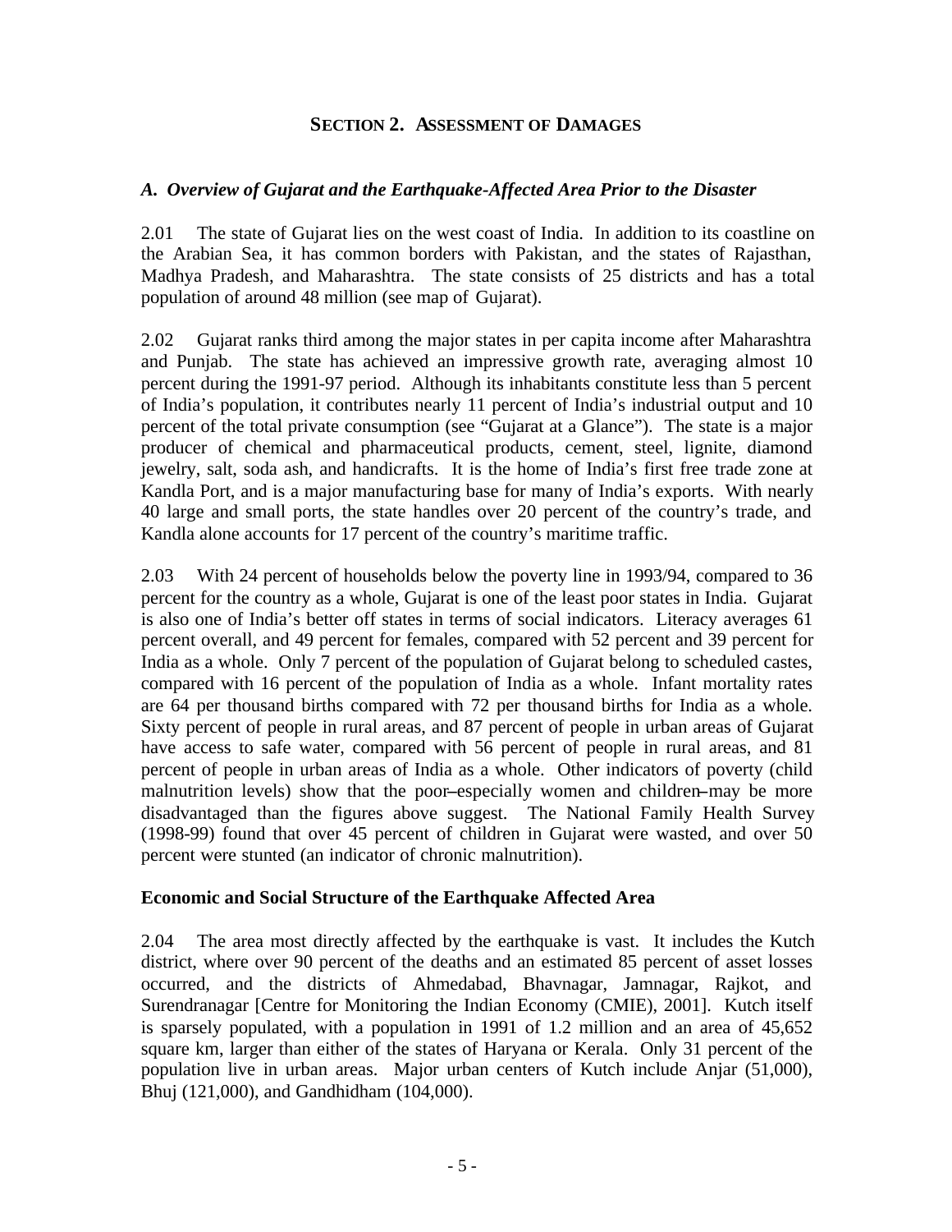## SECTION 2. ASSESSMENT OF DAMAGES

### *A. Overview of Gujarat and the Earthquake-Affected Area Prior to the Disaster*

2.01 The state of Gujarat lies on the west coast of India. In addition to its coastline on the Arabian Sea, it has common borders with Pakistan, and the states of Rajasthan, Madhya Pradesh, and Maharashtra. The state consists of 25 districts and has a total population of around 48 million (see map of Gujarat).

2.02 Gujarat ranks third among the major states in per capita income after Maharashtra and Punjab. The state has achieved an impressive growth rate, averaging almost 10 percent during the 1991-97 period. Although its inhabitants constitute less than 5 percent of India's population, it contributes nearly 11 percent of India's industrial output and 10 percent of the total private consumption (see "Gujarat at a Glance"). The state is a major producer of chemical and pharmaceutical products, cement, steel, lignite, diamond jewelry, salt, soda ash, and handicrafts. It is the home of India's first free trade zone at Kandla Port, and is a major manufacturing base for many of India's exports. With nearly 40 large and small ports, the state handles over 20 percent of the country's trade, and Kandla alone accounts for 17 percent of the country's maritime traffic.

2.03 With 24 percent of households below the poverty line in 1993/94, compared to 36 percent for the country as a whole, Gujarat is one of the least poor states in India. Gujarat is also one of India's better off states in terms of social indicators. Literacy averages 61 percent overall, and 49 percent for females, compared with 52 percent and 39 percent for India as a whole. Only 7 percent of the population of Gujarat belong to scheduled castes, compared with 16 percent of the population of India as a whole. Infant mortality rates are 64 per thousand births compared with 72 per thousand births for India as a whole. Sixty percent of people in rural areas, and 87 percent of people in urban areas of Gujarat have access to safe water, compared with 56 percent of people in rural areas, and 81 percent of people in urban areas of India as a whole. Other indicators of poverty (child malnutrition levels) show that the poor–especially women and children–may be more disadvantaged than the figures above suggest. The National Family Health Survey (1998-99) found that over 45 percent of children in Gujarat were wasted, and over 50 percent were stunted (an indicator of chronic malnutrition).

#### Economic and Social Structure of the Earthquake Affected Area

2.04 The area most directly affected by the earthquake is vast. It includes the Kutch district, where over 90 percent of the deaths and an estimated 85 percent of asset losses occurred, and the districts of Ahmedabad, Bhavnagar, Jamnagar, Rajkot, and Surendranagar [Centre for Monitoring the Indian Economy (CMIE), 2001]. Kutch itself is sparsely populated, with a population in 1991 of 1.2 million and an area of 45,652 square km, larger than either of the states of Haryana or Kerala. Only 31 percent of the population live in urban areas. Major urban centers of Kutch include Anjar (51,000), Bhuj (121,000), and Gandhidham (104,000).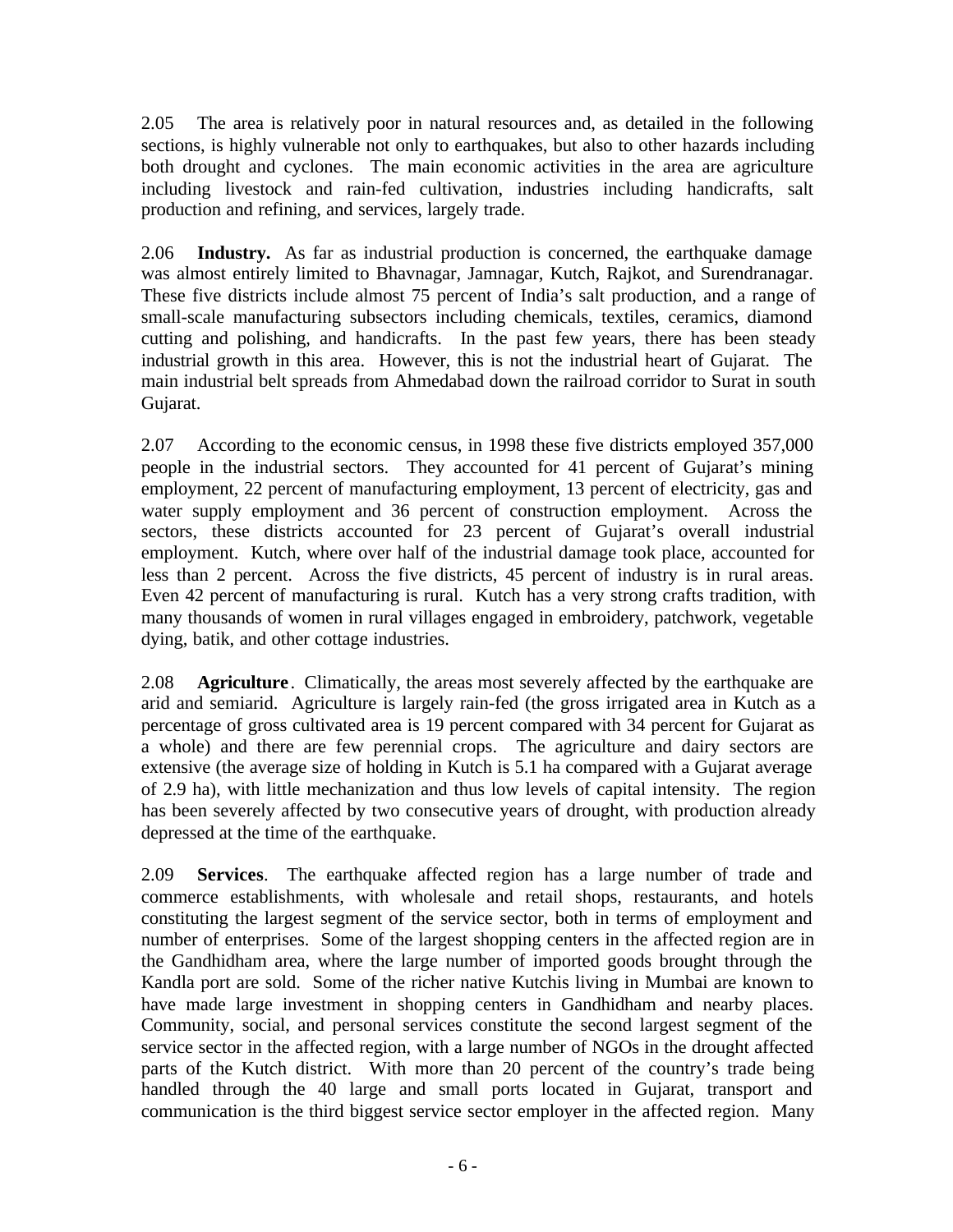2.05 The area is relatively poor in natural resources and, as detailed in the following sections, is highly vulnerable not only to earthquakes, but also to other hazards including both drought and cyclones. The main economic activities in the area are agriculture including livestock and rain-fed cultivation, industries including handicrafts, salt production and refining, and services, largely trade.

2.06 **Industry.** As far as industrial production is concerned, the earthquake damage was almost entirely limited to Bhavnagar, Jamnagar, Kutch, Rajkot, and Surendranagar. These five districts include almost 75 percent of India's salt production, and a range of small-scale manufacturing subsectors including chemicals, textiles, ceramics, diamond cutting and polishing, and handicrafts. In the past few years, there has been steady industrial growth in this area. However, this is not the industrial heart of Gujarat. The main industrial belt spreads from Ahmedabad down the railroad corridor to Surat in south Gujarat.

2.07 According to the economic census, in 1998 these five districts employed 357,000 people in the industrial sectors. They accounted for 41 percent of Gujarat's mining employment, 22 percent of manufacturing employment, 13 percent of electricity, gas and water supply employment and 36 percent of construction employment. Across the sectors, these districts accounted for 23 percent of Gujarat's overall industrial employment. Kutch, where over half of the industrial damage took place, accounted for less than 2 percent. Across the five districts, 45 percent of industry is in rural areas. Even 42 percent of manufacturing is rural. Kutch has a very strong crafts tradition, with many thousands of women in rural villages engaged in embroidery, patchwork, vegetable dying, batik, and other cottage industries.

2.08 **Agriculture**. Climatically, the areas most severely affected by the earthquake are arid and semiarid. Agriculture is largely rain-fed (the gross irrigated area in Kutch as a percentage of gross cultivated area is 19 percent compared with 34 percent for Gujarat as a whole) and there are few perennial crops. The agriculture and dairy sectors are extensive (the average size of holding in Kutch is 5.1 ha compared with a Gujarat average of 2.9 ha), with little mechanization and thus low levels of capital intensity. The region has been severely affected by two consecutive years of drought, with production already depressed at the time of the earthquake.

2.09 **Services**. The earthquake affected region has a large number of trade and commerce establishments, with wholesale and retail shops, restaurants, and hotels constituting the largest segment of the service sector, both in terms of employment and number of enterprises. Some of the largest shopping centers in the affected region are in the Gandhidham area, where the large number of imported goods brought through the Kandla port are sold. Some of the richer native Kutchis living in Mumbai are known to have made large investment in shopping centers in Gandhidham and nearby places. Community, social, and personal services constitute the second largest segment of the service sector in the affected region, with a large number of NGOs in the drought affected parts of the Kutch district. With more than 20 percent of the country's trade being handled through the 40 large and small ports located in Gujarat, transport and communication is the third biggest service sector employer in the affected region. Many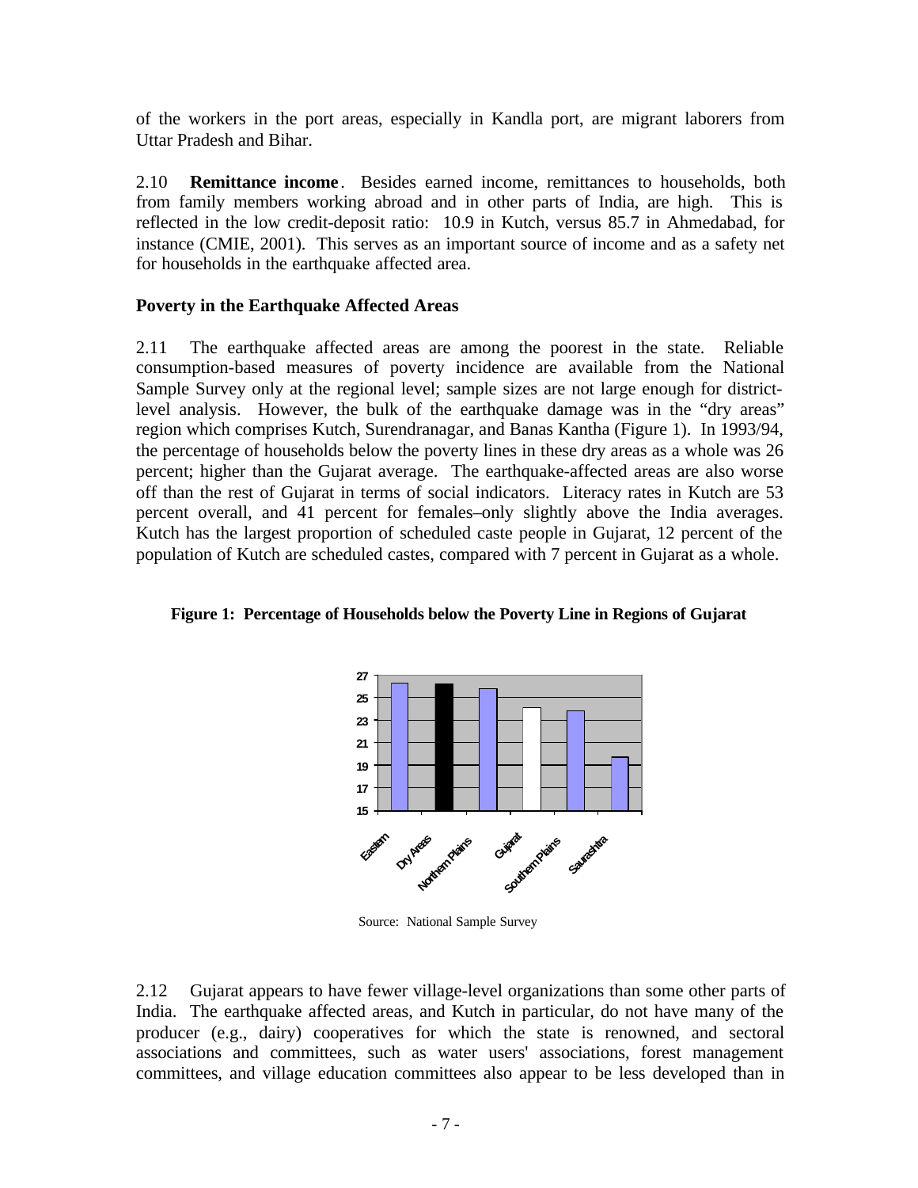of the workers in the port areas, especially in Kandla port, are migrant laborers from Uttar Pradesh and Bihar.

2.10 **Remittance income**. Besides earned income, remittances to households, both from family members working abroad and in other parts of India, are high. This is reflected in the low credit-deposit ratio: 10.9 in Kutch, versus 85.7 in Ahmedabad, for instance (CMIE, 2001). This serves as an important source of income and as a safety net for households in the earthquake affected area.

### Poverty in the Earthquake Affected Areas

2.11 The earthquake affected areas are among the poorest in the state. Reliable consumption-based measures of poverty incidence are available from the National Sample Survey only at the regional level; sample sizes are not large enough for district-level analysis. However, the bulk of the earthquake damage was in the "dry areas" region which comprises Kutch, Surendranagar, and Banas Kantha (Figure 1). In 1993/94, the percentage of households below the poverty lines in these dry areas as a whole was 26 percent; higher than the Gujarat average. The earthquake-affected areas are also worse off than the rest of Gujarat in terms of social indicators. Literacy rates in Kutch are 53 percent overall, and 41 percent for females–only slightly above the India averages. Kutch has the largest proportion of scheduled caste people in Gujarat, 12 percent of the population of Kutch are scheduled castes, compared with 7 percent in Gujarat as a whole.

**Figure 1: Percentage of Households below the Poverty Line in Regions of Gujarat**

Source: National Sample Survey

2.12 Gujarat appears to have fewer village-level organizations than some other parts of India. The earthquake affected areas, and Kutch in particular, do not have many of the producer (e.g., dairy) cooperatives for which the state is renowned, and sectoral associations and committees, such as water users' associations, forest management committees, and village education committees also appear to be less developed than in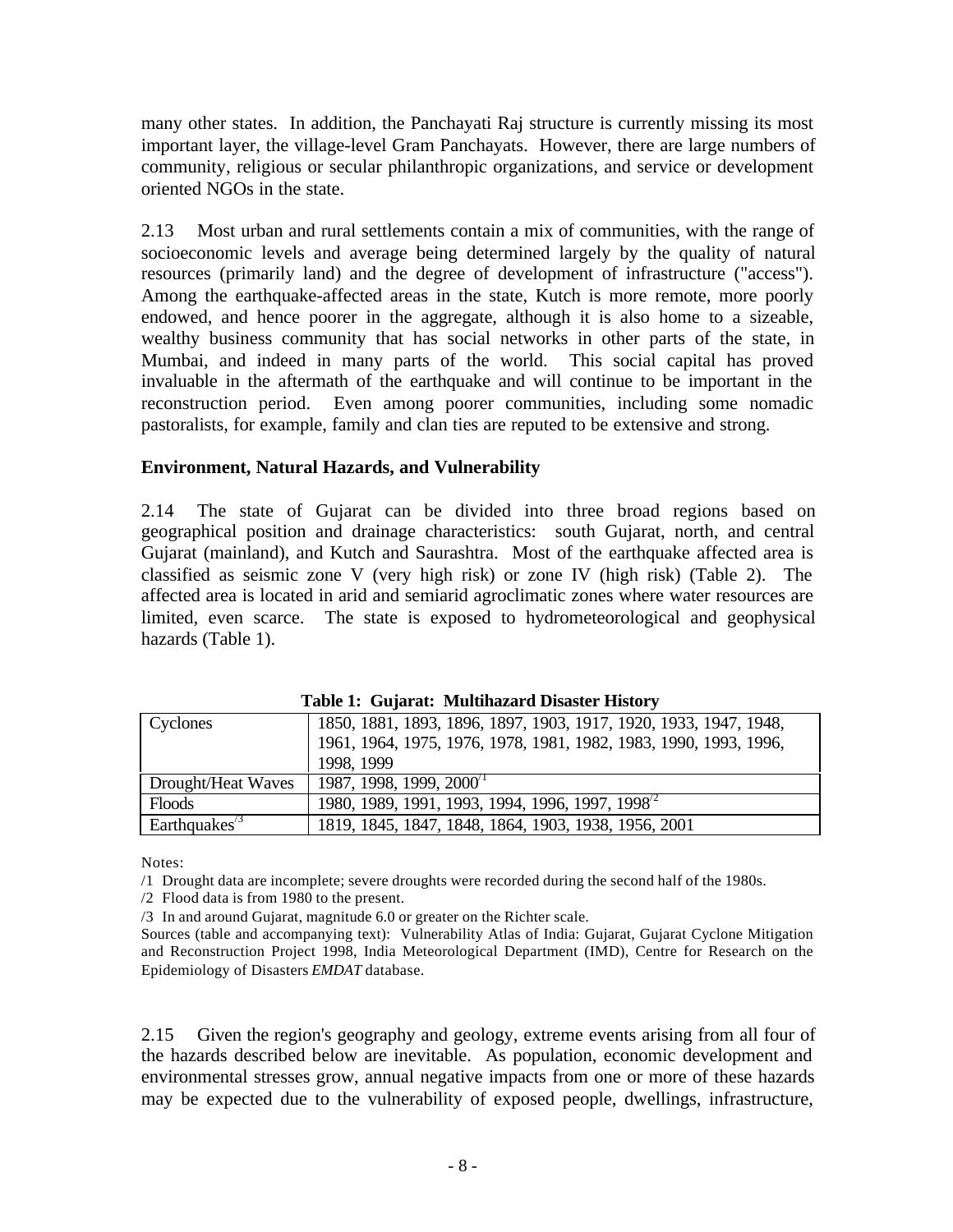many other states. In addition, the Panchayati Raj structure is currently missing its most important layer, the village-level Gram Panchayats. However, there are large numbers of community, religious or secular philanthropic organizations, and service or development oriented NGOs in the state.

2.13 Most urban and rural settlements contain a mix of communities, with the range of socioeconomic levels and average being determined largely by the quality of natural resources (primarily land) and the degree of development of infrastructure ("access"). Among the earthquake-affected areas in the state, Kutch is more remote, more poorly endowed, and hence poorer in the aggregate, although it is also home to a sizeable, wealthy business community that has social networks in other parts of the state, in Mumbai, and indeed in many parts of the world. This social capital has proved invaluable in the aftermath of the earthquake and will continue to be important in the reconstruction period. Even among poorer communities, including some nomadic pastoralists, for example, family and clan ties are reputed to be extensive and strong.

**Environment, Natural Hazards, and Vulnerability**

2.14 The state of Gujarat can be divided into three broad regions based on geographical position and drainage characteristics: south Gujarat, north, and central Gujarat (mainland), and Kutch and Saurashtra. Most of the earthquake affected area is classified as seismic zone V (very high risk) or zone IV (high risk) (Table 2). The affected area is located in arid and semiarid agroclimatic zones where water resources are limited, even scarce. The state is exposed to hydrometeorological and geophysical hazards (Table 1).

**Table 1: Gujarat: Multihazard Disaster History**

| Hazard | Years |
|---|---|
| Cyclones | 1850, 1881, 1893, 1896, 1897, 1903, 1917, 1920, 1933, 1947, 1948, 1961, 1964, 1975, 1976, 1978, 1981, 1982, 1983, 1990, 1993, 1996, 1998, 1999 |
| Drought/Heat Waves | 1987, 1998, 1999, 2000/1 |
| Floods | 1980, 1989, 1991, 1993, 1994, 1996, 1997, 1998/2 |
| Earthquakes/3 | 1819, 1845, 1847, 1848, 1864, 1903, 1938, 1956, 2001 |

Notes:

/1 Drought data are incomplete; severe droughts were recorded during the second half of the 1980s.

/2 Flood data is from 1980 to the present.

/3 In and around Gujarat, magnitude 6.0 or greater on the Richter scale.

Sources (table and accompanying text): Vulnerability Atlas of India: Gujarat, Gujarat Cyclone Mitigation and Reconstruction Project 1998, India Meteorological Department (IMD), Centre for Research on the Epidemiology of Disasters *EMDAT* database.

2.15 Given the region's geography and geology, extreme events arising from all four of the hazards described below are inevitable. As population, economic development and environmental stresses grow, annual negative impacts from one or more of these hazards may be expected due to the vulnerability of exposed people, dwellings, infrastructure,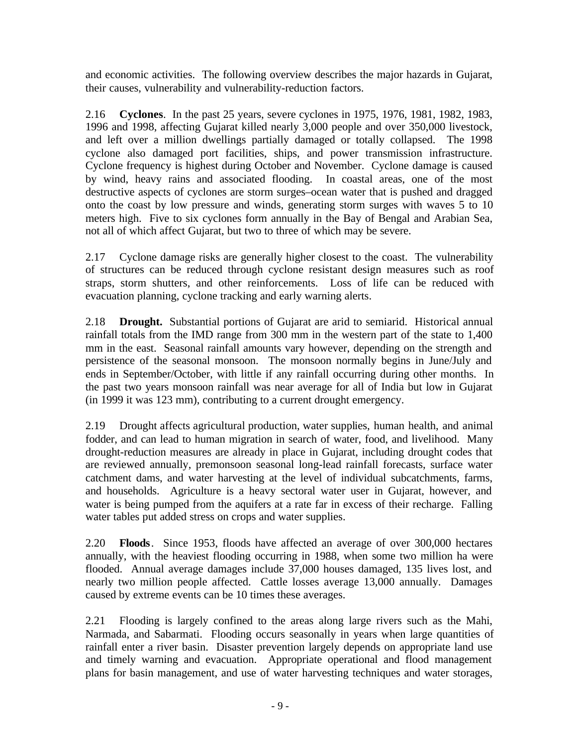and economic activities. The following overview describes the major hazards in Gujarat, their causes, vulnerability and vulnerability-reduction factors.

2.16 **Cyclones**. In the past 25 years, severe cyclones in 1975, 1976, 1981, 1982, 1983, 1996 and 1998, affecting Gujarat killed nearly 3,000 people and over 350,000 livestock, and left over a million dwellings partially damaged or totally collapsed. The 1998 cyclone also damaged port facilities, ships, and power transmission infrastructure. Cyclone frequency is highest during October and November. Cyclone damage is caused by wind, heavy rains and associated flooding. In coastal areas, one of the most destructive aspects of cyclones are storm surges–ocean water that is pushed and dragged onto the coast by low pressure and winds, generating storm surges with waves 5 to 10 meters high. Five to six cyclones form annually in the Bay of Bengal and Arabian Sea, not all of which affect Gujarat, but two to three of which may be severe.

2.17 Cyclone damage risks are generally higher closest to the coast. The vulnerability of structures can be reduced through cyclone resistant design measures such as roof straps, storm shutters, and other reinforcements. Loss of life can be reduced with evacuation planning, cyclone tracking and early warning alerts.

2.18 **Drought.** Substantial portions of Gujarat are arid to semiarid. Historical annual rainfall totals from the IMD range from 300 mm in the western part of the state to 1,400 mm in the east. Seasonal rainfall amounts vary however, depending on the strength and persistence of the seasonal monsoon. The monsoon normally begins in June/July and ends in September/October, with little if any rainfall occurring during other months. In the past two years monsoon rainfall was near average for all of India but low in Gujarat (in 1999 it was 123 mm), contributing to a current drought emergency.

2.19 Drought affects agricultural production, water supplies, human health, and animal fodder, and can lead to human migration in search of water, food, and livelihood. Many drought-reduction measures are already in place in Gujarat, including drought codes that are reviewed annually, premonsoon seasonal long-lead rainfall forecasts, surface water catchment dams, and water harvesting at the level of individual subcatchments, farms, and households. Agriculture is a heavy sectoral water user in Gujarat, however, and water is being pumped from the aquifers at a rate far in excess of their recharge. Falling water tables put added stress on crops and water supplies.

2.20 **Floods**. Since 1953, floods have affected an average of over 300,000 hectares annually, with the heaviest flooding occurring in 1988, when some two million ha were flooded. Annual average damages include 37,000 houses damaged, 135 lives lost, and nearly two million people affected. Cattle losses average 13,000 annually. Damages caused by extreme events can be 10 times these averages.

2.21 Flooding is largely confined to the areas along large rivers such as the Mahi, Narmada, and Sabarmati. Flooding occurs seasonally in years when large quantities of rainfall enter a river basin. Disaster prevention largely depends on appropriate land use and timely warning and evacuation. Appropriate operational and flood management plans for basin management, and use of water harvesting techniques and water storages,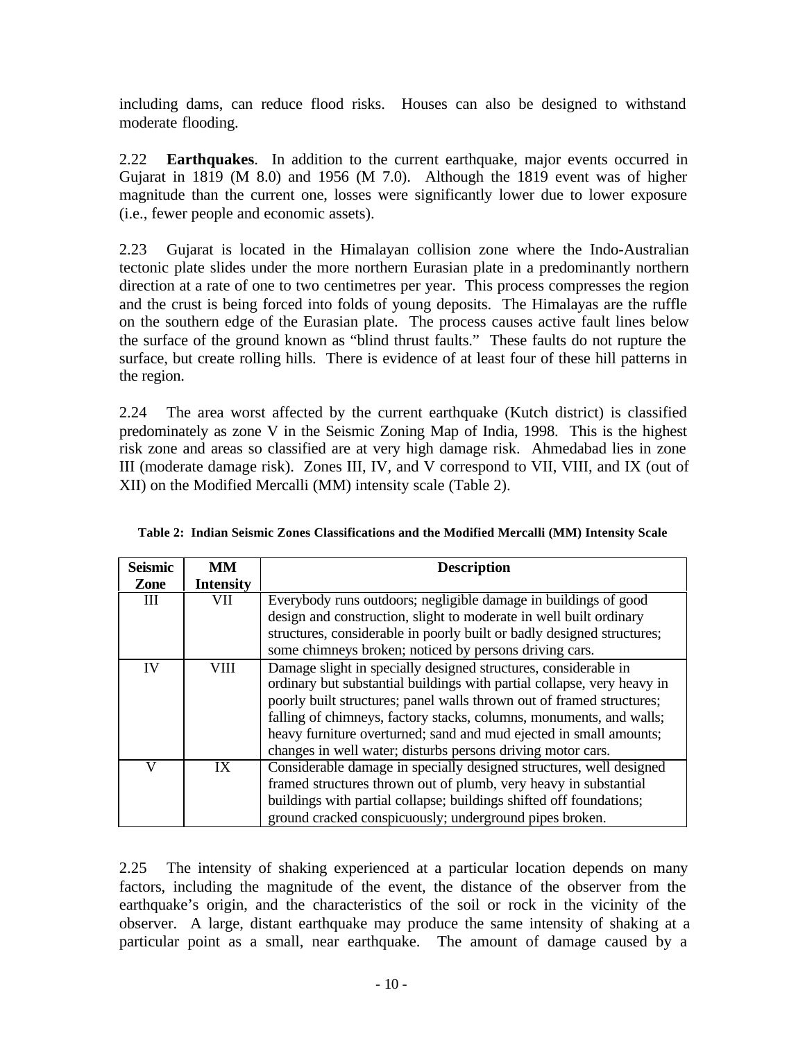including dams, can reduce flood risks. Houses can also be designed to withstand moderate flooding.

2.22 **Earthquakes**. In addition to the current earthquake, major events occurred in Gujarat in 1819 (M 8.0) and 1956 (M 7.0). Although the 1819 event was of higher magnitude than the current one, losses were significantly lower due to lower exposure (i.e., fewer people and economic assets).

2.23 Gujarat is located in the Himalayan collision zone where the Indo-Australian tectonic plate slides under the more northern Eurasian plate in a predominantly northern direction at a rate of one to two centimetres per year. This process compresses the region and the crust is being forced into folds of young deposits. The Himalayas are the ruffle on the southern edge of the Eurasian plate. The process causes active fault lines below the surface of the ground known as "blind thrust faults." These faults do not rupture the surface, but create rolling hills. There is evidence of at least four of these hill patterns in the region.

2.24 The area worst affected by the current earthquake (Kutch district) is classified predominately as zone V in the Seismic Zoning Map of India, 1998. This is the highest risk zone and areas so classified are at very high damage risk. Ahmedabad lies in zone III (moderate damage risk). Zones III, IV, and V correspond to VII, VIII, and IX (out of XII) on the Modified Mercalli (MM) intensity scale (Table 2).

**Table 2: Indian Seismic Zones Classifications and the Modified Mercalli (MM) Intensity Scale**

| Seismic Zone | MM Intensity | Description |
|---|---|---|
| III | VII | Everybody runs outdoors; negligible damage in buildings of good design and construction, slight to moderate in well built ordinary structures, considerable in poorly built or badly designed structures; some chimneys broken; noticed by persons driving cars. |
| IV | VIII | Damage slight in specially designed structures, considerable in ordinary but substantial buildings with partial collapse, very heavy in poorly built structures; panel walls thrown out of framed structures; falling of chimneys, factory stacks, columns, monuments, and walls; heavy furniture overturned; sand and mud ejected in small amounts; changes in well water; disturbs persons driving motor cars. |
| V | IX | Considerable damage in specially designed structures, well designed framed structures thrown out of plumb, very heavy in substantial buildings with partial collapse; buildings shifted off foundations; ground cracked conspicuously; underground pipes broken. |

2.25 The intensity of shaking experienced at a particular location depends on many factors, including the magnitude of the event, the distance of the observer from the earthquake's origin, and the characteristics of the soil or rock in the vicinity of the observer. A large, distant earthquake may produce the same intensity of shaking at a particular point as a small, near earthquake. The amount of damage caused by a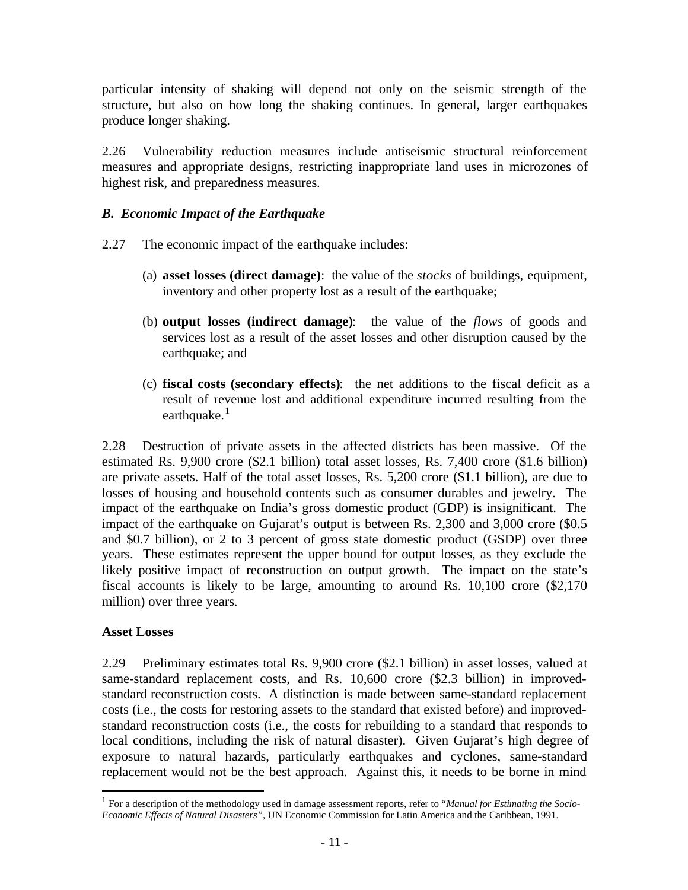particular intensity of shaking will depend not only on the seismic strength of the structure, but also on how long the shaking continues. In general, larger earthquakes produce longer shaking.

2.26 Vulnerability reduction measures include antiseismic structural reinforcement measures and appropriate designs, restricting inappropriate land uses in microzones of highest risk, and preparedness measures.

### *B. Economic Impact of the Earthquake*

2.27 The economic impact of the earthquake includes:

(a) **asset losses (direct damage)**: the value of the *stocks* of buildings, equipment, inventory and other property lost as a result of the earthquake;

(b) **output losses (indirect damage)**: the value of the *flows* of goods and services lost as a result of the asset losses and other disruption caused by the earthquake; and

(c) **fiscal costs (secondary effects)**: the net additions to the fiscal deficit as a result of revenue lost and additional expenditure incurred resulting from the earthquake.[1]

2.28 Destruction of private assets in the affected districts has been massive. Of the estimated Rs. 9,900 crore ($2.1 billion) total asset losses, Rs. 7,400 crore ($1.6 billion) are private assets. Half of the total asset losses, Rs. 5,200 crore ($1.1 billion), are due to losses of housing and household contents such as consumer durables and jewelry. The impact of the earthquake on India's gross domestic product (GDP) is insignificant. The impact of the earthquake on Gujarat's output is between Rs. 2,300 and 3,000 crore ($0.5 and $0.7 billion), or 2 to 3 percent of gross state domestic product (GSDP) over three years. These estimates represent the upper bound for output losses, as they exclude the likely positive impact of reconstruction on output growth. The impact on the state's fiscal accounts is likely to be large, amounting to around Rs. 10,100 crore ($2,170 million) over three years.

#### Asset Losses

2.29 Preliminary estimates total Rs. 9,900 crore ($2.1 billion) in asset losses, valued at same-standard replacement costs, and Rs. 10,600 crore ($2.3 billion) in improved-standard reconstruction costs. A distinction is made between same-standard replacement costs (i.e., the costs for restoring assets to the standard that existed before) and improved-standard reconstruction costs (i.e., the costs for rebuilding to a standard that responds to local conditions, including the risk of natural disaster). Given Gujarat's high degree of exposure to natural hazards, particularly earthquakes and cyclones, same-standard replacement would not be the best approach. Against this, it needs to be borne in mind

[1] For a description of the methodology used in damage assessment reports, refer to "*Manual for Estimating the Socio-Economic Effects of Natural Disasters*", UN Economic Commission for Latin America and the Caribbean, 1991.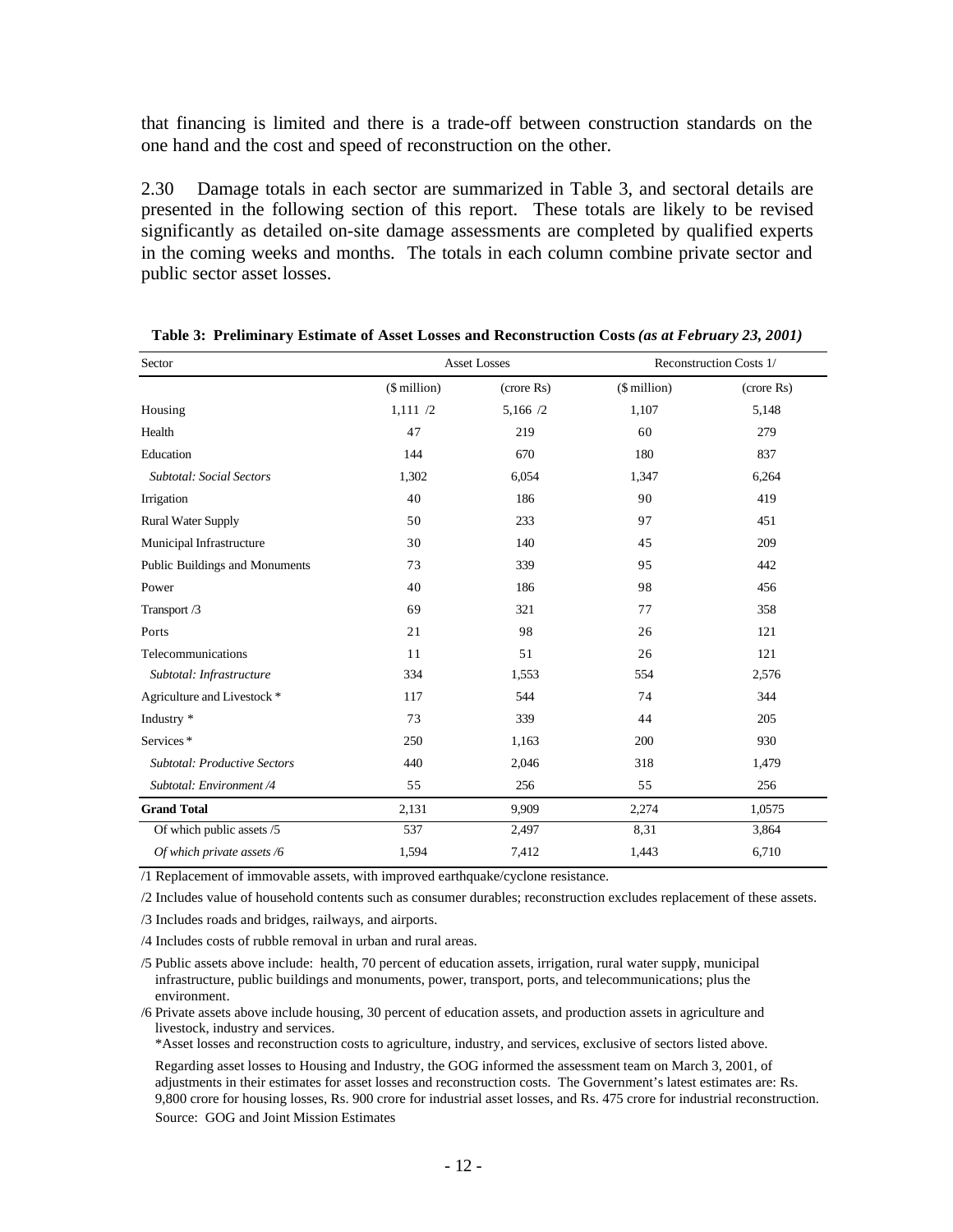that financing is limited and there is a trade-off between construction standards on the one hand and the cost and speed of reconstruction on the other.

2.30 Damage totals in each sector are summarized in Table 3, and sectoral details are presented in the following section of this report. These totals are likely to be revised significantly as detailed on-site damage assessments are completed by qualified experts in the coming weeks and months. The totals in each column combine private sector and public sector asset losses.

**Table 3: Preliminary Estimate of Asset Losses and Reconstruction Costs *(as at February 23, 2001)***

| Sector | Asset Losses | | Reconstruction Costs 1/ | |
|---|---|---|---|---|
| | ($ million) | (crore Rs) | ($ million) | (crore Rs) |
| Housing | 1,111 /2 | 5,166 /2 | 1,107 | 5,148 |
| Health | 47 | 219 | 60 | 279 |
| Education | 144 | 670 | 180 | 837 |
| *Subtotal: Social Sectors* | 1,302 | 6,054 | 1,347 | 6,264 |
| Irrigation | 40 | 186 | 90 | 419 |
| Rural Water Supply | 50 | 233 | 97 | 451 |
| Municipal Infrastructure | 30 | 140 | 45 | 209 |
| Public Buildings and Monuments | 73 | 339 | 95 | 442 |
| Power | 40 | 186 | 98 | 456 |
| Transport /3 | 69 | 321 | 77 | 358 |
| Ports | 21 | 98 | 26 | 121 |
| Telecommunications | 11 | 51 | 26 | 121 |
| *Subtotal: Infrastructure* | 334 | 1,553 | 554 | 2,576 |
| Agriculture and Livestock * | 117 | 544 | 74 | 344 |
| Industry * | 73 | 339 | 44 | 205 |
| Services * | 250 | 1,163 | 200 | 930 |
| *Subtotal: Productive Sectors* | 440 | 2,046 | 318 | 1,479 |
| *Subtotal: Environment /4* | 55 | 256 | 55 | 256 |
| **Grand Total** | 2,131 | 9,909 | 2,274 | 1,0575 |
| Of which public assets /5 | 537 | 2,497 | 8,31 | 3,864 |
| *Of which private assets /6* | 1,594 | 7,412 | 1,443 | 6,710 |

/1 Replacement of immovable assets, with improved earthquake/cyclone resistance.

/2 Includes value of household contents such as consumer durables; reconstruction excludes replacement of these assets.

/3 Includes roads and bridges, railways, and airports.

/4 Includes costs of rubble removal in urban and rural areas.

/5 Public assets above include: health, 70 percent of education assets, irrigation, rural water supply, municipal infrastructure, public buildings and monuments, power, transport, ports, and telecommunications; plus the environment.

/6 Private assets above include housing, 30 percent of education assets, and production assets in agriculture and livestock, industry and services.

*Asset losses and reconstruction costs to agriculture, industry, and services, exclusive of sectors listed above.

Regarding asset losses to Housing and Industry, the GOG informed the assessment team on March 3, 2001, of adjustments in their estimates for asset losses and reconstruction costs. The Government's latest estimates are: Rs. 9,800 crore for housing losses, Rs. 900 crore for industrial asset losses, and Rs. 475 crore for industrial reconstruction.

Source: GOG and Joint Mission Estimates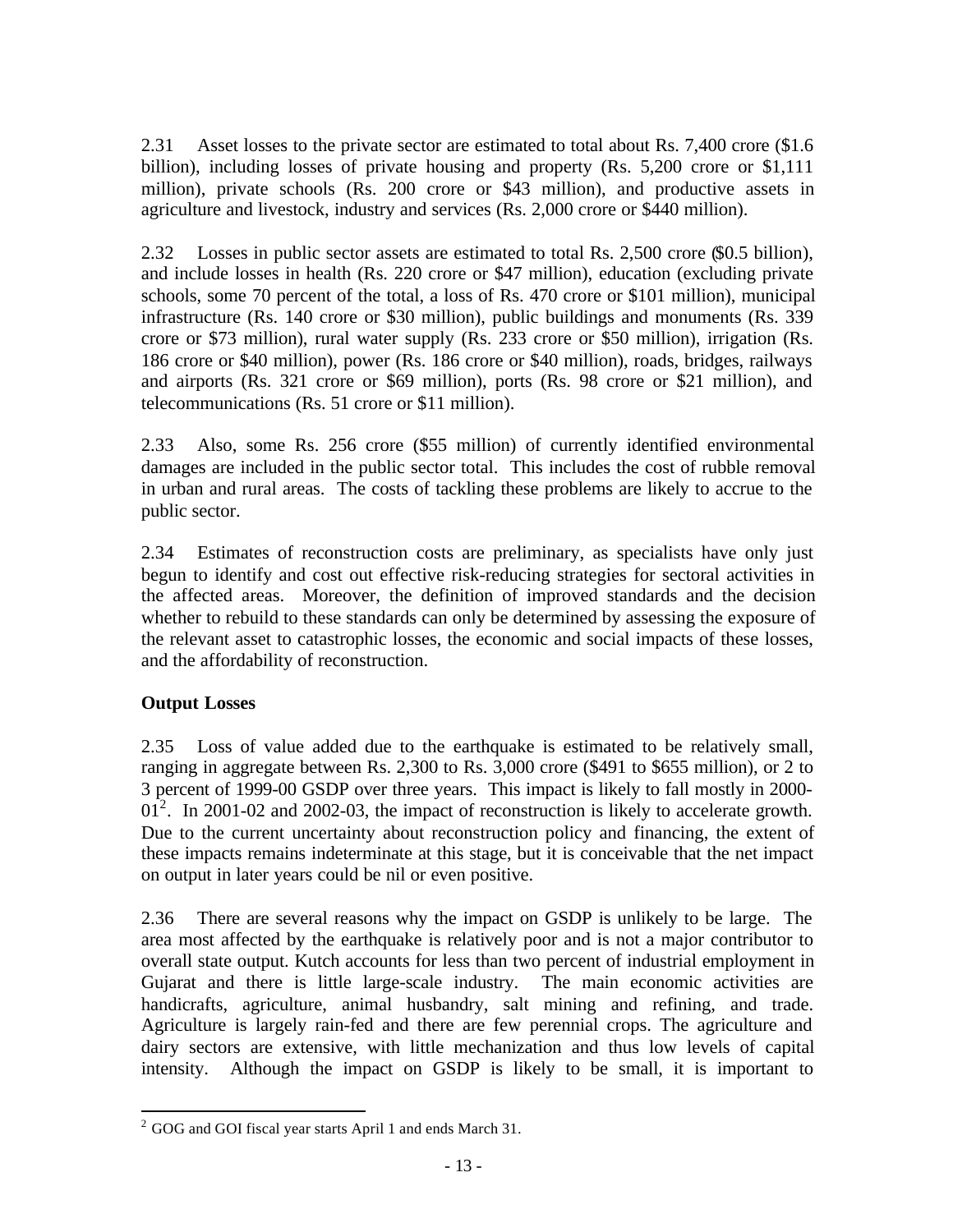2.31 Asset losses to the private sector are estimated to total about Rs. 7,400 crore ($1.6 billion), including losses of private housing and property (Rs. 5,200 crore or $1,111 million), private schools (Rs. 200 crore or $43 million), and productive assets in agriculture and livestock, industry and services (Rs. 2,000 crore or $440 million).

2.32 Losses in public sector assets are estimated to total Rs. 2,500 crore ($0.5 billion), and include losses in health (Rs. 220 crore or $47 million), education (excluding private schools, some 70 percent of the total, a loss of Rs. 470 crore or $101 million), municipal infrastructure (Rs. 140 crore or $30 million), public buildings and monuments (Rs. 339 crore or $73 million), rural water supply (Rs. 233 crore or $50 million), irrigation (Rs. 186 crore or $40 million), power (Rs. 186 crore or $40 million), roads, bridges, railways and airports (Rs. 321 crore or $69 million), ports (Rs. 98 crore or $21 million), and telecommunications (Rs. 51 crore or $11 million).

2.33 Also, some Rs. 256 crore ($55 million) of currently identified environmental damages are included in the public sector total. This includes the cost of rubble removal in urban and rural areas. The costs of tackling these problems are likely to accrue to the public sector.

2.34 Estimates of reconstruction costs are preliminary, as specialists have only just begun to identify and cost out effective risk-reducing strategies for sectoral activities in the affected areas. Moreover, the definition of improved standards and the decision whether to rebuild to these standards can only be determined by assessing the exposure of the relevant asset to catastrophic losses, the economic and social impacts of these losses, and the affordability of reconstruction.

**Output Losses**

2.35 Loss of value added due to the earthquake is estimated to be relatively small, ranging in aggregate between Rs. 2,300 to Rs. 3,000 crore ($491 to $655 million), or 2 to 3 percent of 1999-00 GSDP over three years. This impact is likely to fall mostly in 2000-01[2]. In 2001-02 and 2002-03, the impact of reconstruction is likely to accelerate growth. Due to the current uncertainty about reconstruction policy and financing, the extent of these impacts remains indeterminate at this stage, but it is conceivable that the net impact on output in later years could be nil or even positive.

2.36 There are several reasons why the impact on GSDP is unlikely to be large. The area most affected by the earthquake is relatively poor and is not a major contributor to overall state output. Kutch accounts for less than two percent of industrial employment in Gujarat and there is little large-scale industry. The main economic activities are handicrafts, agriculture, animal husbandry, salt mining and refining, and trade. Agriculture is largely rain-fed and there are few perennial crops. The agriculture and dairy sectors are extensive, with little mechanization and thus low levels of capital intensity. Although the impact on GSDP is likely to be small, it is important to

[2] GOG and GOI fiscal year starts April 1 and ends March 31.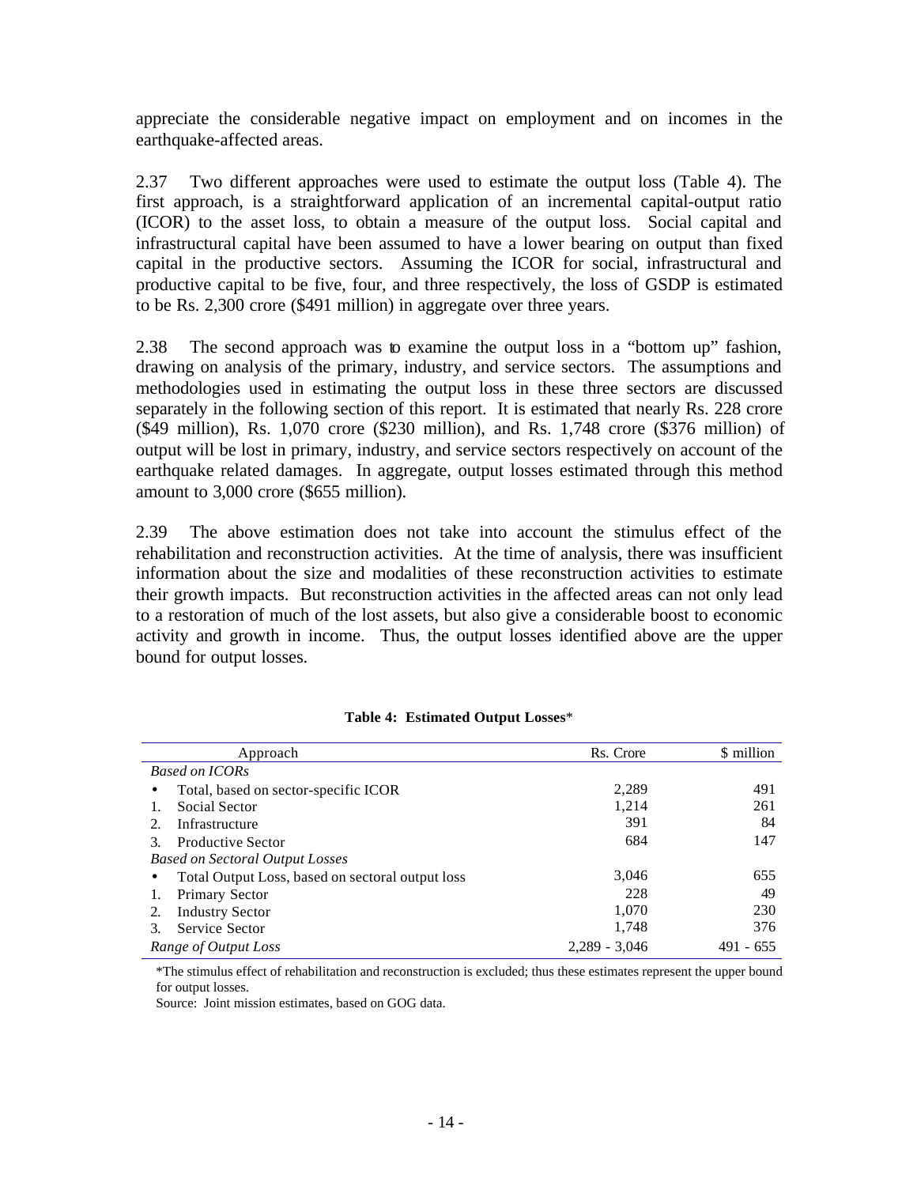appreciate the considerable negative impact on employment and on incomes in the earthquake-affected areas.

2.37 Two different approaches were used to estimate the output loss (Table 4). The first approach, is a straightforward application of an incremental capital-output ratio (ICOR) to the asset loss, to obtain a measure of the output loss. Social capital and infrastructural capital have been assumed to have a lower bearing on output than fixed capital in the productive sectors. Assuming the ICOR for social, infrastructural and productive capital to be five, four, and three respectively, the loss of GSDP is estimated to be Rs. 2,300 crore ($491 million) in aggregate over three years.

2.38 The second approach was to examine the output loss in a "bottom up" fashion, drawing on analysis of the primary, industry, and service sectors. The assumptions and methodologies used in estimating the output loss in these three sectors are discussed separately in the following section of this report. It is estimated that nearly Rs. 228 crore ($49 million), Rs. 1,070 crore ($230 million), and Rs. 1,748 crore ($376 million) of output will be lost in primary, industry, and service sectors respectively on account of the earthquake related damages. In aggregate, output losses estimated through this method amount to 3,000 crore ($655 million).

2.39 The above estimation does not take into account the stimulus effect of the rehabilitation and reconstruction activities. At the time of analysis, there was insufficient information about the size and modalities of these reconstruction activities to estimate their growth impacts. But reconstruction activities in the affected areas can not only lead to a restoration of much of the lost assets, but also give a considerable boost to economic activity and growth in income. Thus, the output losses identified above are the upper bound for output losses.

**Table 4: Estimated Output Losses***

| Approach | Rs. Crore | $ million |
|---|---|---|
| *Based on ICORs* | | |
| • Total, based on sector-specific ICOR | 2,289 | 491 |
| 1. Social Sector | 1,214 | 261 |
| 2. Infrastructure | 391 | 84 |
| 3. Productive Sector | 684 | 147 |
| *Based on Sectoral Output Losses* | | |
| • Total Output Loss, based on sectoral output loss | 3,046 | 655 |
| 1. Primary Sector | 228 | 49 |
| 2. Industry Sector | 1,070 | 230 |
| 3. Service Sector | 1,748 | 376 |
| *Range of Output Loss* | 2,289 - 3,046 | 491 - 655 |

*The stimulus effect of rehabilitation and reconstruction is excluded; thus these estimates represent the upper bound for output losses.

Source: Joint mission estimates, based on GOG data.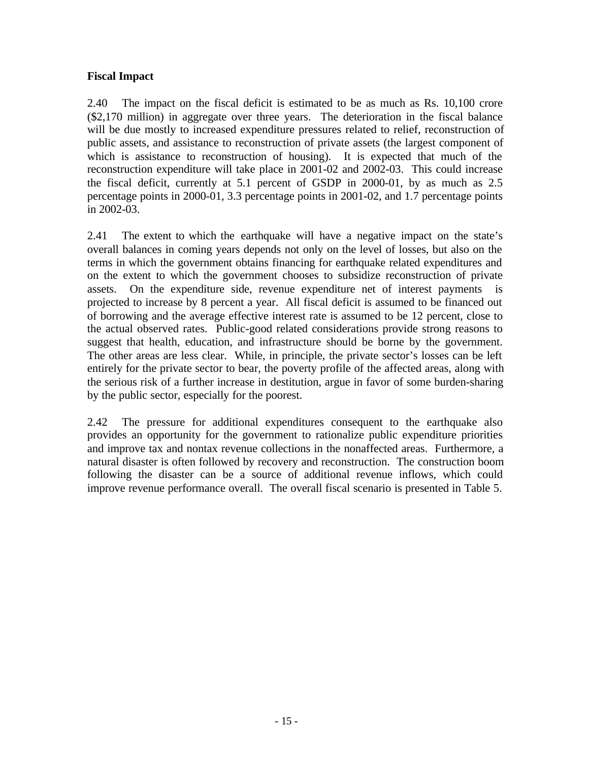**Fiscal Impact**

2.40 The impact on the fiscal deficit is estimated to be as much as Rs. 10,100 crore ($2,170 million) in aggregate over three years. The deterioration in the fiscal balance will be due mostly to increased expenditure pressures related to relief, reconstruction of public assets, and assistance to reconstruction of private assets (the largest component of which is assistance to reconstruction of housing). It is expected that much of the reconstruction expenditure will take place in 2001-02 and 2002-03. This could increase the fiscal deficit, currently at 5.1 percent of GSDP in 2000-01, by as much as 2.5 percentage points in 2000-01, 3.3 percentage points in 2001-02, and 1.7 percentage points in 2002-03.

2.41 The extent to which the earthquake will have a negative impact on the state's overall balances in coming years depends not only on the level of losses, but also on the terms in which the government obtains financing for earthquake related expenditures and on the extent to which the government chooses to subsidize reconstruction of private assets. On the expenditure side, revenue expenditure net of interest payments is projected to increase by 8 percent a year. All fiscal deficit is assumed to be financed out of borrowing and the average effective interest rate is assumed to be 12 percent, close to the actual observed rates. Public-good related considerations provide strong reasons to suggest that health, education, and infrastructure should be borne by the government. The other areas are less clear. While, in principle, the private sector's losses can be left entirely for the private sector to bear, the poverty profile of the affected areas, along with the serious risk of a further increase in destitution, argue in favor of some burden-sharing by the public sector, especially for the poorest.

2.42 The pressure for additional expenditures consequent to the earthquake also provides an opportunity for the government to rationalize public expenditure priorities and improve tax and nontax revenue collections in the nonaffected areas. Furthermore, a natural disaster is often followed by recovery and reconstruction. The construction boom following the disaster can be a source of additional revenue inflows, which could improve revenue performance overall. The overall fiscal scenario is presented in Table 5.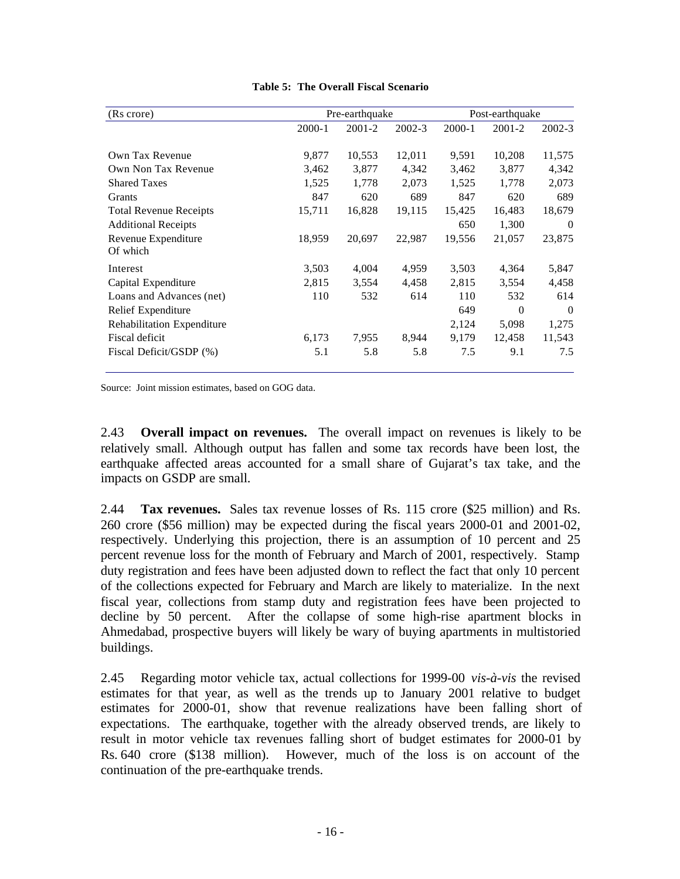**Table 5: The Overall Fiscal Scenario**

| (Rs crore) | Pre-earthquake | | | Post-earthquake | | |
|---|---|---|---|---|---|---|
| | 2000-1 | 2001-2 | 2002-3 | 2000-1 | 2001-2 | 2002-3 |
| Own Tax Revenue | 9,877 | 10,553 | 12,011 | 9,591 | 10,208 | 11,575 |
| Own Non Tax Revenue | 3,462 | 3,877 | 4,342 | 3,462 | 3,877 | 4,342 |
| Shared Taxes | 1,525 | 1,778 | 2,073 | 1,525 | 1,778 | 2,073 |
| Grants | 847 | 620 | 689 | 847 | 620 | 689 |
| Total Revenue Receipts | 15,711 | 16,828 | 19,115 | 15,425 | 16,483 | 18,679 |
| Additional Receipts | | | | 650 | 1,300 | 0 |
| Revenue Expenditure Of which | 18,959 | 20,697 | 22,987 | 19,556 | 21,057 | 23,875 |
| Interest | 3,503 | 4,004 | 4,959 | 3,503 | 4,364 | 5,847 |
| Capital Expenditure | 2,815 | 3,554 | 4,458 | 2,815 | 3,554 | 4,458 |
| Loans and Advances (net) | 110 | 532 | 614 | 110 | 532 | 614 |
| Relief Expenditure | | | | 649 | 0 | 0 |
| Rehabilitation Expenditure | | | | 2,124 | 5,098 | 1,275 |
| Fiscal deficit | 6,173 | 7,955 | 8,944 | 9,179 | 12,458 | 11,543 |
| Fiscal Deficit/GSDP (%) | 5.1 | 5.8 | 5.8 | 7.5 | 9.1 | 7.5 |

Source: Joint mission estimates, based on GOG data.

2.43 **Overall impact on revenues.** The overall impact on revenues is likely to be relatively small. Although output has fallen and some tax records have been lost, the earthquake affected areas accounted for a small share of Gujarat's tax take, and the impacts on GSDP are small.

2.44 **Tax revenues.** Sales tax revenue losses of Rs. 115 crore ($25 million) and Rs. 260 crore ($56 million) may be expected during the fiscal years 2000-01 and 2001-02, respectively. Underlying this projection, there is an assumption of 10 percent and 25 percent revenue loss for the month of February and March of 2001, respectively. Stamp duty registration and fees have been adjusted down to reflect the fact that only 10 percent of the collections expected for February and March are likely to materialize. In the next fiscal year, collections from stamp duty and registration fees have been projected to decline by 50 percent. After the collapse of some high-rise apartment blocks in Ahmedabad, prospective buyers will likely be wary of buying apartments in multistoried buildings.

2.45 Regarding motor vehicle tax, actual collections for 1999-00 *vis-à-vis* the revised estimates for that year, as well as the trends up to January 2001 relative to budget estimates for 2000-01, show that revenue realizations have been falling short of expectations. The earthquake, together with the already observed trends, are likely to result in motor vehicle tax revenues falling short of budget estimates for 2000-01 by Rs. 640 crore ($138 million). However, much of the loss is on account of the continuation of the pre-earthquake trends.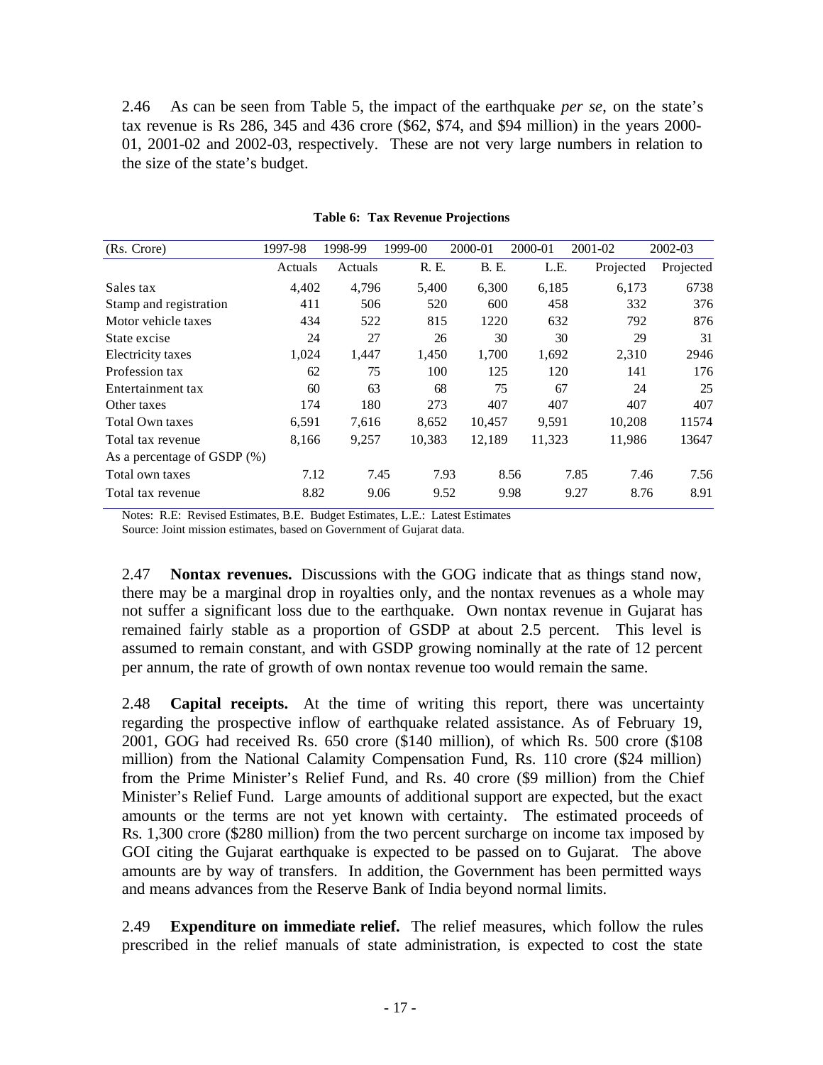2.46 As can be seen from Table 5, the impact of the earthquake *per se*, on the state's tax revenue is Rs 286, 345 and 436 crore ($62, $74, and $94 million) in the years 2000-01, 2001-02 and 2002-03, respectively. These are not very large numbers in relation to the size of the state's budget.

**Table 6: Tax Revenue Projections**

| (Rs. Crore) | 1997-98 | 1998-99 | 1999-00 | 2000-01 | 2000-01 | 2001-02 | 2002-03 |
|---|---|---|---|---|---|---|---|
| | Actuals | Actuals | R. E. | B. E. | L.E. | Projected | Projected |
| Sales tax | 4,402 | 4,796 | 5,400 | 6,300 | 6,185 | 6,173 | 6738 |
| Stamp and registration | 411 | 506 | 520 | 600 | 458 | 332 | 376 |
| Motor vehicle taxes | 434 | 522 | 815 | 1220 | 632 | 792 | 876 |
| State excise | 24 | 27 | 26 | 30 | 30 | 29 | 31 |
| Electricity taxes | 1,024 | 1,447 | 1,450 | 1,700 | 1,692 | 2,310 | 2946 |
| Profession tax | 62 | 75 | 100 | 125 | 120 | 141 | 176 |
| Entertainment tax | 60 | 63 | 68 | 75 | 67 | 24 | 25 |
| Other taxes | 174 | 180 | 273 | 407 | 407 | 407 | 407 |
| Total Own taxes | 6,591 | 7,616 | 8,652 | 10,457 | 9,591 | 10,208 | 11574 |
| Total tax revenue | 8,166 | 9,257 | 10,383 | 12,189 | 11,323 | 11,986 | 13647 |
| As a percentage of GSDP (%) | | | | | | | |
| Total own taxes | 7.12 | 7.45 | 7.93 | 8.56 | 7.85 | 7.46 | 7.56 |
| Total tax revenue | 8.82 | 9.06 | 9.52 | 9.98 | 9.27 | 8.76 | 8.91 |

Notes: R.E: Revised Estimates, B.E. Budget Estimates, L.E.: Latest Estimates
Source: Joint mission estimates, based on Government of Gujarat data.

2.47 **Nontax revenues.** Discussions with the GOG indicate that as things stand now, there may be a marginal drop in royalties only, and the nontax revenues as a whole may not suffer a significant loss due to the earthquake. Own nontax revenue in Gujarat has remained fairly stable as a proportion of GSDP at about 2.5 percent. This level is assumed to remain constant, and with GSDP growing nominally at the rate of 12 percent per annum, the rate of growth of own nontax revenue too would remain the same.

2.48 **Capital receipts.** At the time of writing this report, there was uncertainty regarding the prospective inflow of earthquake related assistance. As of February 19, 2001, GOG had received Rs. 650 crore ($140 million), of which Rs. 500 crore ($108 million) from the National Calamity Compensation Fund, Rs. 110 crore ($24 million) from the Prime Minister's Relief Fund, and Rs. 40 crore ($9 million) from the Chief Minister's Relief Fund. Large amounts of additional support are expected, but the exact amounts or the terms are not yet known with certainty. The estimated proceeds of Rs. 1,300 crore ($280 million) from the two percent surcharge on income tax imposed by GOI citing the Gujarat earthquake is expected to be passed on to Gujarat. The above amounts are by way of transfers. In addition, the Government has been permitted ways and means advances from the Reserve Bank of India beyond normal limits.

2.49 **Expenditure on immediate relief.** The relief measures, which follow the rules prescribed in the relief manuals of state administration, is expected to cost the state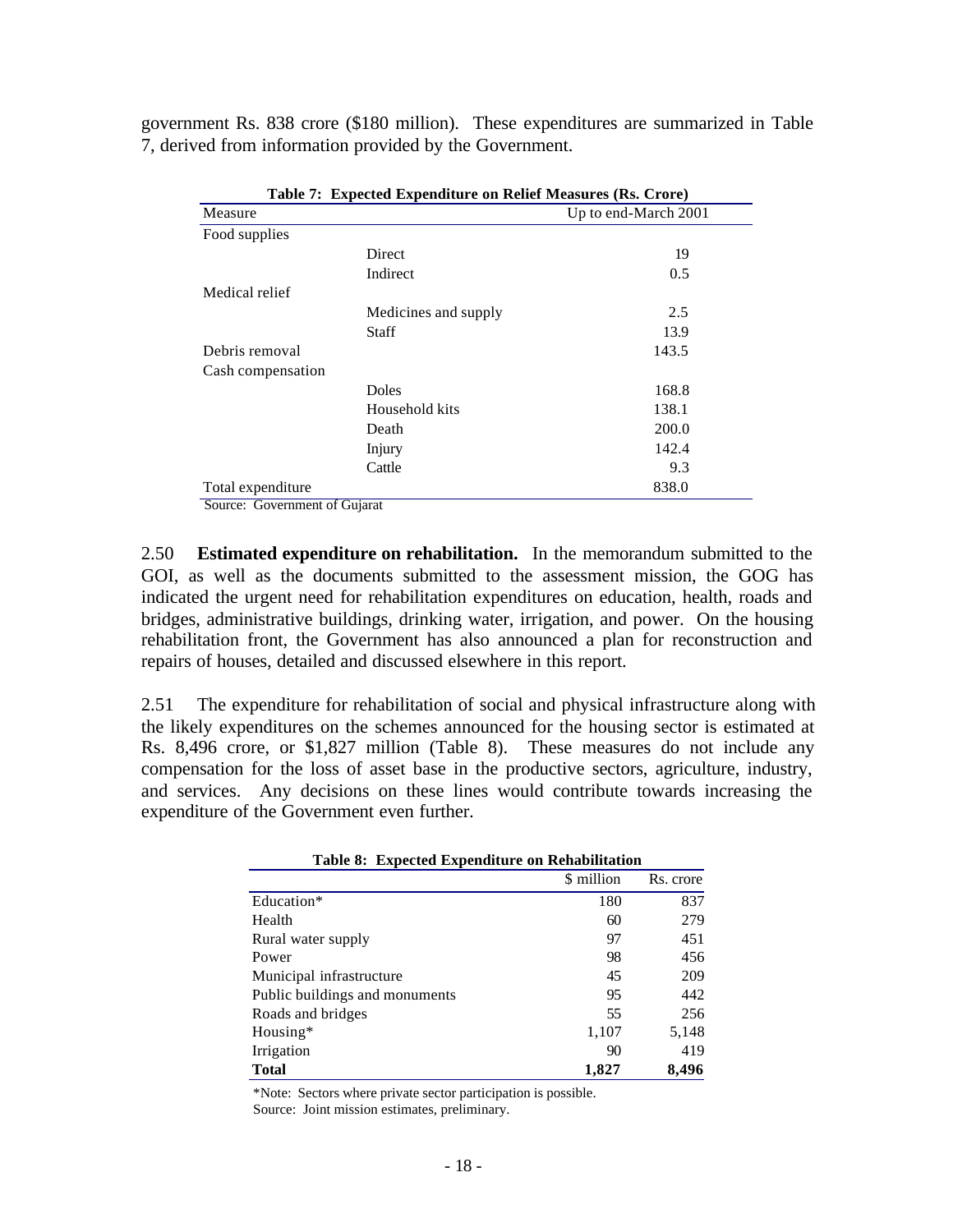government Rs. 838 crore ($180 million). These expenditures are summarized in Table 7, derived from information provided by the Government.

**Table 7: Expected Expenditure on Relief Measures (Rs. Crore)**

| Measure | | Up to end-March 2001 |
|---|---|---|
| Food supplies | | |
| | Direct | 19 |
| | Indirect | 0.5 |
| Medical relief | | |
| | Medicines and supply | 2.5 |
| | Staff | 13.9 |
| Debris removal | | 143.5 |
| Cash compensation | | |
| | Doles | 168.8 |
| | Household kits | 138.1 |
| | Death | 200.0 |
| | Injury | 142.4 |
| | Cattle | 9.3 |
| Total expenditure | | 838.0 |

Source: Government of Gujarat

2.50 **Estimated expenditure on rehabilitation.** In the memorandum submitted to the GOI, as well as the documents submitted to the assessment mission, the GOG has indicated the urgent need for rehabilitation expenditures on education, health, roads and bridges, administrative buildings, drinking water, irrigation, and power. On the housing rehabilitation front, the Government has also announced a plan for reconstruction and repairs of houses, detailed and discussed elsewhere in this report.

2.51 The expenditure for rehabilitation of social and physical infrastructure along with the likely expenditures on the schemes announced for the housing sector is estimated at Rs. 8,496 crore, or $1,827 million (Table 8). These measures do not include any compensation for the loss of asset base in the productive sectors, agriculture, industry, and services. Any decisions on these lines would contribute towards increasing the expenditure of the Government even further.

**Table 8: Expected Expenditure on Rehabilitation**

| | $ million | Rs. crore |
|---|---|---|
| Education* | 180 | 837 |
| Health | 60 | 279 |
| Rural water supply | 97 | 451 |
| Power | 98 | 456 |
| Municipal infrastructure | 45 | 209 |
| Public buildings and monuments | 95 | 442 |
| Roads and bridges | 55 | 256 |
| Housing* | 1,107 | 5,148 |
| Irrigation | 90 | 419 |
| **Total** | **1,827** | **8,496** |

*Note: Sectors where private sector participation is possible.

Source: Joint mission estimates, preliminary.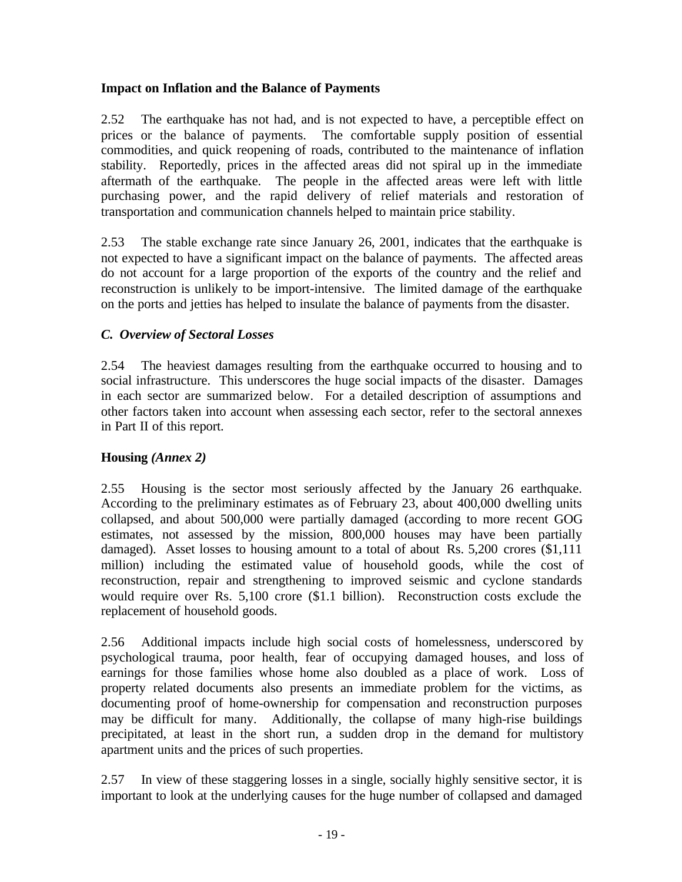**Impact on Inflation and the Balance of Payments**

2.52 The earthquake has not had, and is not expected to have, a perceptible effect on prices or the balance of payments. The comfortable supply position of essential commodities, and quick reopening of roads, contributed to the maintenance of inflation stability. Reportedly, prices in the affected areas did not spiral up in the immediate aftermath of the earthquake. The people in the affected areas were left with little purchasing power, and the rapid delivery of relief materials and restoration of transportation and communication channels helped to maintain price stability.

2.53 The stable exchange rate since January 26, 2001, indicates that the earthquake is not expected to have a significant impact on the balance of payments. The affected areas do not account for a large proportion of the exports of the country and the relief and reconstruction is unlikely to be import-intensive. The limited damage of the earthquake on the ports and jetties has helped to insulate the balance of payments from the disaster.

## *C. Overview of Sectoral Losses*

2.54 The heaviest damages resulting from the earthquake occurred to housing and to social infrastructure. This underscores the huge social impacts of the disaster. Damages in each sector are summarized below. For a detailed description of assumptions and other factors taken into account when assessing each sector, refer to the sectoral annexes in Part II of this report.

**Housing *(Annex 2)***

2.55 Housing is the sector most seriously affected by the January 26 earthquake. According to the preliminary estimates as of February 23, about 400,000 dwelling units collapsed, and about 500,000 were partially damaged (according to more recent GOG estimates, not assessed by the mission, 800,000 houses may have been partially damaged). Asset losses to housing amount to a total of about Rs. 5,200 crores ($1,111 million) including the estimated value of household goods, while the cost of reconstruction, repair and strengthening to improved seismic and cyclone standards would require over Rs. 5,100 crore ($1.1 billion). Reconstruction costs exclude the replacement of household goods.

2.56 Additional impacts include high social costs of homelessness, underscored by psychological trauma, poor health, fear of occupying damaged houses, and loss of earnings for those families whose home also doubled as a place of work. Loss of property related documents also presents an immediate problem for the victims, as documenting proof of home-ownership for compensation and reconstruction purposes may be difficult for many. Additionally, the collapse of many high-rise buildings precipitated, at least in the short run, a sudden drop in the demand for multistory apartment units and the prices of such properties.

2.57 In view of these staggering losses in a single, socially highly sensitive sector, it is important to look at the underlying causes for the huge number of collapsed and damaged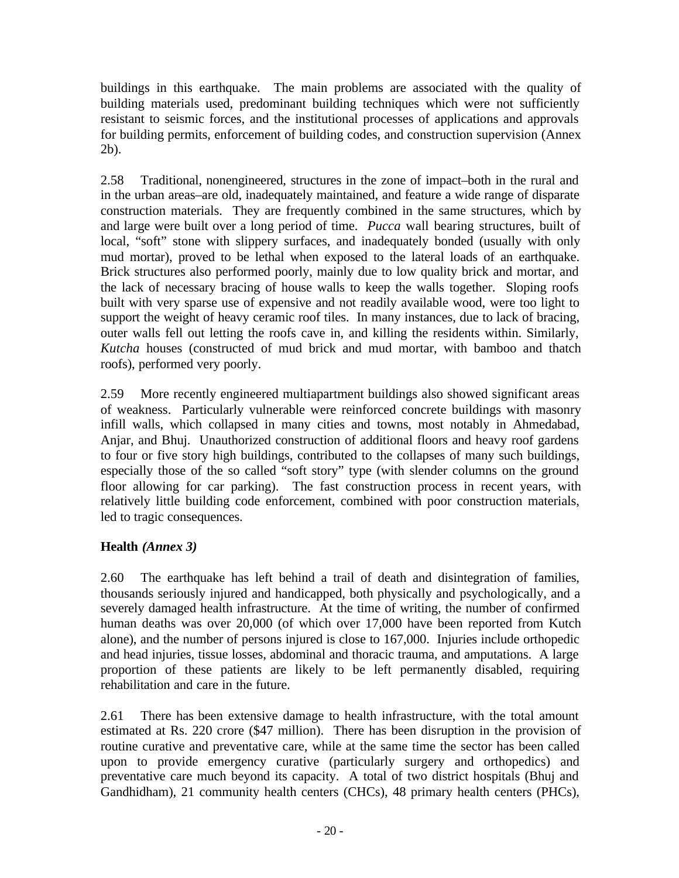buildings in this earthquake. The main problems are associated with the quality of building materials used, predominant building techniques which were not sufficiently resistant to seismic forces, and the institutional processes of applications and approvals for building permits, enforcement of building codes, and construction supervision (Annex 2b).

2.58 Traditional, nonengineered, structures in the zone of impact–both in the rural and in the urban areas–are old, inadequately maintained, and feature a wide range of disparate construction materials. They are frequently combined in the same structures, which by and large were built over a long period of time. *Pucca* wall bearing structures, built of local, "soft" stone with slippery surfaces, and inadequately bonded (usually with only mud mortar), proved to be lethal when exposed to the lateral loads of an earthquake. Brick structures also performed poorly, mainly due to low quality brick and mortar, and the lack of necessary bracing of house walls to keep the walls together. Sloping roofs built with very sparse use of expensive and not readily available wood, were too light to support the weight of heavy ceramic roof tiles. In many instances, due to lack of bracing, outer walls fell out letting the roofs cave in, and killing the residents within. Similarly, *Kutcha* houses (constructed of mud brick and mud mortar, with bamboo and thatch roofs), performed very poorly.

2.59 More recently engineered multiapartment buildings also showed significant areas of weakness. Particularly vulnerable were reinforced concrete buildings with masonry infill walls, which collapsed in many cities and towns, most notably in Ahmedabad, Anjar, and Bhuj. Unauthorized construction of additional floors and heavy roof gardens to four or five story high buildings, contributed to the collapses of many such buildings, especially those of the so called "soft story" type (with slender columns on the ground floor allowing for car parking). The fast construction process in recent years, with relatively little building code enforcement, combined with poor construction materials, led to tragic consequences.

## Health *(Annex 3)*

2.60 The earthquake has left behind a trail of death and disintegration of families, thousands seriously injured and handicapped, both physically and psychologically, and a severely damaged health infrastructure. At the time of writing, the number of confirmed human deaths was over 20,000 (of which over 17,000 have been reported from Kutch alone), and the number of persons injured is close to 167,000. Injuries include orthopedic and head injuries, tissue losses, abdominal and thoracic trauma, and amputations. A large proportion of these patients are likely to be left permanently disabled, requiring rehabilitation and care in the future.

2.61 There has been extensive damage to health infrastructure, with the total amount estimated at Rs. 220 crore ($47 million). There has been disruption in the provision of routine curative and preventative care, while at the same time the sector has been called upon to provide emergency curative (particularly surgery and orthopedics) and preventative care much beyond its capacity. A total of two district hospitals (Bhuj and Gandhidham), 21 community health centers (CHCs), 48 primary health centers (PHCs),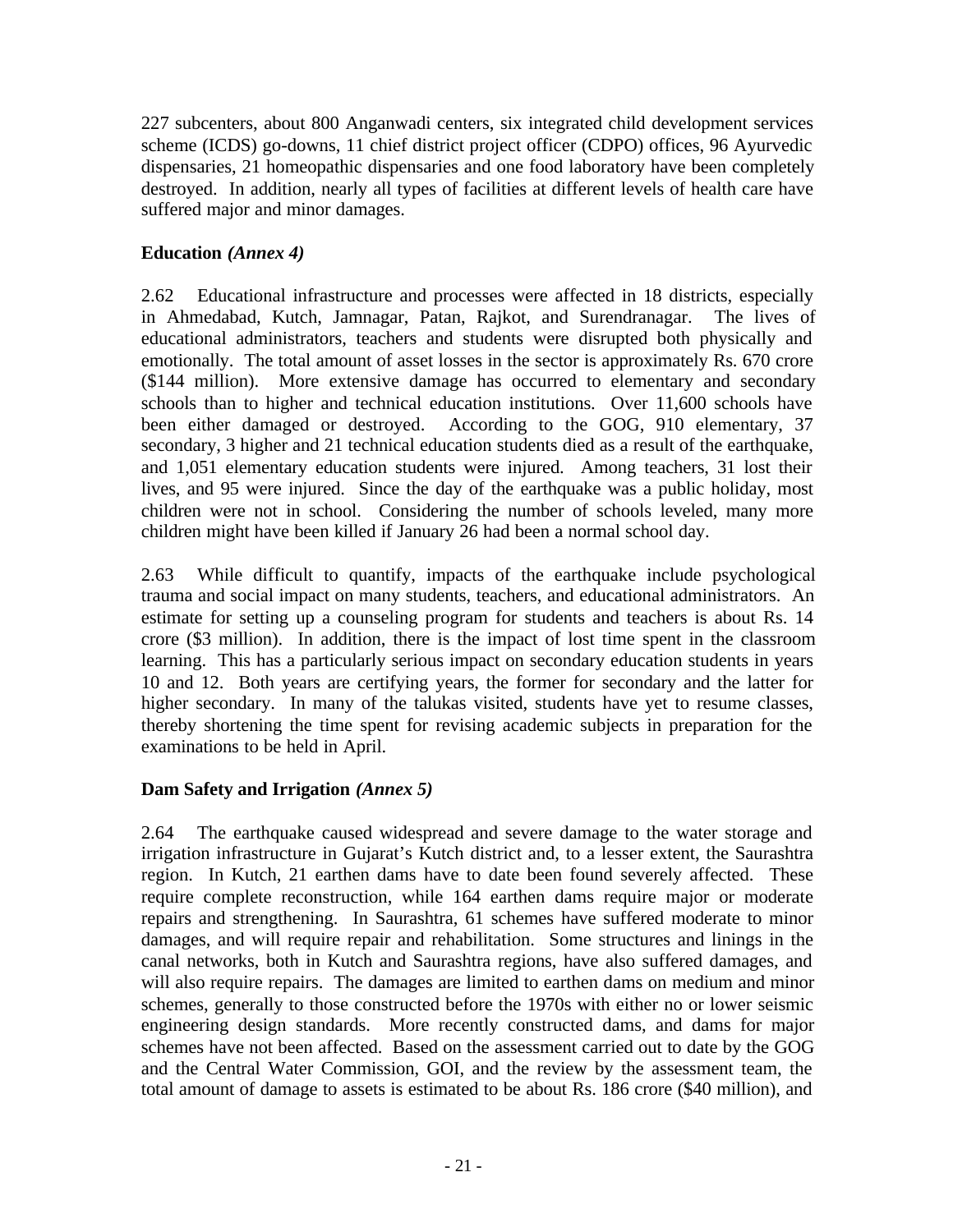227 subcenters, about 800 Anganwadi centers, six integrated child development services scheme (ICDS) go-downs, 11 chief district project officer (CDPO) offices, 96 Ayurvedic dispensaries, 21 homeopathic dispensaries and one food laboratory have been completely destroyed. In addition, nearly all types of facilities at different levels of health care have suffered major and minor damages.

### Education *(Annex 4)*

2.62 Educational infrastructure and processes were affected in 18 districts, especially in Ahmedabad, Kutch, Jamnagar, Patan, Rajkot, and Surendranagar. The lives of educational administrators, teachers and students were disrupted both physically and emotionally. The total amount of asset losses in the sector is approximately Rs. 670 crore ($144 million). More extensive damage has occurred to elementary and secondary schools than to higher and technical education institutions. Over 11,600 schools have been either damaged or destroyed. According to the GOG, 910 elementary, 37 secondary, 3 higher and 21 technical education students died as a result of the earthquake, and 1,051 elementary education students were injured. Among teachers, 31 lost their lives, and 95 were injured. Since the day of the earthquake was a public holiday, most children were not in school. Considering the number of schools leveled, many more children might have been killed if January 26 had been a normal school day.

2.63 While difficult to quantify, impacts of the earthquake include psychological trauma and social impact on many students, teachers, and educational administrators. An estimate for setting up a counseling program for students and teachers is about Rs. 14 crore ($3 million). In addition, there is the impact of lost time spent in the classroom learning. This has a particularly serious impact on secondary education students in years 10 and 12. Both years are certifying years, the former for secondary and the latter for higher secondary. In many of the talukas visited, students have yet to resume classes, thereby shortening the time spent for revising academic subjects in preparation for the examinations to be held in April.

### Dam Safety and Irrigation *(Annex 5)*

2.64 The earthquake caused widespread and severe damage to the water storage and irrigation infrastructure in Gujarat's Kutch district and, to a lesser extent, the Saurashtra region. In Kutch, 21 earthen dams have to date been found severely affected. These require complete reconstruction, while 164 earthen dams require major or moderate repairs and strengthening. In Saurashtra, 61 schemes have suffered moderate to minor damages, and will require repair and rehabilitation. Some structures and linings in the canal networks, both in Kutch and Saurashtra regions, have also suffered damages, and will also require repairs. The damages are limited to earthen dams on medium and minor schemes, generally to those constructed before the 1970s with either no or lower seismic engineering design standards. More recently constructed dams, and dams for major schemes have not been affected. Based on the assessment carried out to date by the GOG and the Central Water Commission, GOI, and the review by the assessment team, the total amount of damage to assets is estimated to be about Rs. 186 crore ($40 million), and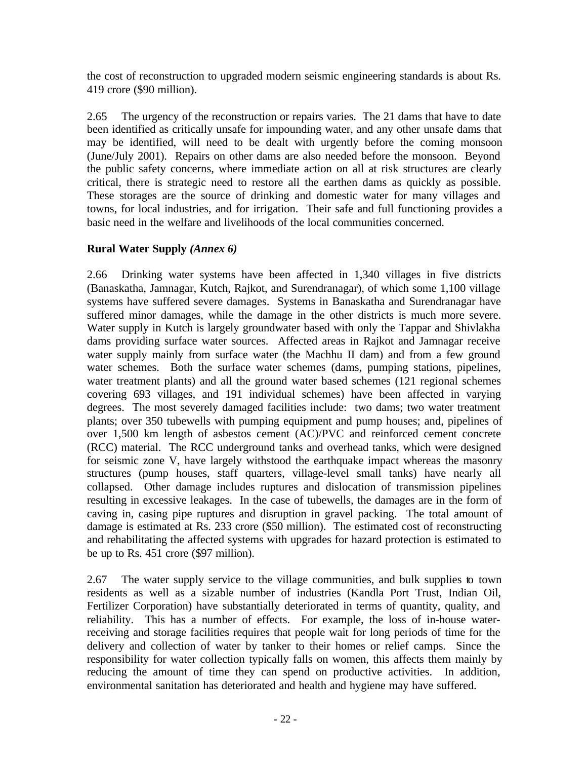the cost of reconstruction to upgraded modern seismic engineering standards is about Rs. 419 crore ($90 million).

2.65 The urgency of the reconstruction or repairs varies. The 21 dams that have to date been identified as critically unsafe for impounding water, and any other unsafe dams that may be identified, will need to be dealt with urgently before the coming monsoon (June/July 2001). Repairs on other dams are also needed before the monsoon. Beyond the public safety concerns, where immediate action on all at risk structures are clearly critical, there is strategic need to restore all the earthen dams as quickly as possible. These storages are the source of drinking and domestic water for many villages and towns, for local industries, and for irrigation. Their safe and full functioning provides a basic need in the welfare and livelihoods of the local communities concerned.

### Rural Water Supply *(Annex 6)*

2.66 Drinking water systems have been affected in 1,340 villages in five districts (Banaskatha, Jamnagar, Kutch, Rajkot, and Surendranagar), of which some 1,100 village systems have suffered severe damages. Systems in Banaskatha and Surendranagar have suffered minor damages, while the damage in the other districts is much more severe. Water supply in Kutch is largely groundwater based with only the Tappar and Shivlakha dams providing surface water sources. Affected areas in Rajkot and Jamnagar receive water supply mainly from surface water (the Machhu II dam) and from a few ground water schemes. Both the surface water schemes (dams, pumping stations, pipelines, water treatment plants) and all the ground water based schemes (121 regional schemes covering 693 villages, and 191 individual schemes) have been affected in varying degrees. The most severely damaged facilities include: two dams; two water treatment plants; over 350 tubewells with pumping equipment and pump houses; and, pipelines of over 1,500 km length of asbestos cement (AC)/PVC and reinforced cement concrete (RCC) material. The RCC underground tanks and overhead tanks, which were designed for seismic zone V, have largely withstood the earthquake impact whereas the masonry structures (pump houses, staff quarters, village-level small tanks) have nearly all collapsed. Other damage includes ruptures and dislocation of transmission pipelines resulting in excessive leakages. In the case of tubewells, the damages are in the form of caving in, casing pipe ruptures and disruption in gravel packing. The total amount of damage is estimated at Rs. 233 crore ($50 million). The estimated cost of reconstructing and rehabilitating the affected systems with upgrades for hazard protection is estimated to be up to Rs. 451 crore ($97 million).

2.67 The water supply service to the village communities, and bulk supplies to town residents as well as a sizable number of industries (Kandla Port Trust, Indian Oil, Fertilizer Corporation) have substantially deteriorated in terms of quantity, quality, and reliability. This has a number of effects. For example, the loss of in-house water-receiving and storage facilities requires that people wait for long periods of time for the delivery and collection of water by tanker to their homes or relief camps. Since the responsibility for water collection typically falls on women, this affects them mainly by reducing the amount of time they can spend on productive activities. In addition, environmental sanitation has deteriorated and health and hygiene may have suffered.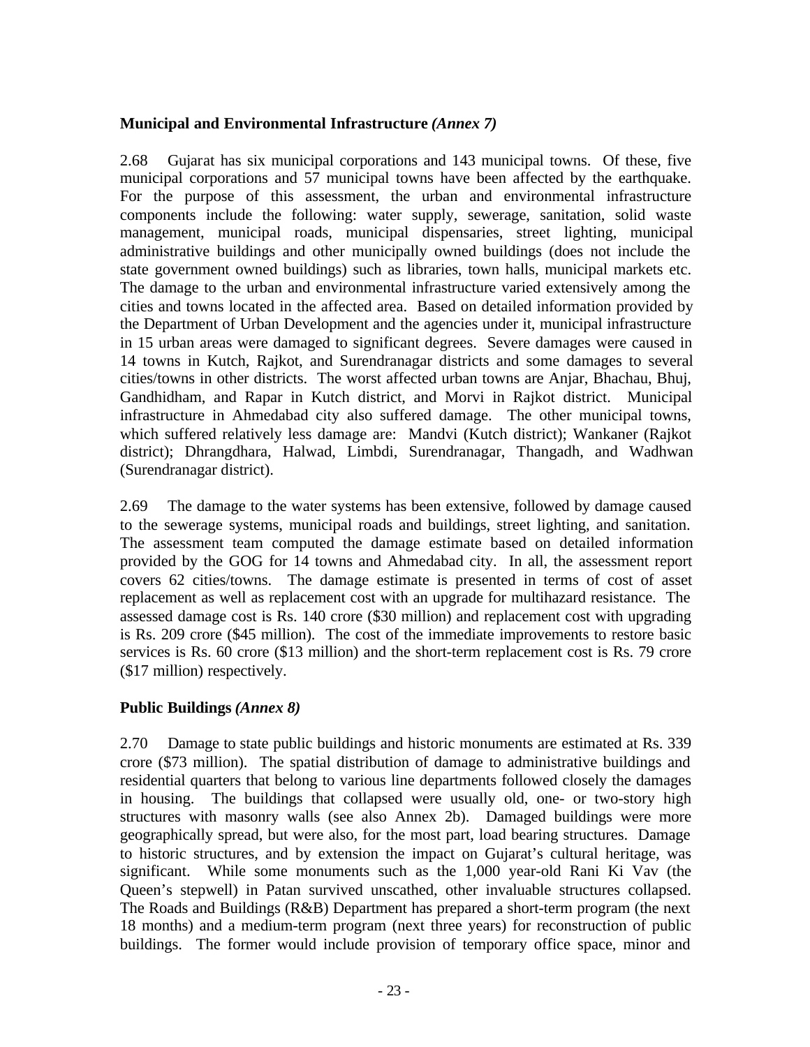**Municipal and Environmental Infrastructure** ***(Annex 7)***

2.68 Gujarat has six municipal corporations and 143 municipal towns. Of these, five municipal corporations and 57 municipal towns have been affected by the earthquake. For the purpose of this assessment, the urban and environmental infrastructure components include the following: water supply, sewerage, sanitation, solid waste management, municipal roads, municipal dispensaries, street lighting, municipal administrative buildings and other municipally owned buildings (does not include the state government owned buildings) such as libraries, town halls, municipal markets etc. The damage to the urban and environmental infrastructure varied extensively among the cities and towns located in the affected area. Based on detailed information provided by the Department of Urban Development and the agencies under it, municipal infrastructure in 15 urban areas were damaged to significant degrees. Severe damages were caused in 14 towns in Kutch, Rajkot, and Surendranagar districts and some damages to several cities/towns in other districts. The worst affected urban towns are Anjar, Bhachau, Bhuj, Gandhidham, and Rapar in Kutch district, and Morvi in Rajkot district. Municipal infrastructure in Ahmedabad city also suffered damage. The other municipal towns, which suffered relatively less damage are: Mandvi (Kutch district); Wankaner (Rajkot district); Dhrangdhara, Halwad, Limbdi, Surendranagar, Thangadh, and Wadhwan (Surendranagar district).

2.69 The damage to the water systems has been extensive, followed by damage caused to the sewerage systems, municipal roads and buildings, street lighting, and sanitation. The assessment team computed the damage estimate based on detailed information provided by the GOG for 14 towns and Ahmedabad city. In all, the assessment report covers 62 cities/towns. The damage estimate is presented in terms of cost of asset replacement as well as replacement cost with an upgrade for multihazard resistance. The assessed damage cost is Rs. 140 crore ($30 million) and replacement cost with upgrading is Rs. 209 crore ($45 million). The cost of the immediate improvements to restore basic services is Rs. 60 crore ($13 million) and the short-term replacement cost is Rs. 79 crore ($17 million) respectively.

**Public Buildings** ***(Annex 8)***

2.70 Damage to state public buildings and historic monuments are estimated at Rs. 339 crore ($73 million). The spatial distribution of damage to administrative buildings and residential quarters that belong to various line departments followed closely the damages in housing. The buildings that collapsed were usually old, one- or two-story high structures with masonry walls (see also Annex 2b). Damaged buildings were more geographically spread, but were also, for the most part, load bearing structures. Damage to historic structures, and by extension the impact on Gujarat's cultural heritage, was significant. While some monuments such as the 1,000 year-old Rani Ki Vav (the Queen's stepwell) in Patan survived unscathed, other invaluable structures collapsed. The Roads and Buildings (R&B) Department has prepared a short-term program (the next 18 months) and a medium-term program (next three years) for reconstruction of public buildings. The former would include provision of temporary office space, minor and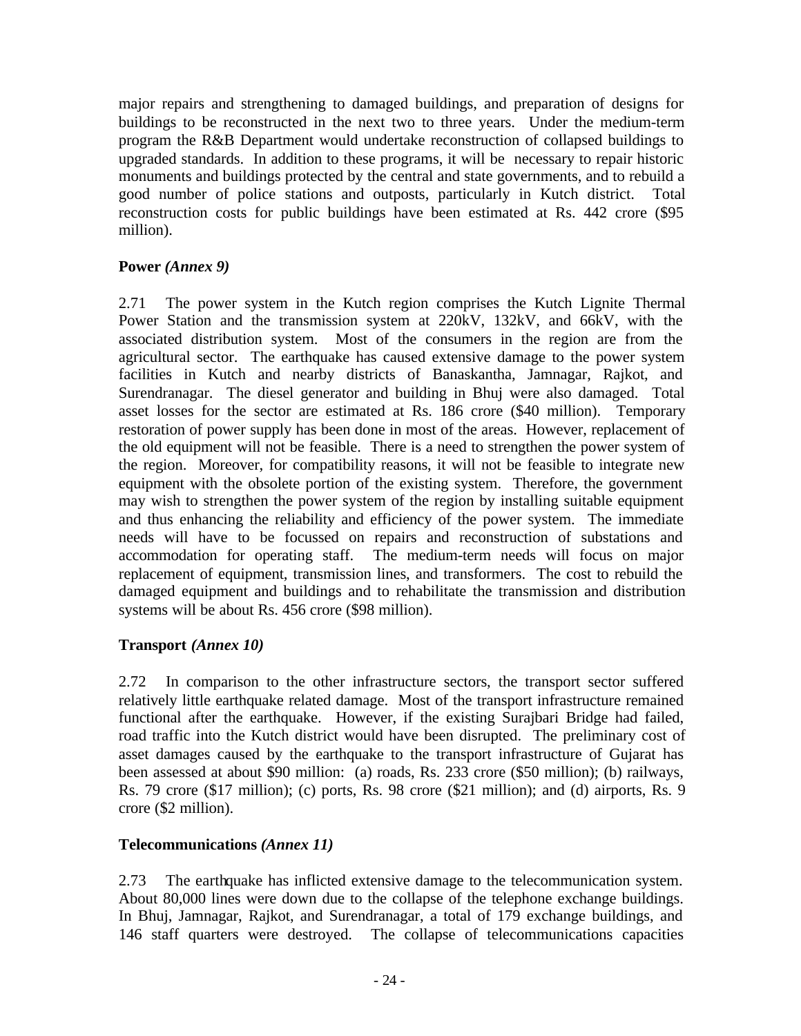major repairs and strengthening to damaged buildings, and preparation of designs for buildings to be reconstructed in the next two to three years. Under the medium-term program the R&B Department would undertake reconstruction of collapsed buildings to upgraded standards. In addition to these programs, it will be necessary to repair historic monuments and buildings protected by the central and state governments, and to rebuild a good number of police stations and outposts, particularly in Kutch district. Total reconstruction costs for public buildings have been estimated at Rs. 442 crore ($95 million).

**Power *(Annex 9)***

2.71 The power system in the Kutch region comprises the Kutch Lignite Thermal Power Station and the transmission system at 220kV, 132kV, and 66kV, with the associated distribution system. Most of the consumers in the region are from the agricultural sector. The earthquake has caused extensive damage to the power system facilities in Kutch and nearby districts of Banaskantha, Jamnagar, Rajkot, and Surendranagar. The diesel generator and building in Bhuj were also damaged. Total asset losses for the sector are estimated at Rs. 186 crore ($40 million). Temporary restoration of power supply has been done in most of the areas. However, replacement of the old equipment will not be feasible. There is a need to strengthen the power system of the region. Moreover, for compatibility reasons, it will not be feasible to integrate new equipment with the obsolete portion of the existing system. Therefore, the government may wish to strengthen the power system of the region by installing suitable equipment and thus enhancing the reliability and efficiency of the power system. The immediate needs will have to be focussed on repairs and reconstruction of substations and accommodation for operating staff. The medium-term needs will focus on major replacement of equipment, transmission lines, and transformers. The cost to rebuild the damaged equipment and buildings and to rehabilitate the transmission and distribution systems will be about Rs. 456 crore ($98 million).

**Transport *(Annex 10)***

2.72 In comparison to the other infrastructure sectors, the transport sector suffered relatively little earthquake related damage. Most of the transport infrastructure remained functional after the earthquake. However, if the existing Surajbari Bridge had failed, road traffic into the Kutch district would have been disrupted. The preliminary cost of asset damages caused by the earthquake to the transport infrastructure of Gujarat has been assessed at about $90 million: (a) roads, Rs. 233 crore ($50 million); (b) railways, Rs. 79 crore ($17 million); (c) ports, Rs. 98 crore ($21 million); and (d) airports, Rs. 9 crore ($2 million).

**Telecommunications *(Annex 11)***

2.73 The earthquake has inflicted extensive damage to the telecommunication system. About 80,000 lines were down due to the collapse of the telephone exchange buildings. In Bhuj, Jamnagar, Rajkot, and Surendranagar, a total of 179 exchange buildings, and 146 staff quarters were destroyed. The collapse of telecommunications capacities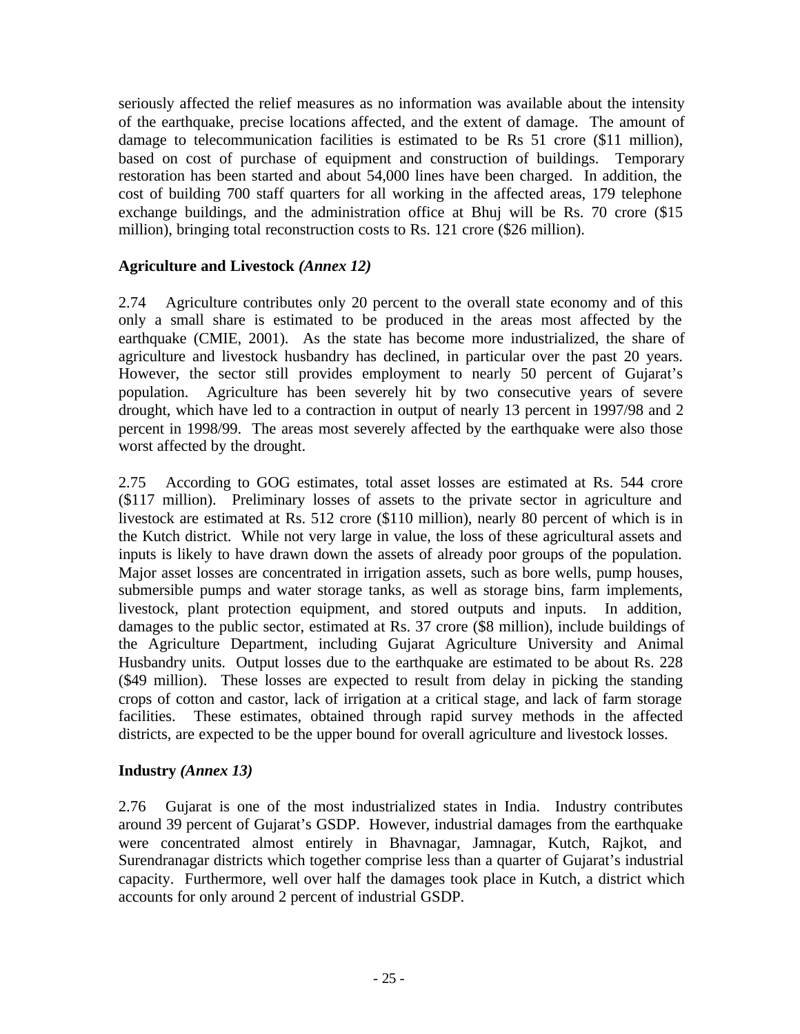seriously affected the relief measures as no information was available about the intensity of the earthquake, precise locations affected, and the extent of damage. The amount of damage to telecommunication facilities is estimated to be Rs 51 crore ($11 million), based on cost of purchase of equipment and construction of buildings. Temporary restoration has been started and about 54,000 lines have been charged. In addition, the cost of building 700 staff quarters for all working in the affected areas, 179 telephone exchange buildings, and the administration office at Bhuj will be Rs. 70 crore ($15 million), bringing total reconstruction costs to Rs. 121 crore ($26 million).

### Agriculture and Livestock *(Annex 12)*

2.74 Agriculture contributes only 20 percent to the overall state economy and of this only a small share is estimated to be produced in the areas most affected by the earthquake (CMIE, 2001). As the state has become more industrialized, the share of agriculture and livestock husbandry has declined, in particular over the past 20 years. However, the sector still provides employment to nearly 50 percent of Gujarat's population. Agriculture has been severely hit by two consecutive years of severe drought, which have led to a contraction in output of nearly 13 percent in 1997/98 and 2 percent in 1998/99. The areas most severely affected by the earthquake were also those worst affected by the drought.

2.75 According to GOG estimates, total asset losses are estimated at Rs. 544 crore ($117 million). Preliminary losses of assets to the private sector in agriculture and livestock are estimated at Rs. 512 crore ($110 million), nearly 80 percent of which is in the Kutch district. While not very large in value, the loss of these agricultural assets and inputs is likely to have drawn down the assets of already poor groups of the population. Major asset losses are concentrated in irrigation assets, such as bore wells, pump houses, submersible pumps and water storage tanks, as well as storage bins, farm implements, livestock, plant protection equipment, and stored outputs and inputs. In addition, damages to the public sector, estimated at Rs. 37 crore ($8 million), include buildings of the Agriculture Department, including Gujarat Agriculture University and Animal Husbandry units. Output losses due to the earthquake are estimated to be about Rs. 228 ($49 million). These losses are expected to result from delay in picking the standing crops of cotton and castor, lack of irrigation at a critical stage, and lack of farm storage facilities. These estimates, obtained through rapid survey methods in the affected districts, are expected to be the upper bound for overall agriculture and livestock losses.

### Industry *(Annex 13)*

2.76 Gujarat is one of the most industrialized states in India. Industry contributes around 39 percent of Gujarat's GSDP. However, industrial damages from the earthquake were concentrated almost entirely in Bhavnagar, Jamnagar, Kutch, Rajkot, and Surendranagar districts which together comprise less than a quarter of Gujarat's industrial capacity. Furthermore, well over half the damages took place in Kutch, a district which accounts for only around 2 percent of industrial GSDP.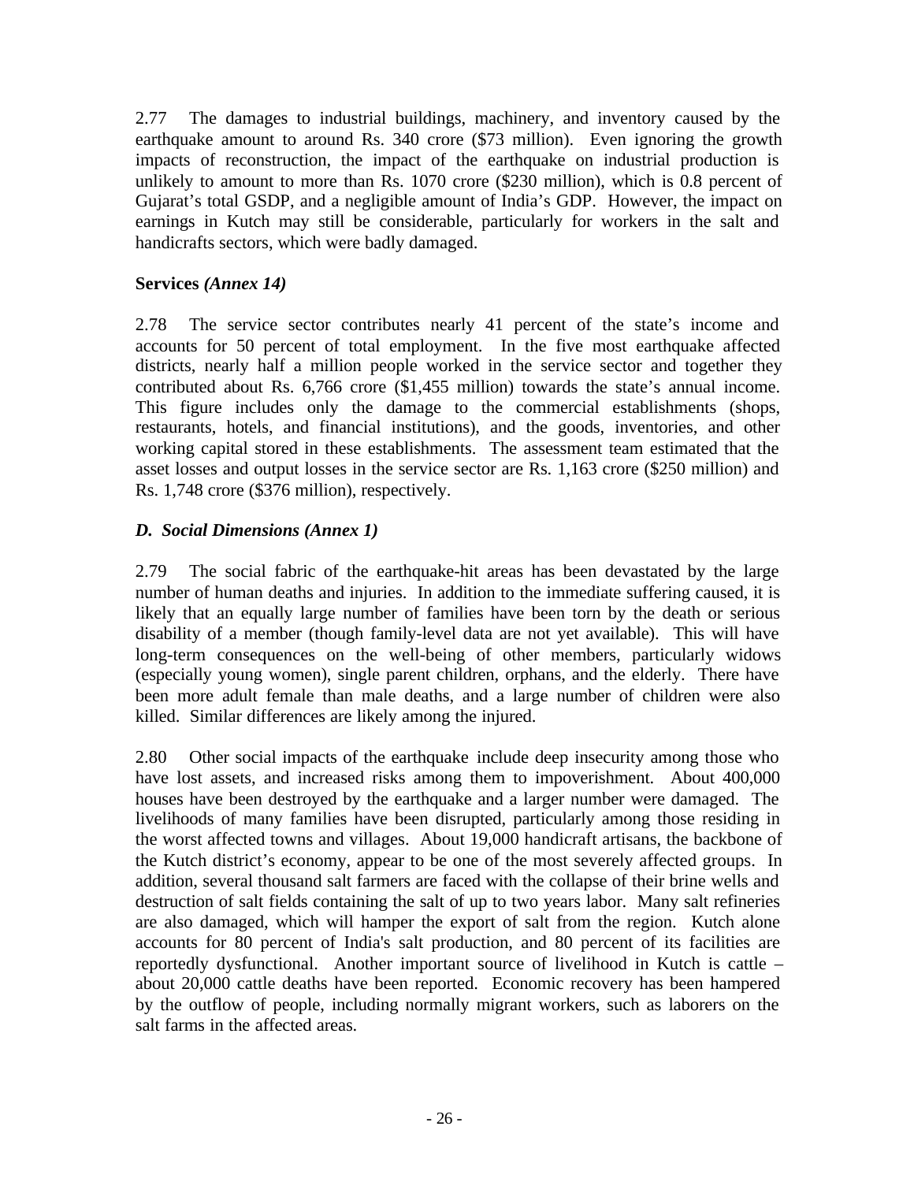2.77 The damages to industrial buildings, machinery, and inventory caused by the earthquake amount to around Rs. 340 crore ($73 million). Even ignoring the growth impacts of reconstruction, the impact of the earthquake on industrial production is unlikely to amount to more than Rs. 1070 crore ($230 million), which is 0.8 percent of Gujarat's total GSDP, and a negligible amount of India's GDP. However, the impact on earnings in Kutch may still be considerable, particularly for workers in the salt and handicrafts sectors, which were badly damaged.

**Services *(Annex 14)***

2.78 The service sector contributes nearly 41 percent of the state's income and accounts for 50 percent of total employment. In the five most earthquake affected districts, nearly half a million people worked in the service sector and together they contributed about Rs. 6,766 crore ($1,455 million) towards the state's annual income. This figure includes only the damage to the commercial establishments (shops, restaurants, hotels, and financial institutions), and the goods, inventories, and other working capital stored in these establishments. The assessment team estimated that the asset losses and output losses in the service sector are Rs. 1,163 crore ($250 million) and Rs. 1,748 crore ($376 million), respectively.

***D. Social Dimensions (Annex 1)***

2.79 The social fabric of the earthquake-hit areas has been devastated by the large number of human deaths and injuries. In addition to the immediate suffering caused, it is likely that an equally large number of families have been torn by the death or serious disability of a member (though family-level data are not yet available). This will have long-term consequences on the well-being of other members, particularly widows (especially young women), single parent children, orphans, and the elderly. There have been more adult female than male deaths, and a large number of children were also killed. Similar differences are likely among the injured.

2.80 Other social impacts of the earthquake include deep insecurity among those who have lost assets, and increased risks among them to impoverishment. About 400,000 houses have been destroyed by the earthquake and a larger number were damaged. The livelihoods of many families have been disrupted, particularly among those residing in the worst affected towns and villages. About 19,000 handicraft artisans, the backbone of the Kutch district's economy, appear to be one of the most severely affected groups. In addition, several thousand salt farmers are faced with the collapse of their brine wells and destruction of salt fields containing the salt of up to two years labor. Many salt refineries are also damaged, which will hamper the export of salt from the region. Kutch alone accounts for 80 percent of India's salt production, and 80 percent of its facilities are reportedly dysfunctional. Another important source of livelihood in Kutch is cattle – about 20,000 cattle deaths have been reported. Economic recovery has been hampered by the outflow of people, including normally migrant workers, such as laborers on the salt farms in the affected areas.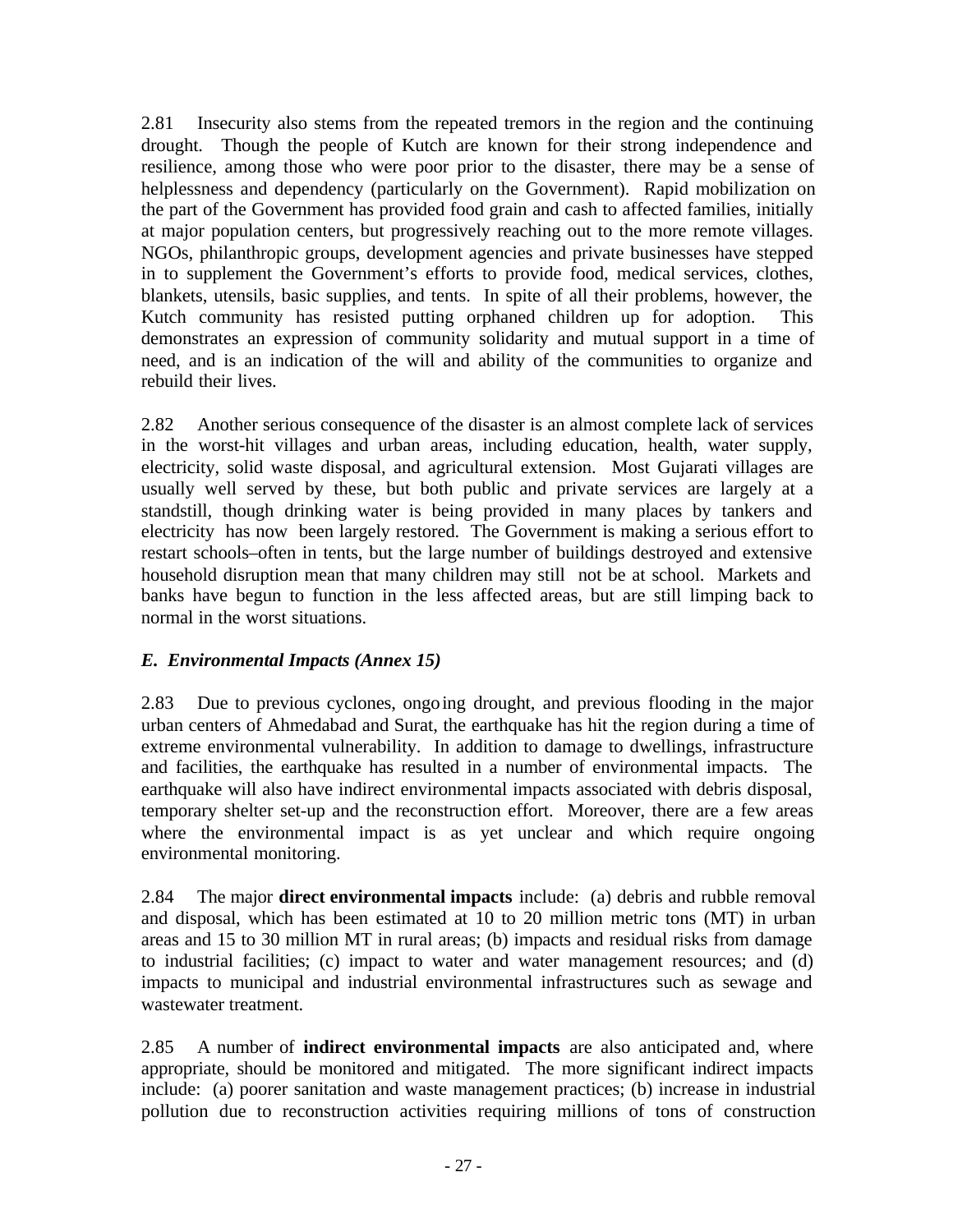2.81 Insecurity also stems from the repeated tremors in the region and the continuing drought. Though the people of Kutch are known for their strong independence and resilience, among those who were poor prior to the disaster, there may be a sense of helplessness and dependency (particularly on the Government). Rapid mobilization on the part of the Government has provided food grain and cash to affected families, initially at major population centers, but progressively reaching out to the more remote villages. NGOs, philanthropic groups, development agencies and private businesses have stepped in to supplement the Government's efforts to provide food, medical services, clothes, blankets, utensils, basic supplies, and tents. In spite of all their problems, however, the Kutch community has resisted putting orphaned children up for adoption. This demonstrates an expression of community solidarity and mutual support in a time of need, and is an indication of the will and ability of the communities to organize and rebuild their lives.

2.82 Another serious consequence of the disaster is an almost complete lack of services in the worst-hit villages and urban areas, including education, health, water supply, electricity, solid waste disposal, and agricultural extension. Most Gujarati villages are usually well served by these, but both public and private services are largely at a standstill, though drinking water is being provided in many places by tankers and electricity has now been largely restored. The Government is making a serious effort to restart schools–often in tents, but the large number of buildings destroyed and extensive household disruption mean that many children may still not be at school. Markets and banks have begun to function in the less affected areas, but are still limping back to normal in the worst situations.

### *E. Environmental Impacts (Annex 15)*

2.83 Due to previous cyclones, ongoing drought, and previous flooding in the major urban centers of Ahmedabad and Surat, the earthquake has hit the region during a time of extreme environmental vulnerability. In addition to damage to dwellings, infrastructure and facilities, the earthquake has resulted in a number of environmental impacts. The earthquake will also have indirect environmental impacts associated with debris disposal, temporary shelter set-up and the reconstruction effort. Moreover, there are a few areas where the environmental impact is as yet unclear and which require ongoing environmental monitoring.

2.84 The major **direct environmental impacts** include: (a) debris and rubble removal and disposal, which has been estimated at 10 to 20 million metric tons (MT) in urban areas and 15 to 30 million MT in rural areas; (b) impacts and residual risks from damage to industrial facilities; (c) impact to water and water management resources; and (d) impacts to municipal and industrial environmental infrastructures such as sewage and wastewater treatment.

2.85 A number of **indirect environmental impacts** are also anticipated and, where appropriate, should be monitored and mitigated. The more significant indirect impacts include: (a) poorer sanitation and waste management practices; (b) increase in industrial pollution due to reconstruction activities requiring millions of tons of construction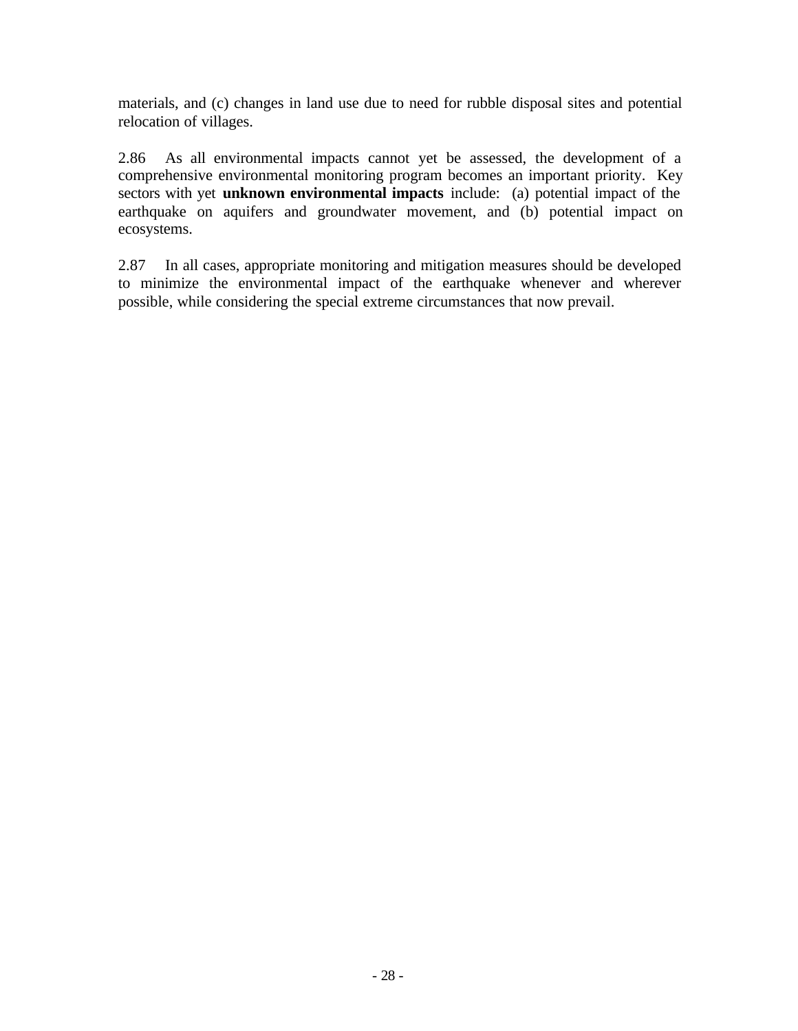materials, and (c) changes in land use due to need for rubble disposal sites and potential relocation of villages.

2.86 As all environmental impacts cannot yet be assessed, the development of a comprehensive environmental monitoring program becomes an important priority. Key sectors with yet **unknown environmental impacts** include: (a) potential impact of the earthquake on aquifers and groundwater movement, and (b) potential impact on ecosystems.

2.87 In all cases, appropriate monitoring and mitigation measures should be developed to minimize the environmental impact of the earthquake whenever and wherever possible, while considering the special extreme circumstances that now prevail.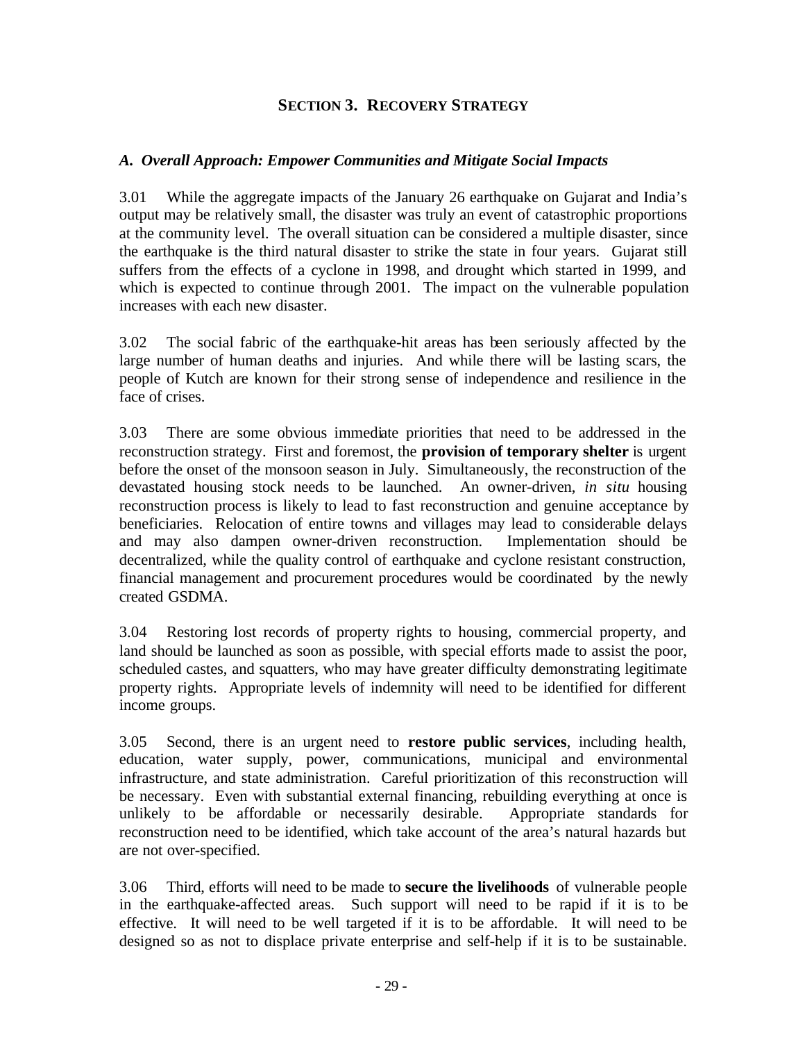# SECTION 3. RECOVERY STRATEGY

## *A. Overall Approach: Empower Communities and Mitigate Social Impacts*

3.01 While the aggregate impacts of the January 26 earthquake on Gujarat and India's output may be relatively small, the disaster was truly an event of catastrophic proportions at the community level. The overall situation can be considered a multiple disaster, since the earthquake is the third natural disaster to strike the state in four years. Gujarat still suffers from the effects of a cyclone in 1998, and drought which started in 1999, and which is expected to continue through 2001. The impact on the vulnerable population increases with each new disaster.

3.02 The social fabric of the earthquake-hit areas has been seriously affected by the large number of human deaths and injuries. And while there will be lasting scars, the people of Kutch are known for their strong sense of independence and resilience in the face of crises.

3.03 There are some obvious immediate priorities that need to be addressed in the reconstruction strategy. First and foremost, the **provision of temporary shelter** is urgent before the onset of the monsoon season in July. Simultaneously, the reconstruction of the devastated housing stock needs to be launched. An owner-driven, *in situ* housing reconstruction process is likely to lead to fast reconstruction and genuine acceptance by beneficiaries. Relocation of entire towns and villages may lead to considerable delays and may also dampen owner-driven reconstruction. Implementation should be decentralized, while the quality control of earthquake and cyclone resistant construction, financial management and procurement procedures would be coordinated by the newly created GSDMA.

3.04 Restoring lost records of property rights to housing, commercial property, and land should be launched as soon as possible, with special efforts made to assist the poor, scheduled castes, and squatters, who may have greater difficulty demonstrating legitimate property rights. Appropriate levels of indemnity will need to be identified for different income groups.

3.05 Second, there is an urgent need to **restore public services**, including health, education, water supply, power, communications, municipal and environmental infrastructure, and state administration. Careful prioritization of this reconstruction will be necessary. Even with substantial external financing, rebuilding everything at once is unlikely to be affordable or necessarily desirable. Appropriate standards for reconstruction need to be identified, which take account of the area's natural hazards but are not over-specified.

3.06 Third, efforts will need to be made to **secure the livelihoods** of vulnerable people in the earthquake-affected areas. Such support will need to be rapid if it is to be effective. It will need to be well targeted if it is to be affordable. It will need to be designed so as not to displace private enterprise and self-help if it is to be sustainable.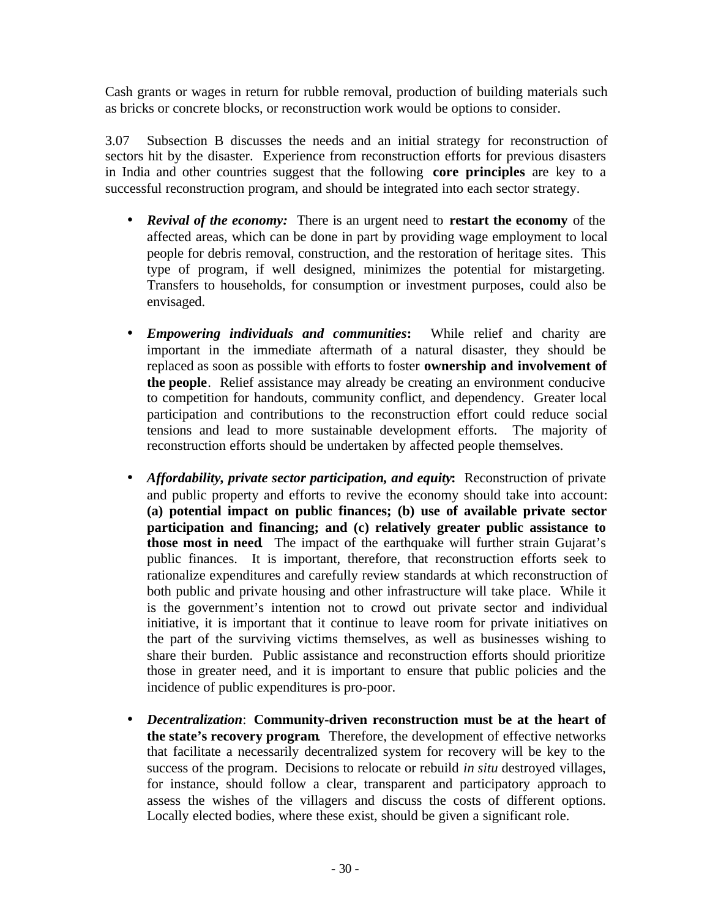Cash grants or wages in return for rubble removal, production of building materials such as bricks or concrete blocks, or reconstruction work would be options to consider.

3.07 Subsection B discusses the needs and an initial strategy for reconstruction of sectors hit by the disaster. Experience from reconstruction efforts for previous disasters in India and other countries suggest that the following **core principles** are key to a successful reconstruction program, and should be integrated into each sector strategy.

- ***Revival of the economy:*** There is an urgent need to **restart the economy** of the affected areas, which can be done in part by providing wage employment to local people for debris removal, construction, and the restoration of heritage sites. This type of program, if well designed, minimizes the potential for mistargeting. Transfers to households, for consumption or investment purposes, could also be envisaged.

- ***Empowering individuals and communities*****:** While relief and charity are important in the immediate aftermath of a natural disaster, they should be replaced as soon as possible with efforts to foster **ownership and involvement of the people**. Relief assistance may already be creating an environment conducive to competition for handouts, community conflict, and dependency. Greater local participation and contributions to the reconstruction effort could reduce social tensions and lead to more sustainable development efforts. The majority of reconstruction efforts should be undertaken by affected people themselves.

- ***Affordability, private sector participation, and equity*****:** Reconstruction of private and public property and efforts to revive the economy should take into account: **(a) potential impact on public finances; (b) use of available private sector participation and financing; and (c) relatively greater public assistance to those most in need**. The impact of the earthquake will further strain Gujarat's public finances. It is important, therefore, that reconstruction efforts seek to rationalize expenditures and carefully review standards at which reconstruction of both public and private housing and other infrastructure will take place. While it is the government's intention not to crowd out private sector and individual initiative, it is important that it continue to leave room for private initiatives on the part of the surviving victims themselves, as well as businesses wishing to share their burden. Public assistance and reconstruction efforts should prioritize those in greater need, and it is important to ensure that public policies and the incidence of public expenditures is pro-poor.

- ***Decentralization***: **Community-driven reconstruction must be at the heart of the state's recovery program**. Therefore, the development of effective networks that facilitate a necessarily decentralized system for recovery will be key to the success of the program. Decisions to relocate or rebuild *in situ* destroyed villages, for instance, should follow a clear, transparent and participatory approach to assess the wishes of the villagers and discuss the costs of different options. Locally elected bodies, where these exist, should be given a significant role.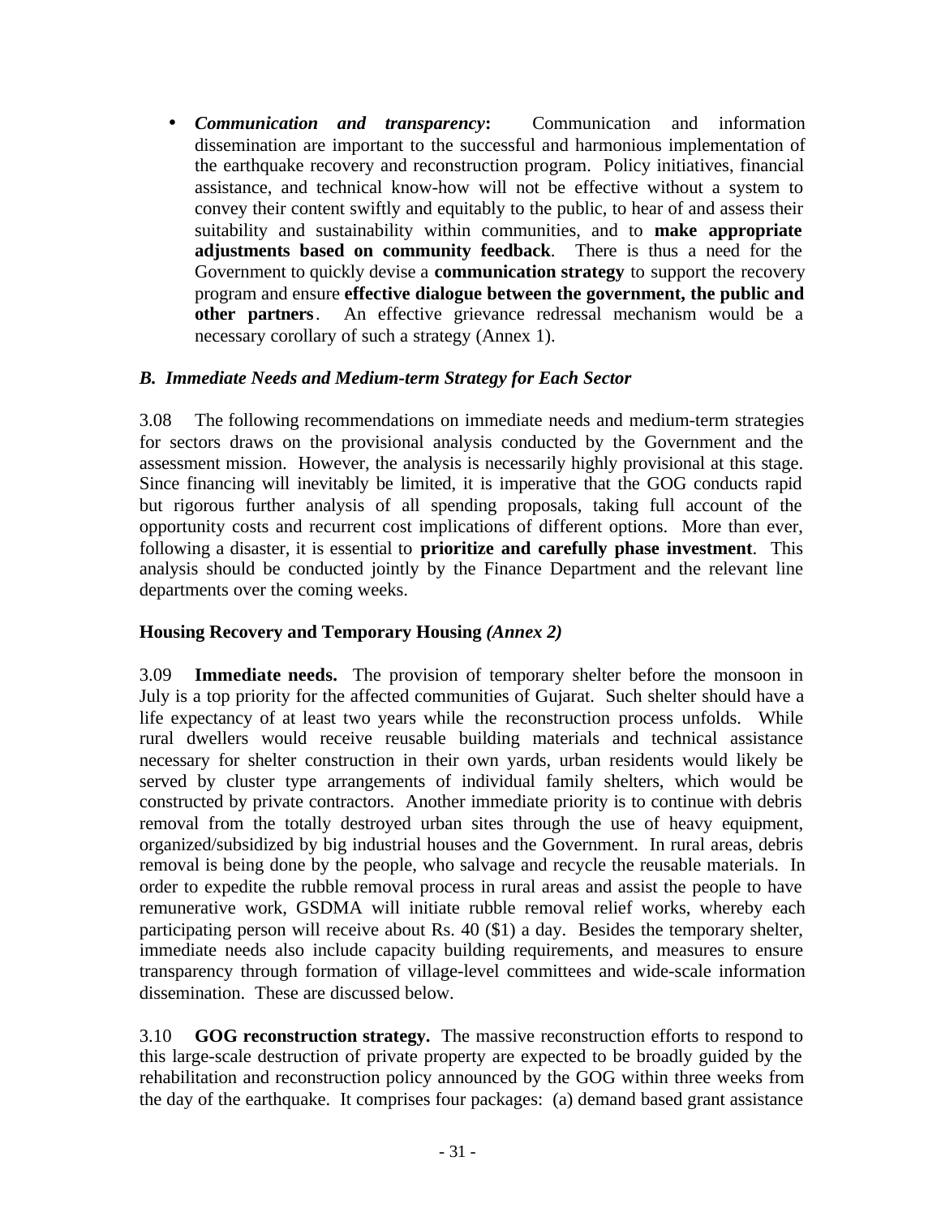- ***Communication and transparency*:** Communication and information dissemination are important to the successful and harmonious implementation of the earthquake recovery and reconstruction program. Policy initiatives, financial assistance, and technical know-how will not be effective without a system to convey their content swiftly and equitably to the public, to hear of and assess their suitability and sustainability within communities, and to **make appropriate adjustments based on community feedback**. There is thus a need for the Government to quickly devise a **communication strategy** to support the recovery program and ensure **effective dialogue between the government, the public and other partners**. An effective grievance redressal mechanism would be a necessary corollary of such a strategy (Annex 1).

### *B. Immediate Needs and Medium-term Strategy for Each Sector*

3.08 The following recommendations on immediate needs and medium-term strategies for sectors draws on the provisional analysis conducted by the Government and the assessment mission. However, the analysis is necessarily highly provisional at this stage. Since financing will inevitably be limited, it is imperative that the GOG conducts rapid but rigorous further analysis of all spending proposals, taking full account of the opportunity costs and recurrent cost implications of different options. More than ever, following a disaster, it is essential to **prioritize and carefully phase investment**. This analysis should be conducted jointly by the Finance Department and the relevant line departments over the coming weeks.

#### **Housing Recovery and Temporary Housing** *(Annex 2)*

3.09 **Immediate needs.** The provision of temporary shelter before the monsoon in July is a top priority for the affected communities of Gujarat. Such shelter should have a life expectancy of at least two years while the reconstruction process unfolds. While rural dwellers would receive reusable building materials and technical assistance necessary for shelter construction in their own yards, urban residents would likely be served by cluster type arrangements of individual family shelters, which would be constructed by private contractors. Another immediate priority is to continue with debris removal from the totally destroyed urban sites through the use of heavy equipment, organized/subsidized by big industrial houses and the Government. In rural areas, debris removal is being done by the people, who salvage and recycle the reusable materials. In order to expedite the rubble removal process in rural areas and assist the people to have remunerative work, GSDMA will initiate rubble removal relief works, whereby each participating person will receive about Rs. 40 ($1) a day. Besides the temporary shelter, immediate needs also include capacity building requirements, and measures to ensure transparency through formation of village-level committees and wide-scale information dissemination. These are discussed below.

3.10 **GOG reconstruction strategy.** The massive reconstruction efforts to respond to this large-scale destruction of private property are expected to be broadly guided by the rehabilitation and reconstruction policy announced by the GOG within three weeks from the day of the earthquake. It comprises four packages: (a) demand based grant assistance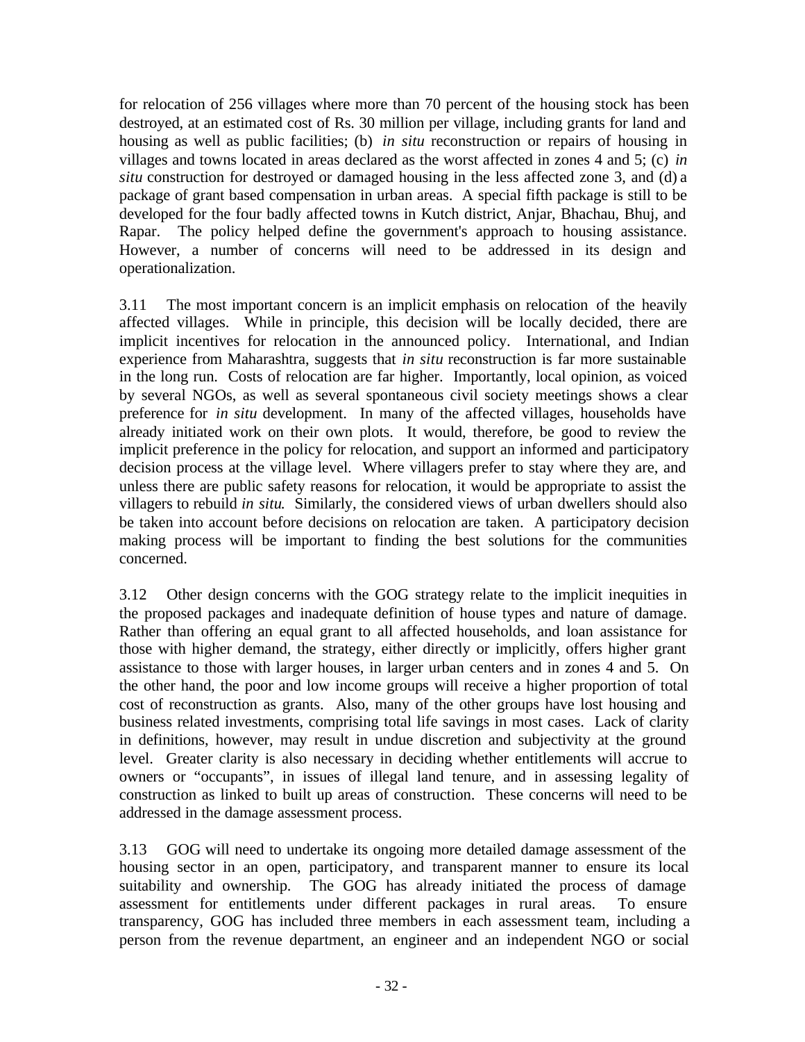for relocation of 256 villages where more than 70 percent of the housing stock has been destroyed, at an estimated cost of Rs. 30 million per village, including grants for land and housing as well as public facilities; (b) *in situ* reconstruction or repairs of housing in villages and towns located in areas declared as the worst affected in zones 4 and 5; (c) *in situ* construction for destroyed or damaged housing in the less affected zone 3, and (d) a package of grant based compensation in urban areas. A special fifth package is still to be developed for the four badly affected towns in Kutch district, Anjar, Bhachau, Bhuj, and Rapar. The policy helped define the government's approach to housing assistance. However, a number of concerns will need to be addressed in its design and operationalization.

3.11 The most important concern is an implicit emphasis on relocation of the heavily affected villages. While in principle, this decision will be locally decided, there are implicit incentives for relocation in the announced policy. International, and Indian experience from Maharashtra, suggests that *in situ* reconstruction is far more sustainable in the long run. Costs of relocation are far higher. Importantly, local opinion, as voiced by several NGOs, as well as several spontaneous civil society meetings shows a clear preference for *in situ* development. In many of the affected villages, households have already initiated work on their own plots. It would, therefore, be good to review the implicit preference in the policy for relocation, and support an informed and participatory decision process at the village level. Where villagers prefer to stay where they are, and unless there are public safety reasons for relocation, it would be appropriate to assist the villagers to rebuild *in situ*. Similarly, the considered views of urban dwellers should also be taken into account before decisions on relocation are taken. A participatory decision making process will be important to finding the best solutions for the communities concerned.

3.12 Other design concerns with the GOG strategy relate to the implicit inequities in the proposed packages and inadequate definition of house types and nature of damage. Rather than offering an equal grant to all affected households, and loan assistance for those with higher demand, the strategy, either directly or implicitly, offers higher grant assistance to those with larger houses, in larger urban centers and in zones 4 and 5. On the other hand, the poor and low income groups will receive a higher proportion of total cost of reconstruction as grants. Also, many of the other groups have lost housing and business related investments, comprising total life savings in most cases. Lack of clarity in definitions, however, may result in undue discretion and subjectivity at the ground level. Greater clarity is also necessary in deciding whether entitlements will accrue to owners or "occupants", in issues of illegal land tenure, and in assessing legality of construction as linked to built up areas of construction. These concerns will need to be addressed in the damage assessment process.

3.13 GOG will need to undertake its ongoing more detailed damage assessment of the housing sector in an open, participatory, and transparent manner to ensure its local suitability and ownership. The GOG has already initiated the process of damage assessment for entitlements under different packages in rural areas. To ensure transparency, GOG has included three members in each assessment team, including a person from the revenue department, an engineer and an independent NGO or social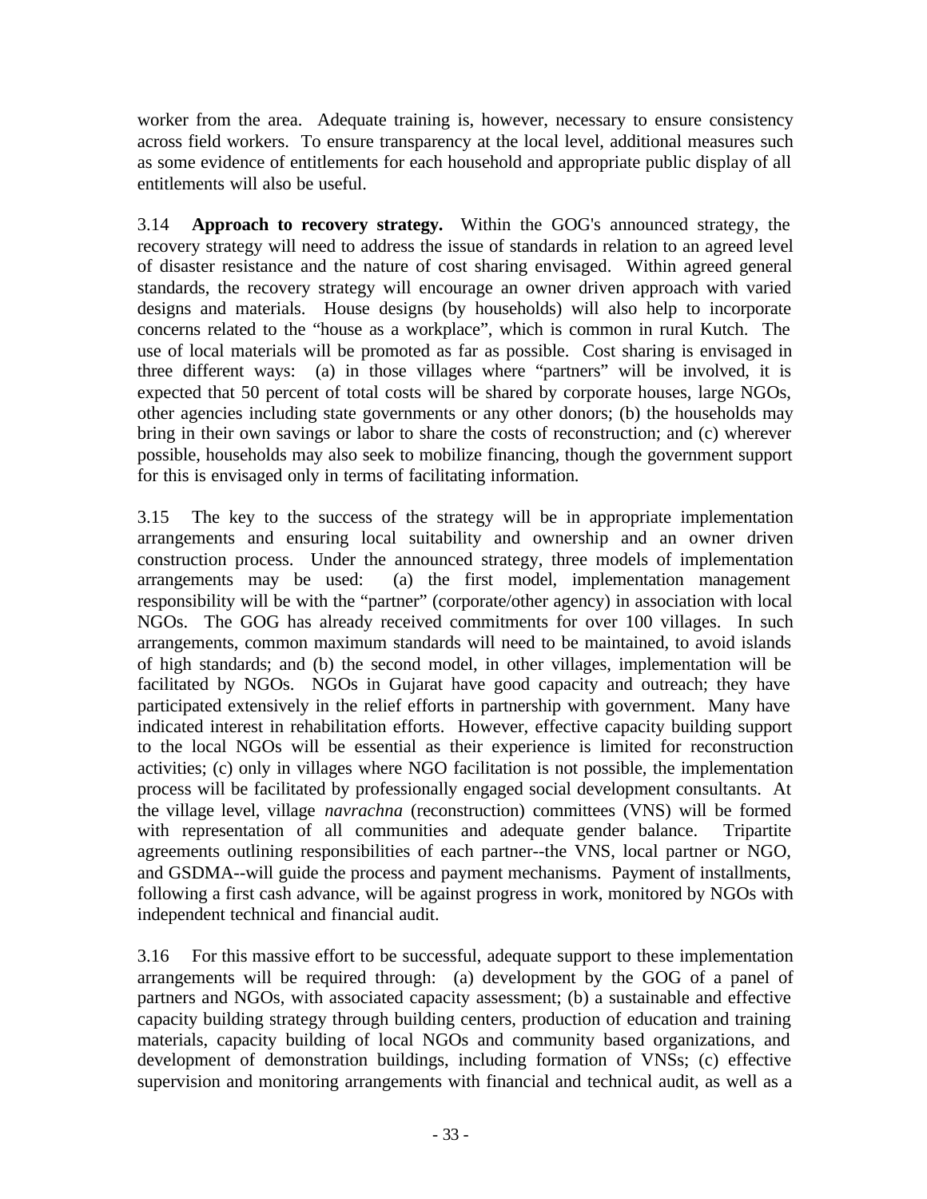worker from the area. Adequate training is, however, necessary to ensure consistency across field workers. To ensure transparency at the local level, additional measures such as some evidence of entitlements for each household and appropriate public display of all entitlements will also be useful.

3.14 **Approach to recovery strategy.** Within the GOG's announced strategy, the recovery strategy will need to address the issue of standards in relation to an agreed level of disaster resistance and the nature of cost sharing envisaged. Within agreed general standards, the recovery strategy will encourage an owner driven approach with varied designs and materials. House designs (by households) will also help to incorporate concerns related to the "house as a workplace", which is common in rural Kutch. The use of local materials will be promoted as far as possible. Cost sharing is envisaged in three different ways: (a) in those villages where "partners" will be involved, it is expected that 50 percent of total costs will be shared by corporate houses, large NGOs, other agencies including state governments or any other donors; (b) the households may bring in their own savings or labor to share the costs of reconstruction; and (c) wherever possible, households may also seek to mobilize financing, though the government support for this is envisaged only in terms of facilitating information.

3.15 The key to the success of the strategy will be in appropriate implementation arrangements and ensuring local suitability and ownership and an owner driven construction process. Under the announced strategy, three models of implementation arrangements may be used: (a) the first model, implementation management responsibility will be with the "partner" (corporate/other agency) in association with local NGOs. The GOG has already received commitments for over 100 villages. In such arrangements, common maximum standards will need to be maintained, to avoid islands of high standards; and (b) the second model, in other villages, implementation will be facilitated by NGOs. NGOs in Gujarat have good capacity and outreach; they have participated extensively in the relief efforts in partnership with government. Many have indicated interest in rehabilitation efforts. However, effective capacity building support to the local NGOs will be essential as their experience is limited for reconstruction activities; (c) only in villages where NGO facilitation is not possible, the implementation process will be facilitated by professionally engaged social development consultants. At the village level, village *navrachna* (reconstruction) committees (VNS) will be formed with representation of all communities and adequate gender balance. Tripartite agreements outlining responsibilities of each partner--the VNS, local partner or NGO, and GSDMA--will guide the process and payment mechanisms. Payment of installments, following a first cash advance, will be against progress in work, monitored by NGOs with independent technical and financial audit.

3.16 For this massive effort to be successful, adequate support to these implementation arrangements will be required through: (a) development by the GOG of a panel of partners and NGOs, with associated capacity assessment; (b) a sustainable and effective capacity building strategy through building centers, production of education and training materials, capacity building of local NGOs and community based organizations, and development of demonstration buildings, including formation of VNSs; (c) effective supervision and monitoring arrangements with financial and technical audit, as well as a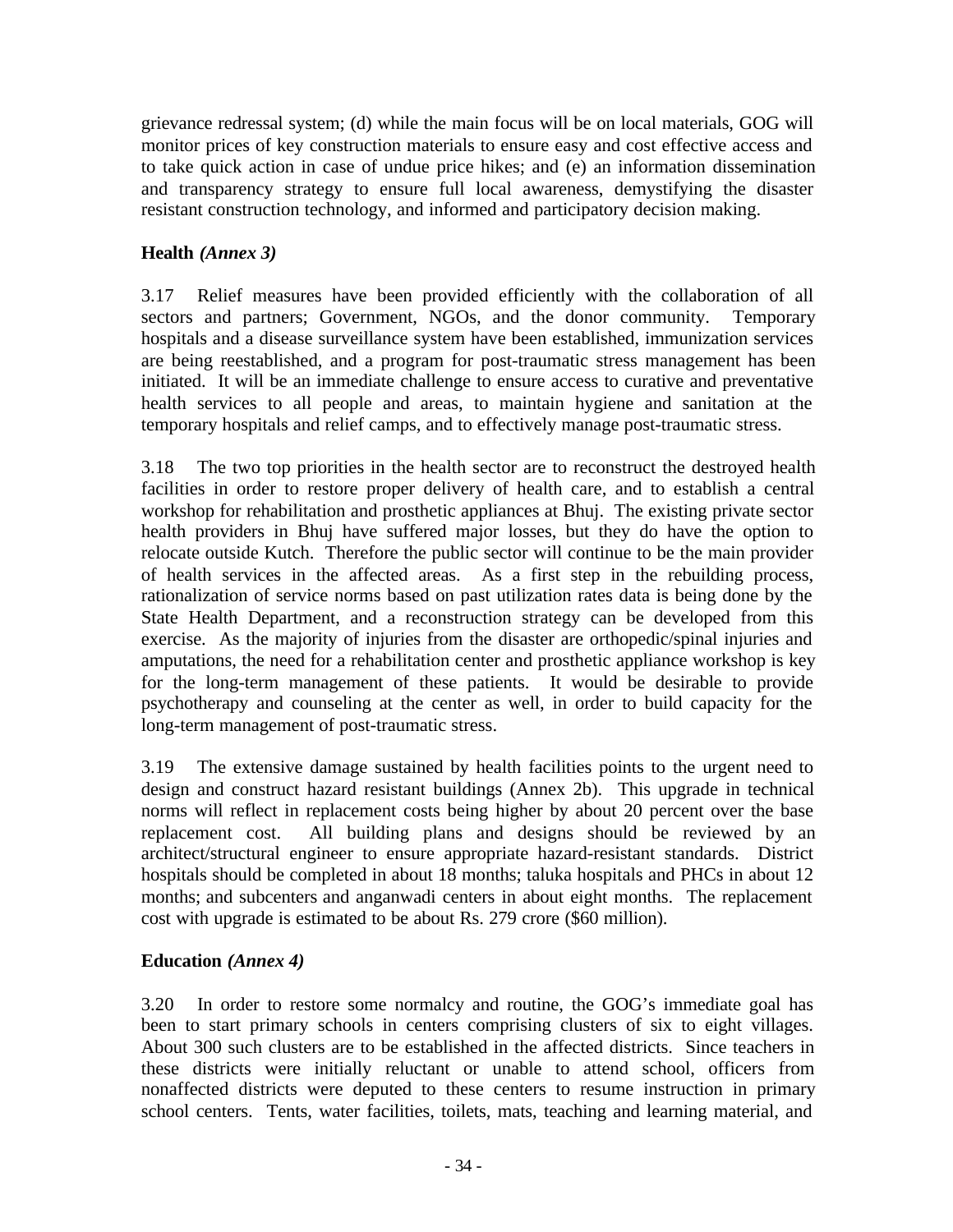grievance redressal system; (d) while the main focus will be on local materials, GOG will monitor prices of key construction materials to ensure easy and cost effective access and to take quick action in case of undue price hikes; and (e) an information dissemination and transparency strategy to ensure full local awareness, demystifying the disaster resistant construction technology, and informed and participatory decision making.

### Health *(Annex 3)*

3.17 Relief measures have been provided efficiently with the collaboration of all sectors and partners; Government, NGOs, and the donor community. Temporary hospitals and a disease surveillance system have been established, immunization services are being reestablished, and a program for post-traumatic stress management has been initiated. It will be an immediate challenge to ensure access to curative and preventative health services to all people and areas, to maintain hygiene and sanitation at the temporary hospitals and relief camps, and to effectively manage post-traumatic stress.

3.18 The two top priorities in the health sector are to reconstruct the destroyed health facilities in order to restore proper delivery of health care, and to establish a central workshop for rehabilitation and prosthetic appliances at Bhuj. The existing private sector health providers in Bhuj have suffered major losses, but they do have the option to relocate outside Kutch. Therefore the public sector will continue to be the main provider of health services in the affected areas. As a first step in the rebuilding process, rationalization of service norms based on past utilization rates data is being done by the State Health Department, and a reconstruction strategy can be developed from this exercise. As the majority of injuries from the disaster are orthopedic/spinal injuries and amputations, the need for a rehabilitation center and prosthetic appliance workshop is key for the long-term management of these patients. It would be desirable to provide psychotherapy and counseling at the center as well, in order to build capacity for the long-term management of post-traumatic stress.

3.19 The extensive damage sustained by health facilities points to the urgent need to design and construct hazard resistant buildings (Annex 2b). This upgrade in technical norms will reflect in replacement costs being higher by about 20 percent over the base replacement cost. All building plans and designs should be reviewed by an architect/structural engineer to ensure appropriate hazard-resistant standards. District hospitals should be completed in about 18 months; taluka hospitals and PHCs in about 12 months; and subcenters and anganwadi centers in about eight months. The replacement cost with upgrade is estimated to be about Rs. 279 crore ($60 million).

### Education *(Annex 4)*

3.20 In order to restore some normalcy and routine, the GOG's immediate goal has been to start primary schools in centers comprising clusters of six to eight villages. About 300 such clusters are to be established in the affected districts. Since teachers in these districts were initially reluctant or unable to attend school, officers from nonaffected districts were deputed to these centers to resume instruction in primary school centers. Tents, water facilities, toilets, mats, teaching and learning material, and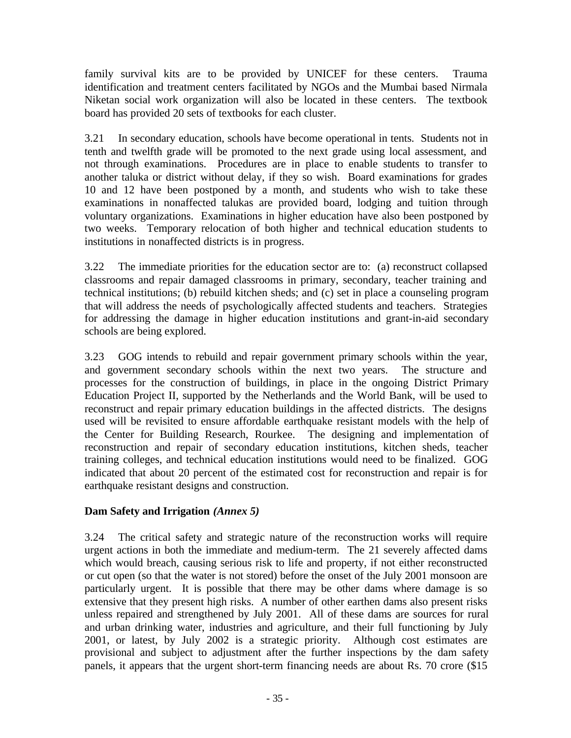family survival kits are to be provided by UNICEF for these centers. Trauma identification and treatment centers facilitated by NGOs and the Mumbai based Nirmala Niketan social work organization will also be located in these centers. The textbook board has provided 20 sets of textbooks for each cluster.

3.21 In secondary education, schools have become operational in tents. Students not in tenth and twelfth grade will be promoted to the next grade using local assessment, and not through examinations. Procedures are in place to enable students to transfer to another taluka or district without delay, if they so wish. Board examinations for grades 10 and 12 have been postponed by a month, and students who wish to take these examinations in nonaffected talukas are provided board, lodging and tuition through voluntary organizations. Examinations in higher education have also been postponed by two weeks. Temporary relocation of both higher and technical education students to institutions in nonaffected districts is in progress.

3.22 The immediate priorities for the education sector are to: (a) reconstruct collapsed classrooms and repair damaged classrooms in primary, secondary, teacher training and technical institutions; (b) rebuild kitchen sheds; and (c) set in place a counseling program that will address the needs of psychologically affected students and teachers. Strategies for addressing the damage in higher education institutions and grant-in-aid secondary schools are being explored.

3.23 GOG intends to rebuild and repair government primary schools within the year, and government secondary schools within the next two years. The structure and processes for the construction of buildings, in place in the ongoing District Primary Education Project II, supported by the Netherlands and the World Bank, will be used to reconstruct and repair primary education buildings in the affected districts. The designs used will be revisited to ensure affordable earthquake resistant models with the help of the Center for Building Research, Rourkee. The designing and implementation of reconstruction and repair of secondary education institutions, kitchen sheds, teacher training colleges, and technical education institutions would need to be finalized. GOG indicated that about 20 percent of the estimated cost for reconstruction and repair is for earthquake resistant designs and construction.

**Dam Safety and Irrigation** ***(Annex 5)***

3.24 The critical safety and strategic nature of the reconstruction works will require urgent actions in both the immediate and medium-term. The 21 severely affected dams which would breach, causing serious risk to life and property, if not either reconstructed or cut open (so that the water is not stored) before the onset of the July 2001 monsoon are particularly urgent. It is possible that there may be other dams where damage is so extensive that they present high risks. A number of other earthen dams also present risks unless repaired and strengthened by July 2001. All of these dams are sources for rural and urban drinking water, industries and agriculture, and their full functioning by July 2001, or latest, by July 2002 is a strategic priority. Although cost estimates are provisional and subject to adjustment after the further inspections by the dam safety panels, it appears that the urgent short-term financing needs are about Rs. 70 crore ($15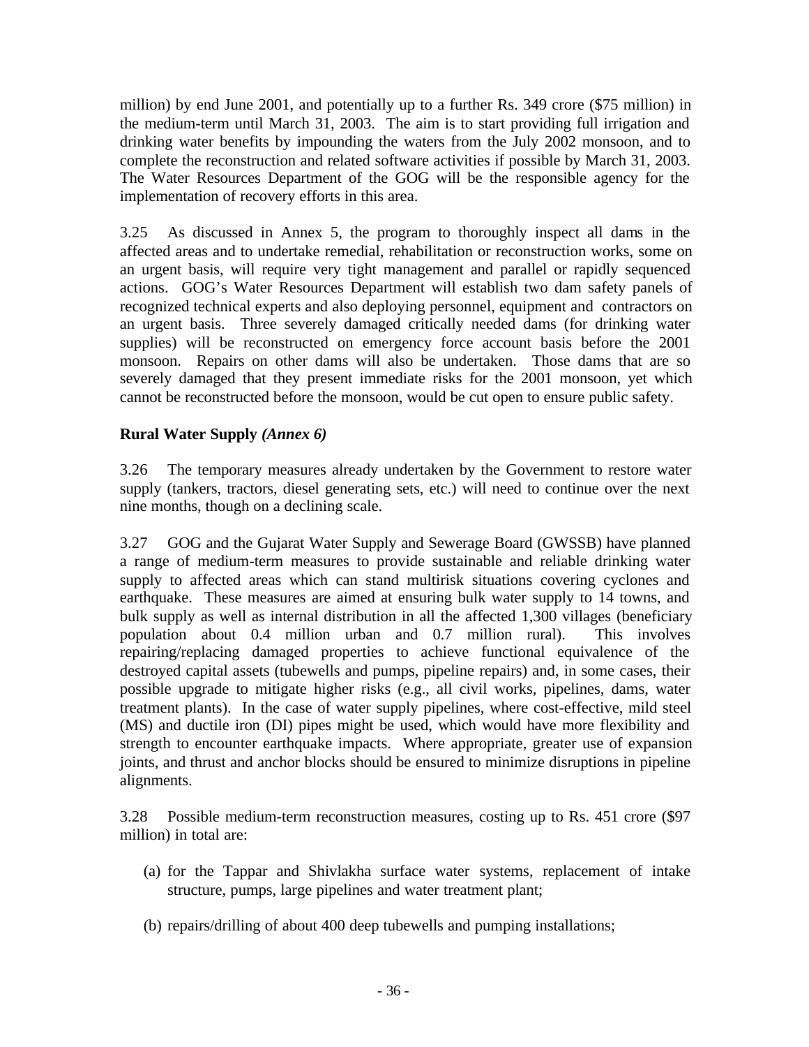million) by end June 2001, and potentially up to a further Rs. 349 crore ($75 million) in the medium-term until March 31, 2003. The aim is to start providing full irrigation and drinking water benefits by impounding the waters from the July 2002 monsoon, and to complete the reconstruction and related software activities if possible by March 31, 2003. The Water Resources Department of the GOG will be the responsible agency for the implementation of recovery efforts in this area.

3.25 As discussed in Annex 5, the program to thoroughly inspect all dams in the affected areas and to undertake remedial, rehabilitation or reconstruction works, some on an urgent basis, will require very tight management and parallel or rapidly sequenced actions. GOG's Water Resources Department will establish two dam safety panels of recognized technical experts and also deploying personnel, equipment and contractors on an urgent basis. Three severely damaged critically needed dams (for drinking water supplies) will be reconstructed on emergency force account basis before the 2001 monsoon. Repairs on other dams will also be undertaken. Those dams that are so severely damaged that they present immediate risks for the 2001 monsoon, yet which cannot be reconstructed before the monsoon, would be cut open to ensure public safety.

**Rural Water Supply *(Annex 6)***

3.26 The temporary measures already undertaken by the Government to restore water supply (tankers, tractors, diesel generating sets, etc.) will need to continue over the next nine months, though on a declining scale.

3.27 GOG and the Gujarat Water Supply and Sewerage Board (GWSSB) have planned a range of medium-term measures to provide sustainable and reliable drinking water supply to affected areas which can stand multirisk situations covering cyclones and earthquake. These measures are aimed at ensuring bulk water supply to 14 towns, and bulk supply as well as internal distribution in all the affected 1,300 villages (beneficiary population about 0.4 million urban and 0.7 million rural). This involves repairing/replacing damaged properties to achieve functional equivalence of the destroyed capital assets (tubewells and pumps, pipeline repairs) and, in some cases, their possible upgrade to mitigate higher risks (e.g., all civil works, pipelines, dams, water treatment plants). In the case of water supply pipelines, where cost-effective, mild steel (MS) and ductile iron (DI) pipes might be used, which would have more flexibility and strength to encounter earthquake impacts. Where appropriate, greater use of expansion joints, and thrust and anchor blocks should be ensured to minimize disruptions in pipeline alignments.

3.28 Possible medium-term reconstruction measures, costing up to Rs. 451 crore ($97 million) in total are:

(a) for the Tappar and Shivlakha surface water systems, replacement of intake structure, pumps, large pipelines and water treatment plant;

(b) repairs/drilling of about 400 deep tubewells and pumping installations;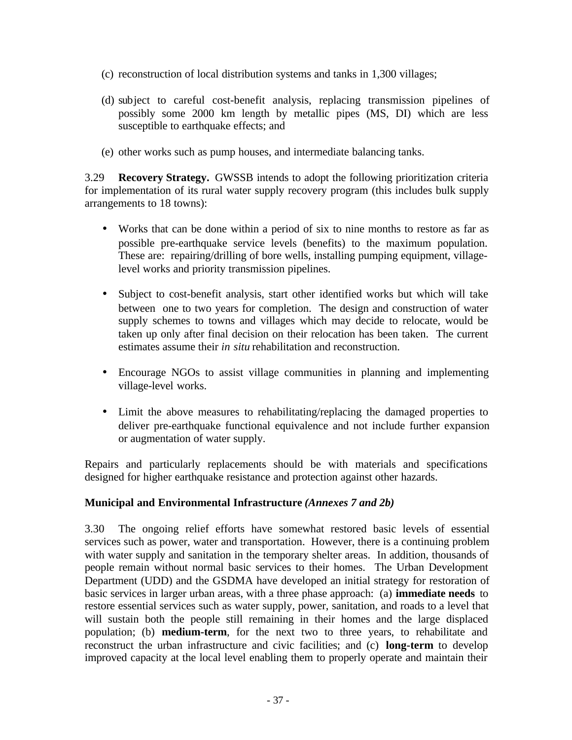(c) reconstruction of local distribution systems and tanks in 1,300 villages;

(d) subject to careful cost-benefit analysis, replacing transmission pipelines of possibly some 2000 km length by metallic pipes (MS, DI) which are less susceptible to earthquake effects; and

(e) other works such as pump houses, and intermediate balancing tanks.

3.29 **Recovery Strategy.** GWSSB intends to adopt the following prioritization criteria for implementation of its rural water supply recovery program (this includes bulk supply arrangements to 18 towns):

- Works that can be done within a period of six to nine months to restore as far as possible pre-earthquake service levels (benefits) to the maximum population. These are: repairing/drilling of bore wells, installing pumping equipment, village-level works and priority transmission pipelines.
- Subject to cost-benefit analysis, start other identified works but which will take between one to two years for completion. The design and construction of water supply schemes to towns and villages which may decide to relocate, would be taken up only after final decision on their relocation has been taken. The current estimates assume their *in situ* rehabilitation and reconstruction.
- Encourage NGOs to assist village communities in planning and implementing village-level works.
- Limit the above measures to rehabilitating/replacing the damaged properties to deliver pre-earthquake functional equivalence and not include further expansion or augmentation of water supply.

Repairs and particularly replacements should be with materials and specifications designed for higher earthquake resistance and protection against other hazards.

**Municipal and Environmental Infrastructure *(Annexes 7 and 2b)***

3.30 The ongoing relief efforts have somewhat restored basic levels of essential services such as power, water and transportation. However, there is a continuing problem with water supply and sanitation in the temporary shelter areas. In addition, thousands of people remain without normal basic services to their homes. The Urban Development Department (UDD) and the GSDMA have developed an initial strategy for restoration of basic services in larger urban areas, with a three phase approach: (a) **immediate needs** to restore essential services such as water supply, power, sanitation, and roads to a level that will sustain both the people still remaining in their homes and the large displaced population; (b) **medium-term**, for the next two to three years, to rehabilitate and reconstruct the urban infrastructure and civic facilities; and (c) **long-term** to develop improved capacity at the local level enabling them to properly operate and maintain their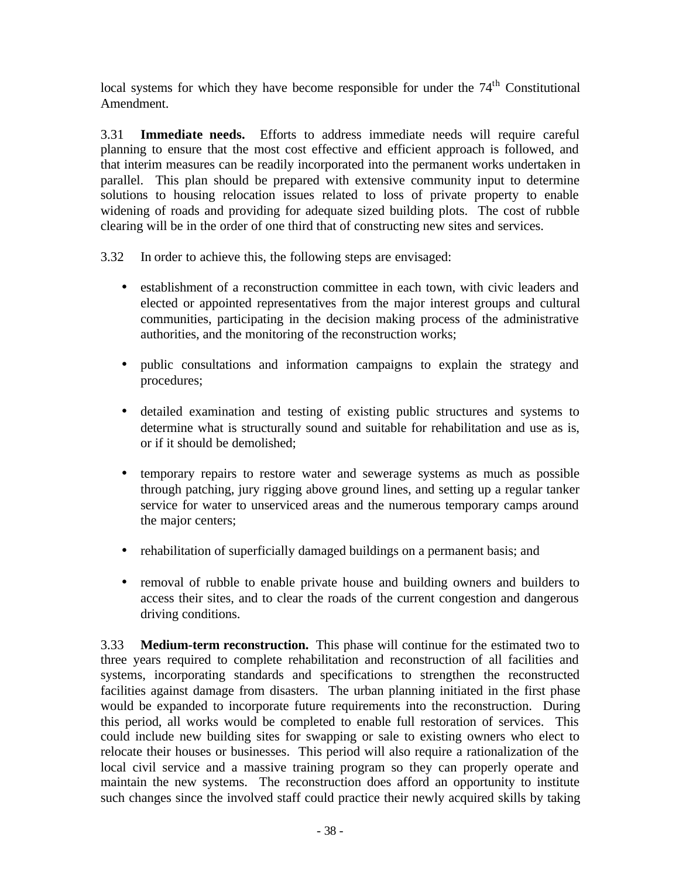local systems for which they have become responsible for under the 74th Constitutional Amendment.

3.31 **Immediate needs.** Efforts to address immediate needs will require careful planning to ensure that the most cost effective and efficient approach is followed, and that interim measures can be readily incorporated into the permanent works undertaken in parallel. This plan should be prepared with extensive community input to determine solutions to housing relocation issues related to loss of private property to enable widening of roads and providing for adequate sized building plots. The cost of rubble clearing will be in the order of one third that of constructing new sites and services.

3.32 In order to achieve this, the following steps are envisaged:

- establishment of a reconstruction committee in each town, with civic leaders and elected or appointed representatives from the major interest groups and cultural communities, participating in the decision making process of the administrative authorities, and the monitoring of the reconstruction works;
- public consultations and information campaigns to explain the strategy and procedures;
- detailed examination and testing of existing public structures and systems to determine what is structurally sound and suitable for rehabilitation and use as is, or if it should be demolished;
- temporary repairs to restore water and sewerage systems as much as possible through patching, jury rigging above ground lines, and setting up a regular tanker service for water to unserviced areas and the numerous temporary camps around the major centers;
- rehabilitation of superficially damaged buildings on a permanent basis; and
- removal of rubble to enable private house and building owners and builders to access their sites, and to clear the roads of the current congestion and dangerous driving conditions.

3.33 **Medium-term reconstruction.** This phase will continue for the estimated two to three years required to complete rehabilitation and reconstruction of all facilities and systems, incorporating standards and specifications to strengthen the reconstructed facilities against damage from disasters. The urban planning initiated in the first phase would be expanded to incorporate future requirements into the reconstruction. During this period, all works would be completed to enable full restoration of services. This could include new building sites for swapping or sale to existing owners who elect to relocate their houses or businesses. This period will also require a rationalization of the local civil service and a massive training program so they can properly operate and maintain the new systems. The reconstruction does afford an opportunity to institute such changes since the involved staff could practice their newly acquired skills by taking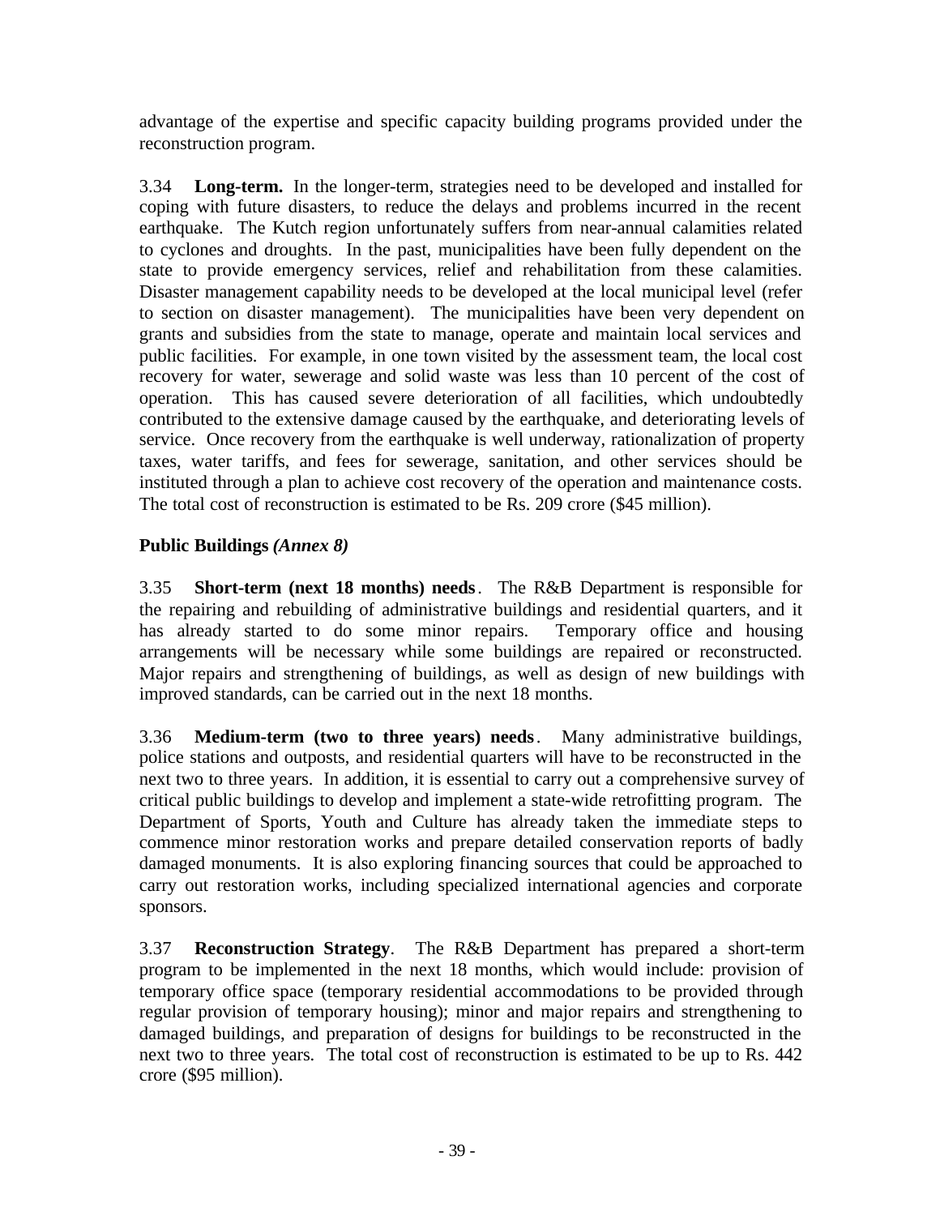advantage of the expertise and specific capacity building programs provided under the reconstruction program.

3.34 **Long-term.** In the longer-term, strategies need to be developed and installed for coping with future disasters, to reduce the delays and problems incurred in the recent earthquake. The Kutch region unfortunately suffers from near-annual calamities related to cyclones and droughts. In the past, municipalities have been fully dependent on the state to provide emergency services, relief and rehabilitation from these calamities. Disaster management capability needs to be developed at the local municipal level (refer to section on disaster management). The municipalities have been very dependent on grants and subsidies from the state to manage, operate and maintain local services and public facilities. For example, in one town visited by the assessment team, the local cost recovery for water, sewerage and solid waste was less than 10 percent of the cost of operation. This has caused severe deterioration of all facilities, which undoubtedly contributed to the extensive damage caused by the earthquake, and deteriorating levels of service. Once recovery from the earthquake is well underway, rationalization of property taxes, water tariffs, and fees for sewerage, sanitation, and other services should be instituted through a plan to achieve cost recovery of the operation and maintenance costs. The total cost of reconstruction is estimated to be Rs. 209 crore ($45 million).

**Public Buildings** ***(Annex 8)***

3.35 **Short-term (next 18 months) needs**. The R&B Department is responsible for the repairing and rebuilding of administrative buildings and residential quarters, and it has already started to do some minor repairs. Temporary office and housing arrangements will be necessary while some buildings are repaired or reconstructed. Major repairs and strengthening of buildings, as well as design of new buildings with improved standards, can be carried out in the next 18 months.

3.36 **Medium-term (two to three years) needs**. Many administrative buildings, police stations and outposts, and residential quarters will have to be reconstructed in the next two to three years. In addition, it is essential to carry out a comprehensive survey of critical public buildings to develop and implement a state-wide retrofitting program. The Department of Sports, Youth and Culture has already taken the immediate steps to commence minor restoration works and prepare detailed conservation reports of badly damaged monuments. It is also exploring financing sources that could be approached to carry out restoration works, including specialized international agencies and corporate sponsors.

3.37 **Reconstruction Strategy**. The R&B Department has prepared a short-term program to be implemented in the next 18 months, which would include: provision of temporary office space (temporary residential accommodations to be provided through regular provision of temporary housing); minor and major repairs and strengthening to damaged buildings, and preparation of designs for buildings to be reconstructed in the next two to three years. The total cost of reconstruction is estimated to be up to Rs. 442 crore ($95 million).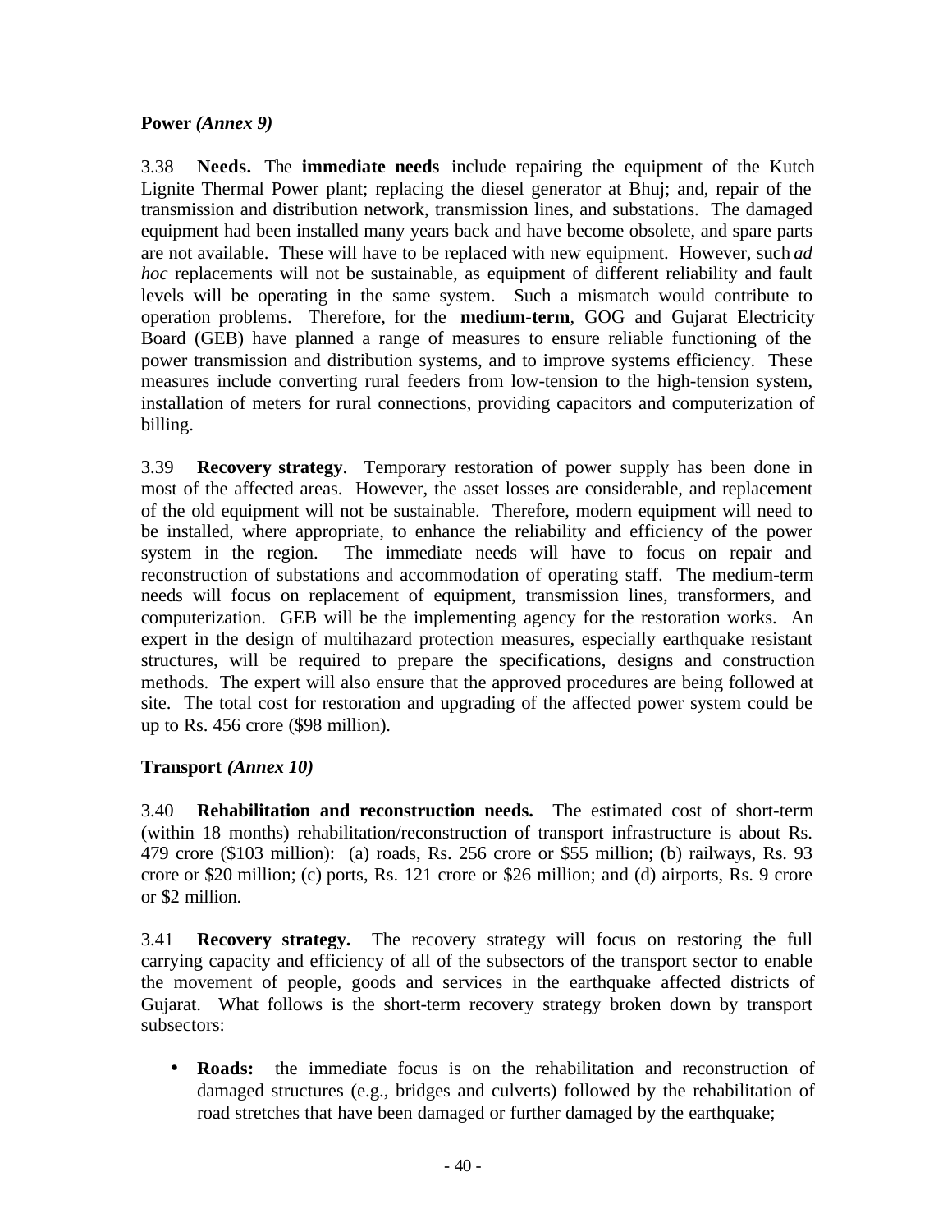**Power** ***(Annex 9)***

3.38 **Needs.** The **immediate needs** include repairing the equipment of the Kutch Lignite Thermal Power plant; replacing the diesel generator at Bhuj; and, repair of the transmission and distribution network, transmission lines, and substations. The damaged equipment had been installed many years back and have become obsolete, and spare parts are not available. These will have to be replaced with new equipment. However, such *ad hoc* replacements will not be sustainable, as equipment of different reliability and fault levels will be operating in the same system. Such a mismatch would contribute to operation problems. Therefore, for the **medium-term**, GOG and Gujarat Electricity Board (GEB) have planned a range of measures to ensure reliable functioning of the power transmission and distribution systems, and to improve systems efficiency. These measures include converting rural feeders from low-tension to the high-tension system, installation of meters for rural connections, providing capacitors and computerization of billing.

3.39 **Recovery strategy**. Temporary restoration of power supply has been done in most of the affected areas. However, the asset losses are considerable, and replacement of the old equipment will not be sustainable. Therefore, modern equipment will need to be installed, where appropriate, to enhance the reliability and efficiency of the power system in the region. The immediate needs will have to focus on repair and reconstruction of substations and accommodation of operating staff. The medium-term needs will focus on replacement of equipment, transmission lines, transformers, and computerization. GEB will be the implementing agency for the restoration works. An expert in the design of multihazard protection measures, especially earthquake resistant structures, will be required to prepare the specifications, designs and construction methods. The expert will also ensure that the approved procedures are being followed at site. The total cost for restoration and upgrading of the affected power system could be up to Rs. 456 crore ($98 million).

**Transport** ***(Annex 10)***

3.40 **Rehabilitation and reconstruction needs.** The estimated cost of short-term (within 18 months) rehabilitation/reconstruction of transport infrastructure is about Rs. 479 crore ($103 million): (a) roads, Rs. 256 crore or $55 million; (b) railways, Rs. 93 crore or $20 million; (c) ports, Rs. 121 crore or $26 million; and (d) airports, Rs. 9 crore or $2 million.

3.41 **Recovery strategy.** The recovery strategy will focus on restoring the full carrying capacity and efficiency of all of the subsectors of the transport sector to enable the movement of people, goods and services in the earthquake affected districts of Gujarat. What follows is the short-term recovery strategy broken down by transport subsectors:

- **Roads:** the immediate focus is on the rehabilitation and reconstruction of damaged structures (e.g., bridges and culverts) followed by the rehabilitation of road stretches that have been damaged or further damaged by the earthquake;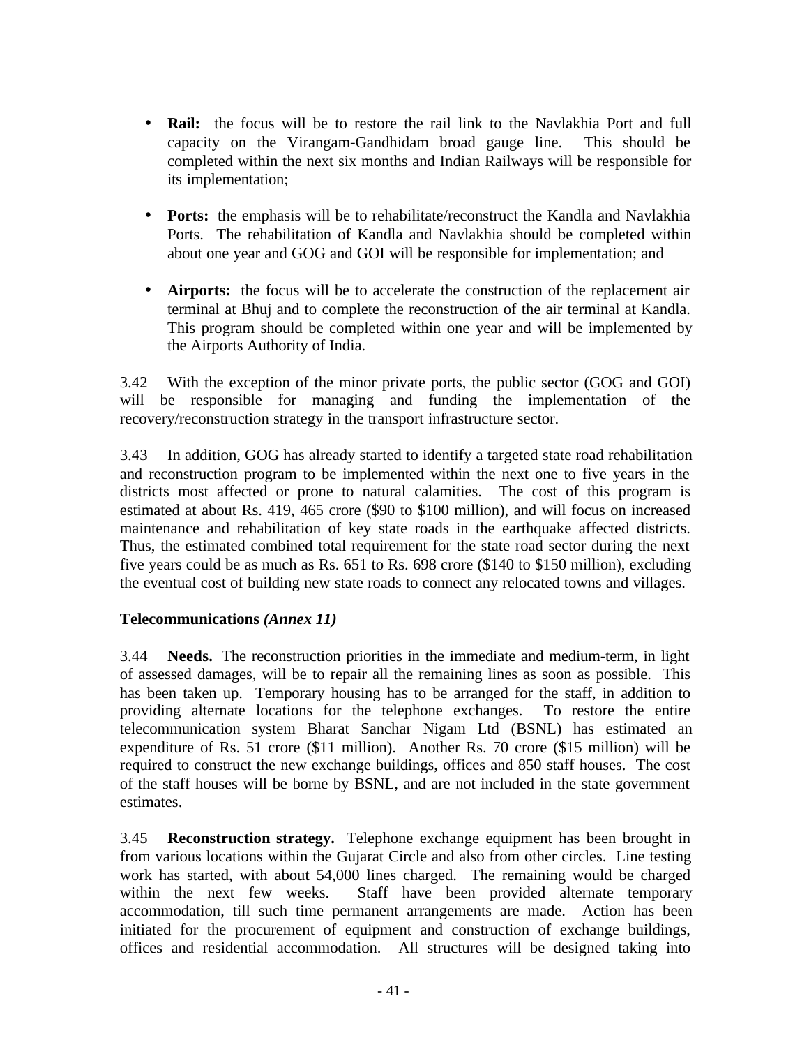- **Rail:** the focus will be to restore the rail link to the Navlakhia Port and full capacity on the Virangam-Gandhidam broad gauge line. This should be completed within the next six months and Indian Railways will be responsible for its implementation;

- **Ports:** the emphasis will be to rehabilitate/reconstruct the Kandla and Navlakhia Ports. The rehabilitation of Kandla and Navlakhia should be completed within about one year and GOG and GOI will be responsible for implementation; and

- **Airports:** the focus will be to accelerate the construction of the replacement air terminal at Bhuj and to complete the reconstruction of the air terminal at Kandla. This program should be completed within one year and will be implemented by the Airports Authority of India.

3.42 With the exception of the minor private ports, the public sector (GOG and GOI) will be responsible for managing and funding the implementation of the recovery/reconstruction strategy in the transport infrastructure sector.

3.43 In addition, GOG has already started to identify a targeted state road rehabilitation and reconstruction program to be implemented within the next one to five years in the districts most affected or prone to natural calamities. The cost of this program is estimated at about Rs. 419, 465 crore ($90 to $100 million), and will focus on increased maintenance and rehabilitation of key state roads in the earthquake affected districts. Thus, the estimated combined total requirement for the state road sector during the next five years could be as much as Rs. 651 to Rs. 698 crore ($140 to $150 million), excluding the eventual cost of building new state roads to connect any relocated towns and villages.

**Telecommunications *(Annex 11)***

3.44 **Needs.** The reconstruction priorities in the immediate and medium-term, in light of assessed damages, will be to repair all the remaining lines as soon as possible. This has been taken up. Temporary housing has to be arranged for the staff, in addition to providing alternate locations for the telephone exchanges. To restore the entire telecommunication system Bharat Sanchar Nigam Ltd (BSNL) has estimated an expenditure of Rs. 51 crore ($11 million). Another Rs. 70 crore ($15 million) will be required to construct the new exchange buildings, offices and 850 staff houses. The cost of the staff houses will be borne by BSNL, and are not included in the state government estimates.

3.45 **Reconstruction strategy.** Telephone exchange equipment has been brought in from various locations within the Gujarat Circle and also from other circles. Line testing work has started, with about 54,000 lines charged. The remaining would be charged within the next few weeks. Staff have been provided alternate temporary accommodation, till such time permanent arrangements are made. Action has been initiated for the procurement of equipment and construction of exchange buildings, offices and residential accommodation. All structures will be designed taking into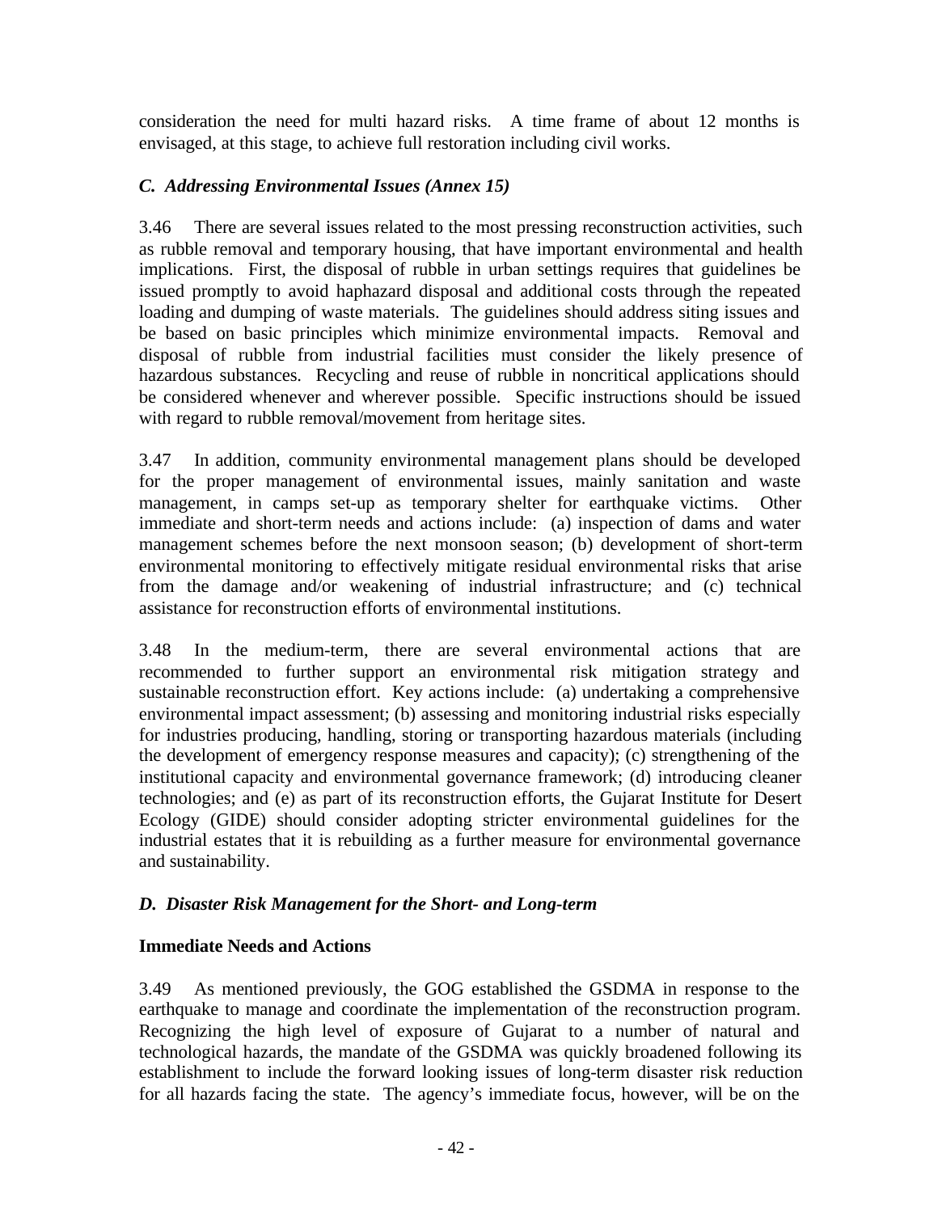consideration the need for multi hazard risks. A time frame of about 12 months is envisaged, at this stage, to achieve full restoration including civil works.

### *C. Addressing Environmental Issues (Annex 15)*

3.46 There are several issues related to the most pressing reconstruction activities, such as rubble removal and temporary housing, that have important environmental and health implications. First, the disposal of rubble in urban settings requires that guidelines be issued promptly to avoid haphazard disposal and additional costs through the repeated loading and dumping of waste materials. The guidelines should address siting issues and be based on basic principles which minimize environmental impacts. Removal and disposal of rubble from industrial facilities must consider the likely presence of hazardous substances. Recycling and reuse of rubble in noncritical applications should be considered whenever and wherever possible. Specific instructions should be issued with regard to rubble removal/movement from heritage sites.

3.47 In addition, community environmental management plans should be developed for the proper management of environmental issues, mainly sanitation and waste management, in camps set-up as temporary shelter for earthquake victims. Other immediate and short-term needs and actions include: (a) inspection of dams and water management schemes before the next monsoon season; (b) development of short-term environmental monitoring to effectively mitigate residual environmental risks that arise from the damage and/or weakening of industrial infrastructure; and (c) technical assistance for reconstruction efforts of environmental institutions.

3.48 In the medium-term, there are several environmental actions that are recommended to further support an environmental risk mitigation strategy and sustainable reconstruction effort. Key actions include: (a) undertaking a comprehensive environmental impact assessment; (b) assessing and monitoring industrial risks especially for industries producing, handling, storing or transporting hazardous materials (including the development of emergency response measures and capacity); (c) strengthening of the institutional capacity and environmental governance framework; (d) introducing cleaner technologies; and (e) as part of its reconstruction efforts, the Gujarat Institute for Desert Ecology (GIDE) should consider adopting stricter environmental guidelines for the industrial estates that it is rebuilding as a further measure for environmental governance and sustainability.

### *D. Disaster Risk Management for the Short- and Long-term*

**Immediate Needs and Actions**

3.49 As mentioned previously, the GOG established the GSDMA in response to the earthquake to manage and coordinate the implementation of the reconstruction program. Recognizing the high level of exposure of Gujarat to a number of natural and technological hazards, the mandate of the GSDMA was quickly broadened following its establishment to include the forward looking issues of long-term disaster risk reduction for all hazards facing the state. The agency's immediate focus, however, will be on the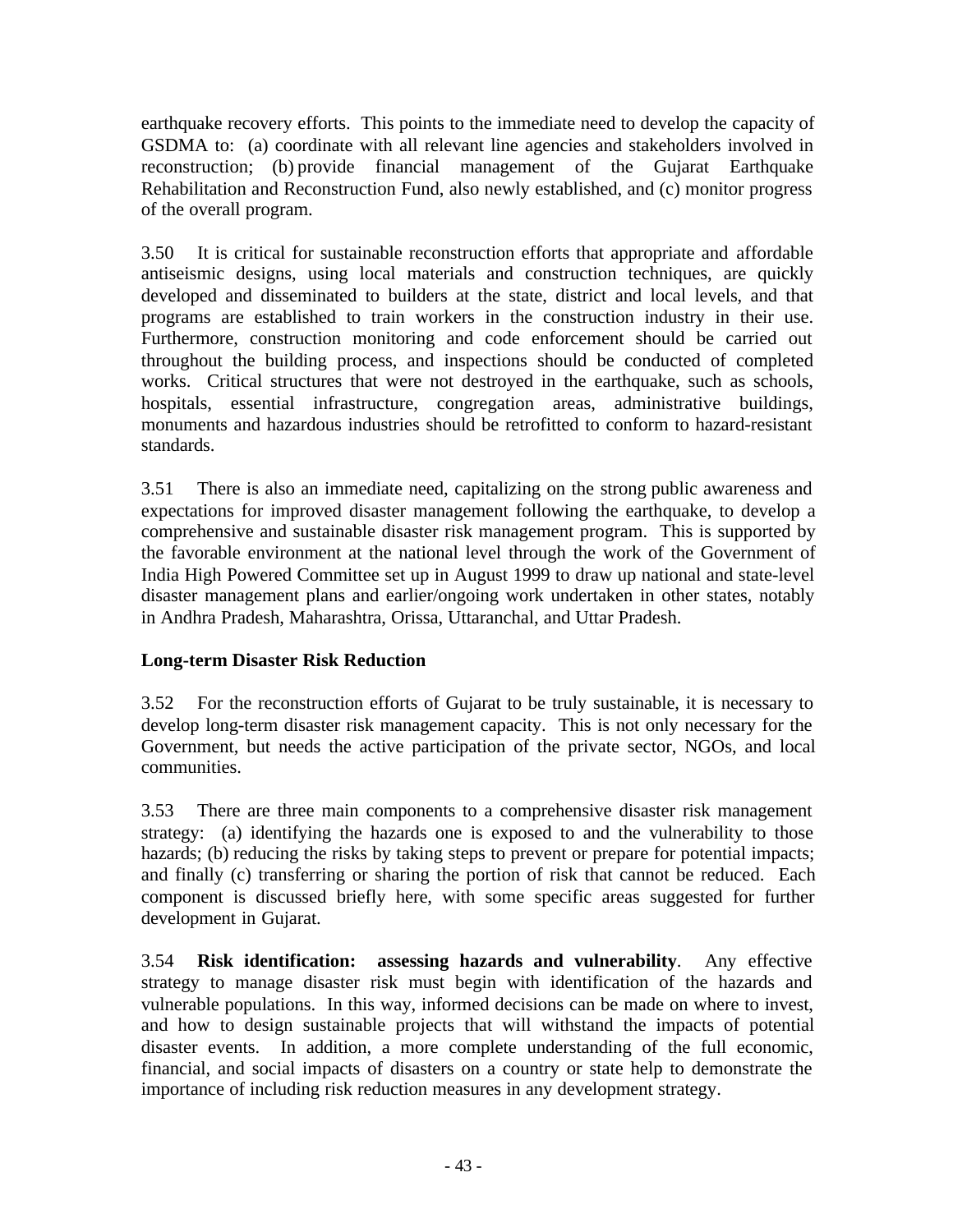earthquake recovery efforts. This points to the immediate need to develop the capacity of GSDMA to: (a) coordinate with all relevant line agencies and stakeholders involved in reconstruction; (b) provide financial management of the Gujarat Earthquake Rehabilitation and Reconstruction Fund, also newly established, and (c) monitor progress of the overall program.

3.50 It is critical for sustainable reconstruction efforts that appropriate and affordable antiseismic designs, using local materials and construction techniques, are quickly developed and disseminated to builders at the state, district and local levels, and that programs are established to train workers in the construction industry in their use. Furthermore, construction monitoring and code enforcement should be carried out throughout the building process, and inspections should be conducted of completed works. Critical structures that were not destroyed in the earthquake, such as schools, hospitals, essential infrastructure, congregation areas, administrative buildings, monuments and hazardous industries should be retrofitted to conform to hazard-resistant standards.

3.51 There is also an immediate need, capitalizing on the strong public awareness and expectations for improved disaster management following the earthquake, to develop a comprehensive and sustainable disaster risk management program. This is supported by the favorable environment at the national level through the work of the Government of India High Powered Committee set up in August 1999 to draw up national and state-level disaster management plans and earlier/ongoing work undertaken in other states, notably in Andhra Pradesh, Maharashtra, Orissa, Uttaranchal, and Uttar Pradesh.

### Long-term Disaster Risk Reduction

3.52 For the reconstruction efforts of Gujarat to be truly sustainable, it is necessary to develop long-term disaster risk management capacity. This is not only necessary for the Government, but needs the active participation of the private sector, NGOs, and local communities.

3.53 There are three main components to a comprehensive disaster risk management strategy: (a) identifying the hazards one is exposed to and the vulnerability to those hazards; (b) reducing the risks by taking steps to prevent or prepare for potential impacts; and finally (c) transferring or sharing the portion of risk that cannot be reduced. Each component is discussed briefly here, with some specific areas suggested for further development in Gujarat.

3.54 **Risk identification: assessing hazards and vulnerability**. Any effective strategy to manage disaster risk must begin with identification of the hazards and vulnerable populations. In this way, informed decisions can be made on where to invest, and how to design sustainable projects that will withstand the impacts of potential disaster events. In addition, a more complete understanding of the full economic, financial, and social impacts of disasters on a country or state help to demonstrate the importance of including risk reduction measures in any development strategy.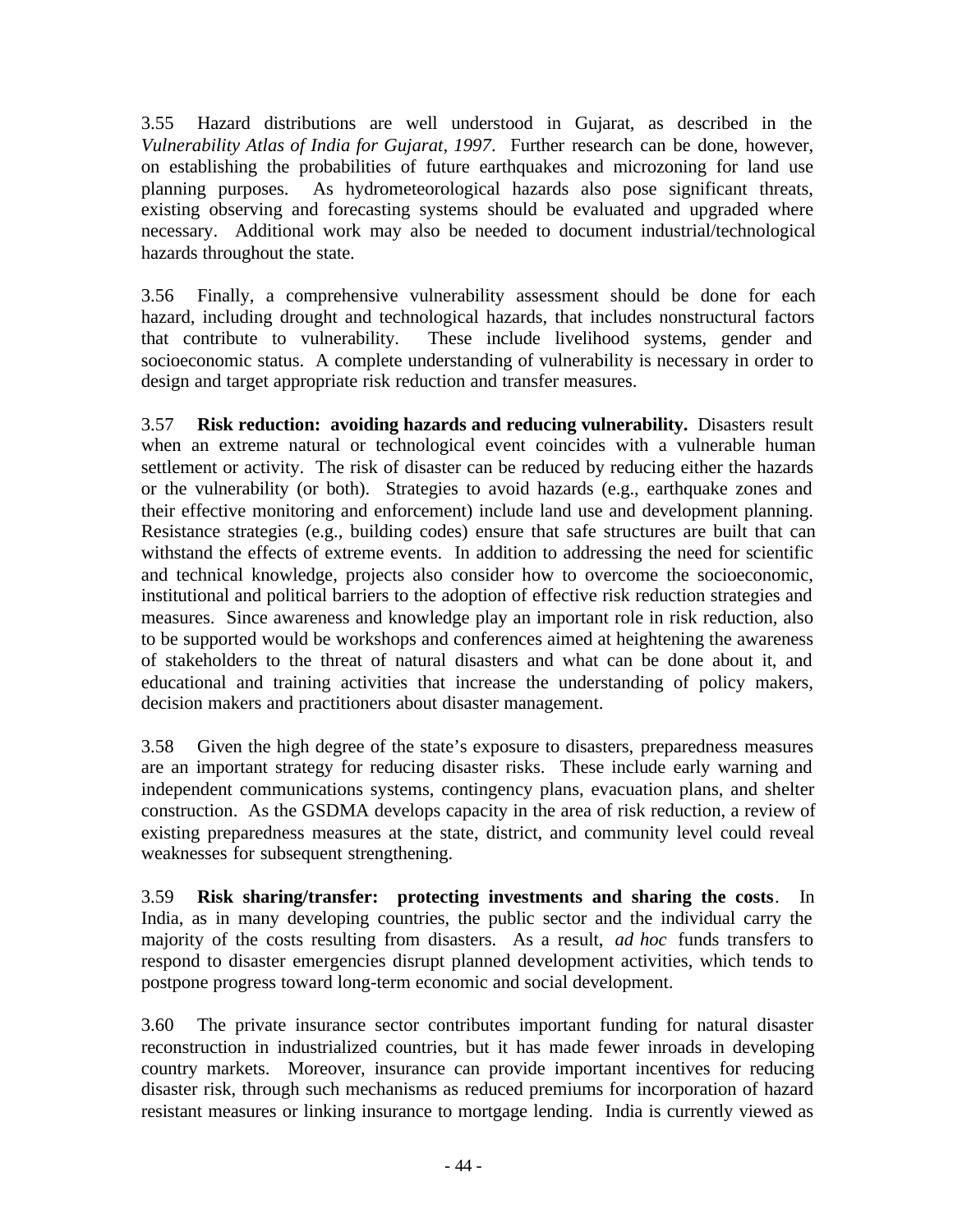3.55 Hazard distributions are well understood in Gujarat, as described in the *Vulnerability Atlas of India for Gujarat, 1997*. Further research can be done, however, on establishing the probabilities of future earthquakes and microzoning for land use planning purposes. As hydrometeorological hazards also pose significant threats, existing observing and forecasting systems should be evaluated and upgraded where necessary. Additional work may also be needed to document industrial/technological hazards throughout the state.

3.56 Finally, a comprehensive vulnerability assessment should be done for each hazard, including drought and technological hazards, that includes nonstructural factors that contribute to vulnerability. These include livelihood systems, gender and socioeconomic status. A complete understanding of vulnerability is necessary in order to design and target appropriate risk reduction and transfer measures.

3.57 **Risk reduction: avoiding hazards and reducing vulnerability.** Disasters result when an extreme natural or technological event coincides with a vulnerable human settlement or activity. The risk of disaster can be reduced by reducing either the hazards or the vulnerability (or both). Strategies to avoid hazards (e.g., earthquake zones and their effective monitoring and enforcement) include land use and development planning. Resistance strategies (e.g., building codes) ensure that safe structures are built that can withstand the effects of extreme events. In addition to addressing the need for scientific and technical knowledge, projects also consider how to overcome the socioeconomic, institutional and political barriers to the adoption of effective risk reduction strategies and measures. Since awareness and knowledge play an important role in risk reduction, also to be supported would be workshops and conferences aimed at heightening the awareness of stakeholders to the threat of natural disasters and what can be done about it, and educational and training activities that increase the understanding of policy makers, decision makers and practitioners about disaster management.

3.58 Given the high degree of the state's exposure to disasters, preparedness measures are an important strategy for reducing disaster risks. These include early warning and independent communications systems, contingency plans, evacuation plans, and shelter construction. As the GSDMA develops capacity in the area of risk reduction, a review of existing preparedness measures at the state, district, and community level could reveal weaknesses for subsequent strengthening.

3.59 **Risk sharing/transfer: protecting investments and sharing the costs**. In India, as in many developing countries, the public sector and the individual carry the majority of the costs resulting from disasters. As a result, *ad hoc* funds transfers to respond to disaster emergencies disrupt planned development activities, which tends to postpone progress toward long-term economic and social development.

3.60 The private insurance sector contributes important funding for natural disaster reconstruction in industrialized countries, but it has made fewer inroads in developing country markets. Moreover, insurance can provide important incentives for reducing disaster risk, through such mechanisms as reduced premiums for incorporation of hazard resistant measures or linking insurance to mortgage lending. India is currently viewed as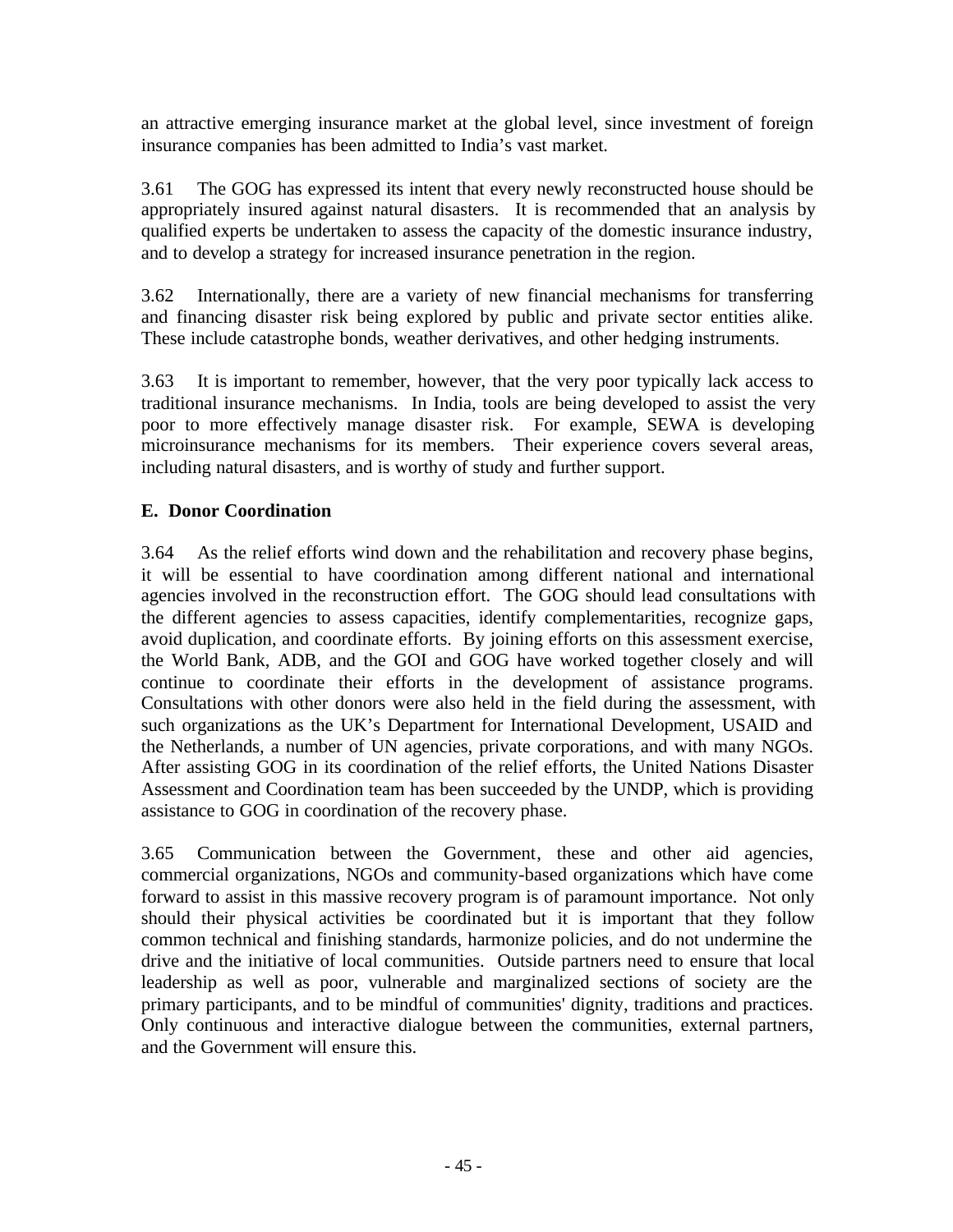an attractive emerging insurance market at the global level, since investment of foreign insurance companies has been admitted to India's vast market.

3.61 The GOG has expressed its intent that every newly reconstructed house should be appropriately insured against natural disasters. It is recommended that an analysis by qualified experts be undertaken to assess the capacity of the domestic insurance industry, and to develop a strategy for increased insurance penetration in the region.

3.62 Internationally, there are a variety of new financial mechanisms for transferring and financing disaster risk being explored by public and private sector entities alike. These include catastrophe bonds, weather derivatives, and other hedging instruments.

3.63 It is important to remember, however, that the very poor typically lack access to traditional insurance mechanisms. In India, tools are being developed to assist the very poor to more effectively manage disaster risk. For example, SEWA is developing microinsurance mechanisms for its members. Their experience covers several areas, including natural disasters, and is worthy of study and further support.

## E. Donor Coordination

3.64 As the relief efforts wind down and the rehabilitation and recovery phase begins, it will be essential to have coordination among different national and international agencies involved in the reconstruction effort. The GOG should lead consultations with the different agencies to assess capacities, identify complementarities, recognize gaps, avoid duplication, and coordinate efforts. By joining efforts on this assessment exercise, the World Bank, ADB, and the GOI and GOG have worked together closely and will continue to coordinate their efforts in the development of assistance programs. Consultations with other donors were also held in the field during the assessment, with such organizations as the UK's Department for International Development, USAID and the Netherlands, a number of UN agencies, private corporations, and with many NGOs. After assisting GOG in its coordination of the relief efforts, the United Nations Disaster Assessment and Coordination team has been succeeded by the UNDP, which is providing assistance to GOG in coordination of the recovery phase.

3.65 Communication between the Government, these and other aid agencies, commercial organizations, NGOs and community-based organizations which have come forward to assist in this massive recovery program is of paramount importance. Not only should their physical activities be coordinated but it is important that they follow common technical and finishing standards, harmonize policies, and do not undermine the drive and the initiative of local communities. Outside partners need to ensure that local leadership as well as poor, vulnerable and marginalized sections of society are the primary participants, and to be mindful of communities' dignity, traditions and practices. Only continuous and interactive dialogue between the communities, external partners, and the Government will ensure this.